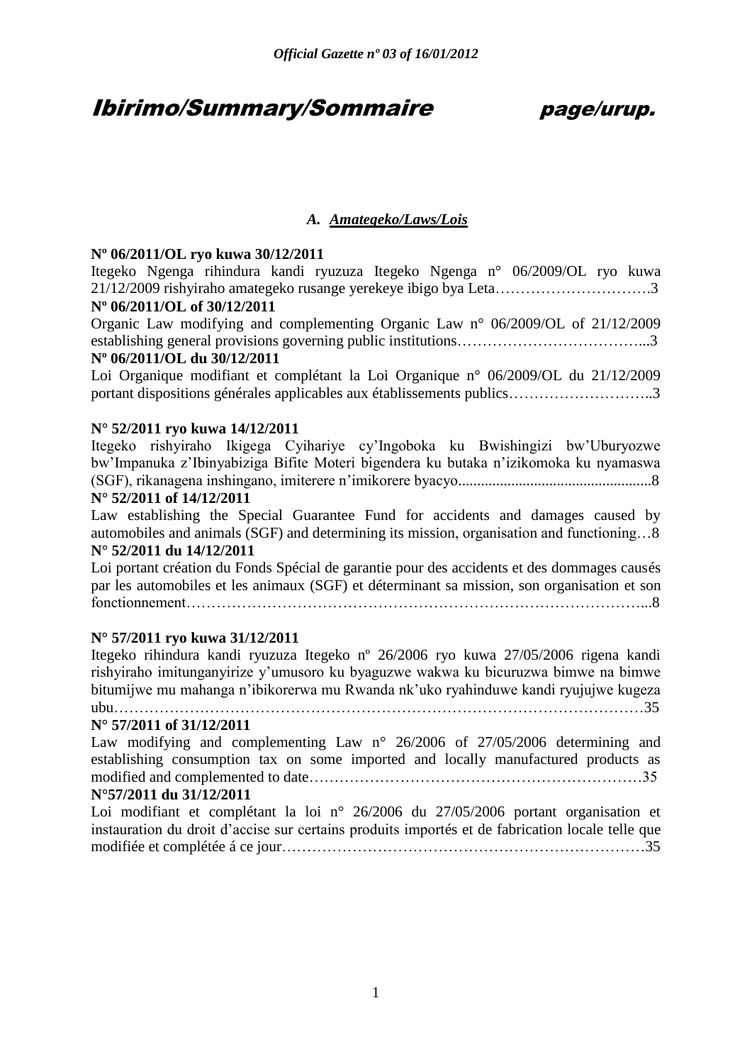# Ibirimo/Summary/Sommaire page/urup.

## A. Amategeko/Laws/Lois

**Nº 06/2011/OL ryo kuwa 30/12/2011**

Itegeko Ngenga rihindura kandi ryuzuza Itegeko Ngenga n° 06/2009/OL ryo kuwa 21/12/2009 rishyiraho amategeko rusange yerekeye ibigo bya Leta………………………….3

**Nº 06/2011/OL of 30/12/2011**

Organic Law modifying and complementing Organic Law n° 06/2009/OL of 21/12/2009 establishing general provisions governing public institutions………………………………...3

**Nº 06/2011/OL du 30/12/2011**

Loi Organique modifiant et complétant la Loi Organique n° 06/2009/OL du 21/12/2009 portant dispositions générales applicables aux établissements publics………………………..3

**N° 52/2011 ryo kuwa 14/12/2011**

Itegeko rishyiraho Ikigega Cyihariye cy'Ingoboka ku Bwishingizi bw'Uburyozwe bw'Impanuka z'Ibinyabiziga Bifite Moteri bigendera ku butaka n'izikomoka ku nyamaswa (SGF), rikanagena inshingano, imiterere n'imikorere byacyo..................................................8

**N° 52/2011 of 14/12/2011**

Law establishing the Special Guarantee Fund for accidents and damages caused by automobiles and animals (SGF) and determining its mission, organisation and functioning…8

**N° 52/2011 du 14/12/2011**

Loi portant création du Fonds Spécial de garantie pour des accidents et des dommages causés par les automobiles et les animaux (SGF) et déterminant sa mission, son organisation et son fonctionnement………………………………………………………………………………...8

**N° 57/2011 ryo kuwa 31/12/2011**

Itegeko rihindura kandi ryuzuza Itegeko nº 26/2006 ryo kuwa 27/05/2006 rigena kandi rishyiraho imitunganyirize y'umusoro ku byaguzwe wakwa ku bicuruzwa bimwe na bimwe bitumijwe mu mahanga n'ibikorerwa mu Rwanda nk'uko ryahinduwe kandi ryujujwe kugeza ubu…………………………………………………………………………………………35

**N° 57/2011 of 31/12/2011**

Law modifying and complementing Law n° 26/2006 of 27/05/2006 determining and establishing consumption tax on some imported and locally manufactured products as modified and complemented to date…………………………………………………………35

**N°57/2011 du 31/12/2011**

Loi modifiant et complétant la loi n° 26/2006 du 27/05/2006 portant organisation et instauration du droit d'accise sur certains produits importés et de fabrication locale telle que modifiée et complétée á ce jour………………………………………………………………35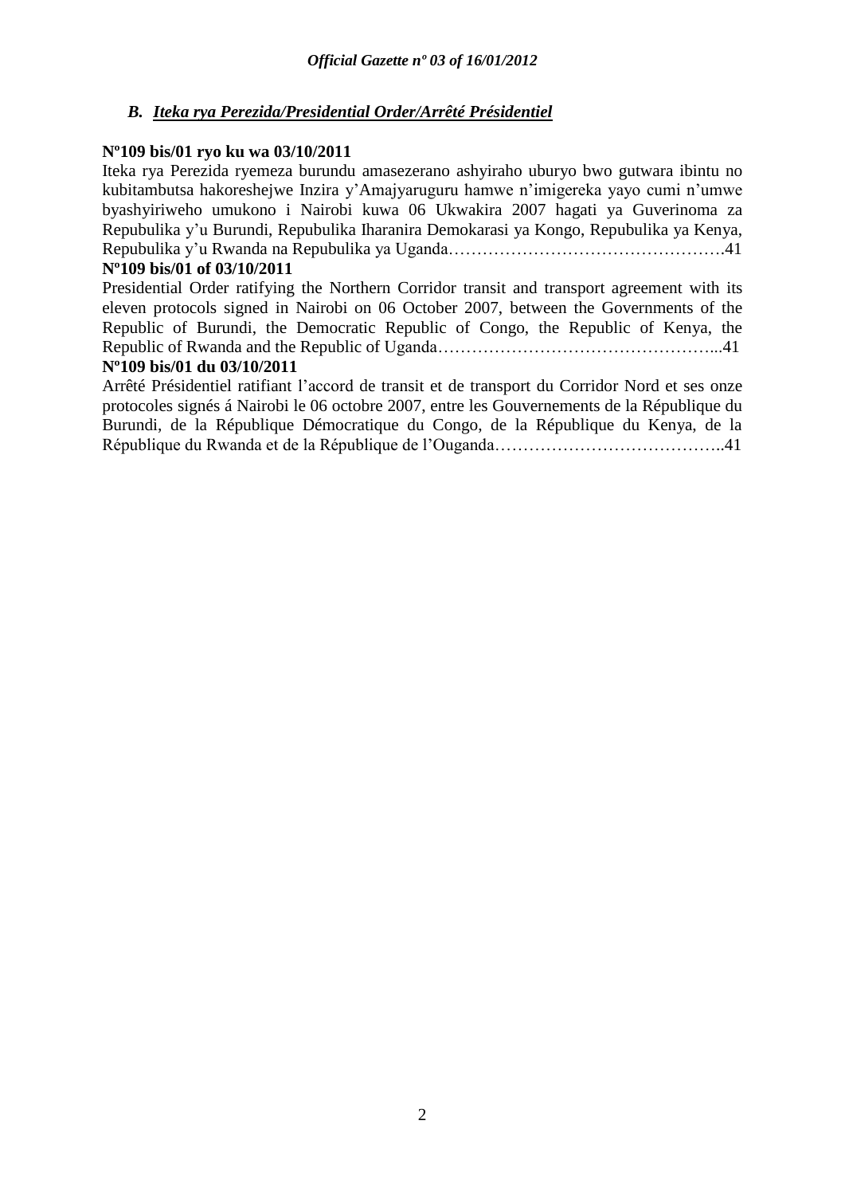### *B. Iteka rya Perezida/Presidential Order/Arrêté Présidentiel*

**Nº109 bis/01 ryo ku wa 03/10/2011**

Iteka rya Perezida ryemeza burundu amasezerano ashyiraho uburyo bwo gutwara ibintu no kubitambutsa hakoreshejwe Inzira y'Amajyaruguru hamwe n'imigereka yayo cumi n'umwe byashyiriweho umukono i Nairobi kuwa 06 Ukwakira 2007 hagati ya Guverinoma za Repubulika y'u Burundi, Repubulika Iharanira Demokarasi ya Kongo, Repubulika ya Kenya, Repubulika y'u Rwanda na Repubulika ya Uganda………………………………………….41

**Nº109 bis/01 of 03/10/2011**

Presidential Order ratifying the Northern Corridor transit and transport agreement with its eleven protocols signed in Nairobi on 06 October 2007, between the Governments of the Republic of Burundi, the Democratic Republic of Congo, the Republic of Kenya, the Republic of Rwanda and the Republic of Uganda…………………………………………...41

**Nº109 bis/01 du 03/10/2011**

Arrêté Présidentiel ratifiant l'accord de transit et de transport du Corridor Nord et ses onze protocoles signés á Nairobi le 06 octobre 2007, entre les Gouvernements de la République du Burundi, de la République Démocratique du Congo, de la République du Kenya, de la République du Rwanda et de la République de l'Ouganda…………………………………..41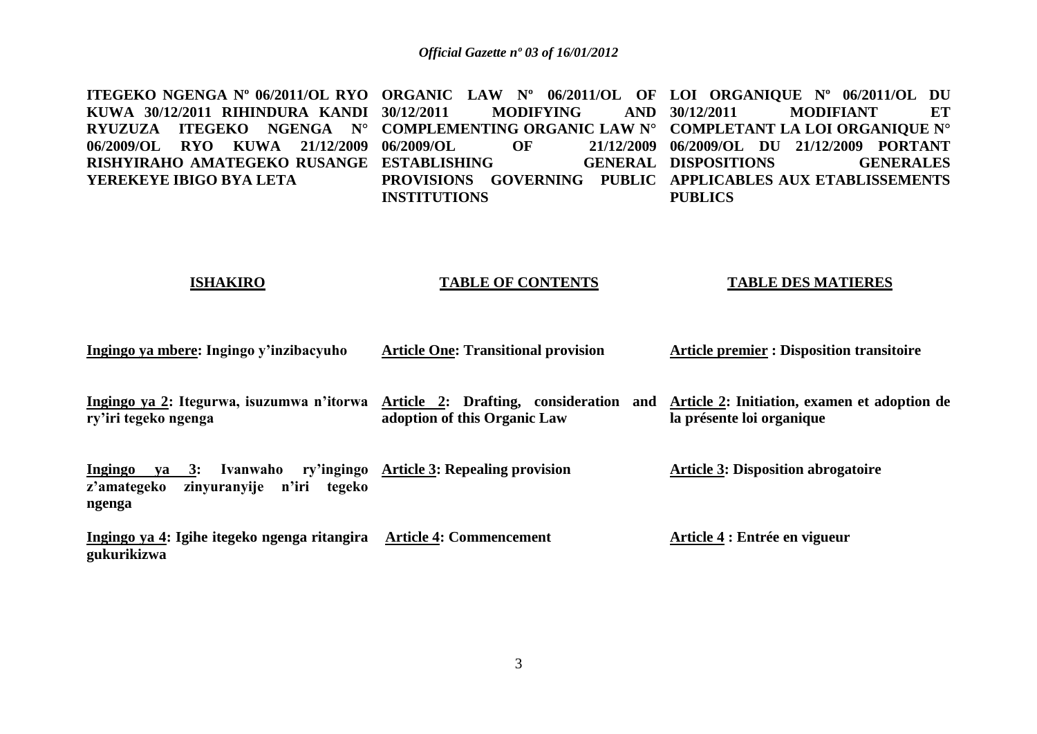**ITEGEKO NGENGA Nº 06/2011/OL RYO KUWA 30/12/2011 RIHINDURA KANDI RYUZUZA ITEGEKO NGENGA N° 06/2009/OL RYO KUWA 21/12/2009 RISHYIRAHO AMATEGEKO RUSANGE YEREKEYE IBIGO BYA LETA**

**ISHAKIRO**

**Ingingo ya mbere: Ingingo y'inzibacyuho**

**Ingingo ya 2: Itegurwa, isuzumwa n'itorwa ry'iri tegeko ngenga**

**Ingingo ya 3: Ivanwaho ry'ingingo z'amategeko zinyuranyije n'iri tegeko ngenga**

**Ingingo ya 4: Igihe itegeko ngenga ritangira gukurikizwa**

**ORGANIC LAW Nº 06/2011/OL OF 30/12/2011 MODIFYING AND COMPLEMENTING ORGANIC LAW N° 06/2009/OL OF 21/12/2009 ESTABLISHING GENERAL PROVISIONS GOVERNING PUBLIC INSTITUTIONS**

**TABLE OF CONTENTS**

**Article One: Transitional provision**

**Article 2: Drafting, consideration and adoption of this Organic Law**

**Article 3: Repealing provision**

**Article 4: Commencement**

**LOI ORGANIQUE Nº 06/2011/OL DU 30/12/2011 MODIFIANT ET COMPLETANT LA LOI ORGANIQUE N° 06/2009/OL DU 21/12/2009 PORTANT DISPOSITIONS GENERALES APPLICABLES AUX ETABLISSEMENTS PUBLICS**

**TABLE DES MATIERES**

**Article premier : Disposition transitoire**

**Article 2: Initiation, examen et adoption de la présente loi organique**

**Article 3: Disposition abrogatoire**

**Article 4 : Entrée en vigueur**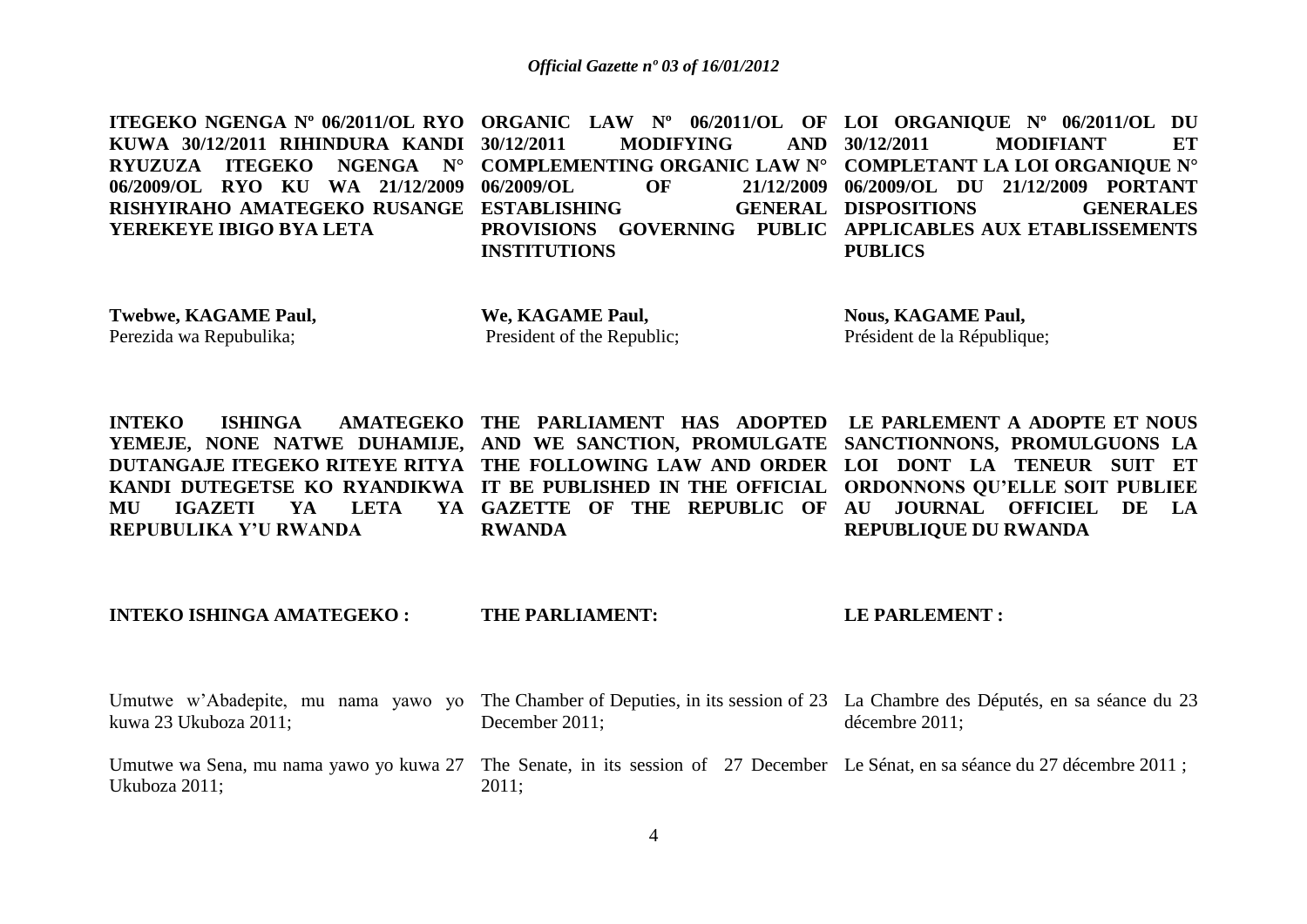**ITEGEKO NGENGA Nº 06/2011/OL RYO KUWA 30/12/2011 RIHINDURA KANDI RYUZUZA ITEGEKO NGENGA N° 06/2009/OL RYO KU WA 21/12/2009 RISHYIRAHO AMATEGEKO RUSANGE YEREKEYE IBIGO BYA LETA**

**Twebwe, KAGAME Paul,**
Perezida wa Repubulika;

**INTEKO ISHINGA AMATEGEKO YEMEJE, NONE NATWE DUHAMIJE, DUTANGAJE ITEGEKO RITEYE RITYA KANDI DUTEGETSE KO RYANDIKWA MU IGAZETI YA LETA YA REPUBULIKA Y'U RWANDA**

**INTEKO ISHINGA AMATEGEKO :**

Umutwe w'Abadepite, mu nama yawo yo kuwa 23 Ukuboza 2011;

Umutwe wa Sena, mu nama yawo yo kuwa 27 Ukuboza 2011;

**ORGANIC LAW Nº 06/2011/OL OF 30/12/2011 MODIFYING AND COMPLEMENTING ORGANIC LAW N° 06/2009/OL OF 21/12/2009 ESTABLISHING GENERAL PROVISIONS GOVERNING PUBLIC INSTITUTIONS**

**We, KAGAME Paul,**
President of the Republic;

**THE PARLIAMENT HAS ADOPTED AND WE SANCTION, PROMULGATE THE FOLLOWING LAW AND ORDER IT BE PUBLISHED IN THE OFFICIAL GAZETTE OF THE REPUBLIC OF RWANDA**

**THE PARLIAMENT:**

The Chamber of Deputies, in its session of 23 December 2011;

The Senate, in its session of 27 December 2011;

**LOI ORGANIQUE Nº 06/2011/OL DU 30/12/2011 MODIFIANT ET COMPLETANT LA LOI ORGANIQUE N° 06/2009/OL DU 21/12/2009 PORTANT DISPOSITIONS GENERALES APPLICABLES AUX ETABLISSEMENTS PUBLICS**

**Nous, KAGAME Paul,**
Président de la République;

**LE PARLEMENT A ADOPTE ET NOUS SANCTIONNONS, PROMULGUONS LA LOI DONT LA TENEUR SUIT ET ORDONNONS QU'ELLE SOIT PUBLIEE AU JOURNAL OFFICIEL DE LA REPUBLIQUE DU RWANDA**

**LE PARLEMENT :**

La Chambre des Députés, en sa séance du 23 décembre 2011;

Le Sénat, en sa séance du 27 décembre 2011 ;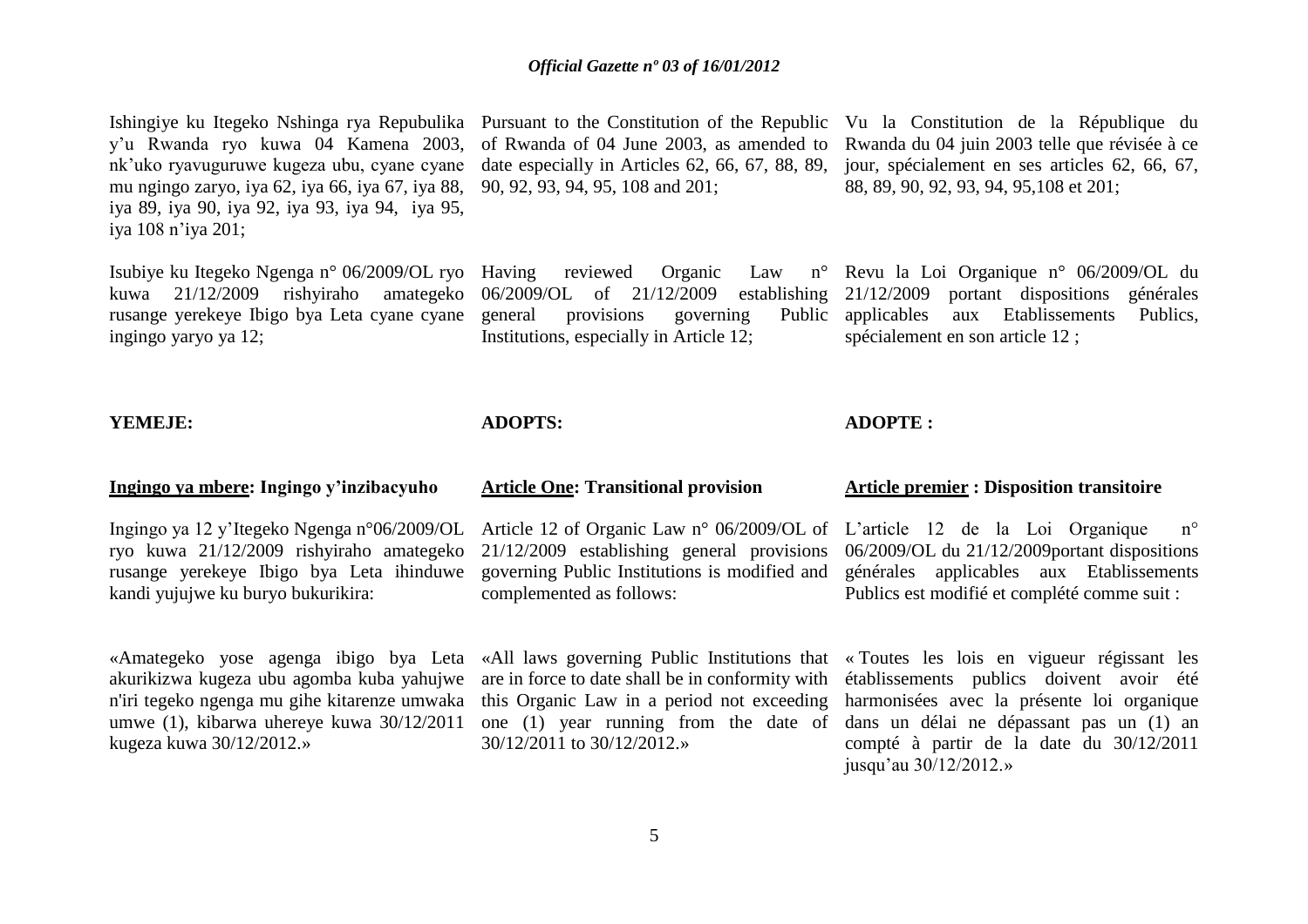Ishingiye ku Itegeko Nshinga rya Repubulika y'u Rwanda ryo kuwa 04 Kamena 2003, nk'uko ryavuguruwe kugeza ubu, cyane cyane mu ngingo zaryo, iya 62, iya 66, iya 67, iya 88, iya 89, iya 90, iya 92, iya 93, iya 94, iya 95, iya 108 n'iya 201;

Isubiye ku Itegeko Ngenga n° 06/2009/OL ryo kuwa 21/12/2009 rishyiraho amategeko rusange yerekeye Ibigo bya Leta cyane cyane ingingo yaryo ya 12;

**YEMEJE:**

**<u>Ingingo ya mbere</u>: Ingingo y'inzibacyuho**

Ingingo ya 12 y'Itegeko Ngenga n°06/2009/OL ryo kuwa 21/12/2009 rishyiraho amategeko rusange yerekeye Ibigo bya Leta ihinduwe kandi yujujwe ku buryo bukurikira:

«Amategeko yose agenga ibigo bya Leta akurikizwa kugeza ubu agomba kuba yahujwe n'iri tegeko ngenga mu gihe kitarenze umwaka umwe (1), kibarwa uhereye kuwa 30/12/2011 kugeza kuwa 30/12/2012.»

Pursuant to the Constitution of the Republic of Rwanda of 04 June 2003, as amended to date especially in Articles 62, 66, 67, 88, 89, 90, 92, 93, 94, 95, 108 and 201;

Having reviewed Organic Law n° 06/2009/OL of 21/12/2009 establishing general provisions governing Public Institutions, especially in Article 12;

**ADOPTS:**

**<u>Article One</u>: Transitional provision**

Article 12 of Organic Law n° 06/2009/OL of 21/12/2009 establishing general provisions governing Public Institutions is modified and complemented as follows:

«All laws governing Public Institutions that are in force to date shall be in conformity with this Organic Law in a period not exceeding one (1) year running from the date of 30/12/2011 to 30/12/2012.»

Vu la Constitution de la République du Rwanda du 04 juin 2003 telle que révisée à ce jour, spécialement en ses articles 62, 66, 67, 88, 89, 90, 92, 93, 94, 95,108 et 201;

Revu la Loi Organique n° 06/2009/OL du 21/12/2009 portant dispositions générales applicables aux Etablissements Publics, spécialement en son article 12 ;

**ADOPTE :**

**<u>Article premier</u> : Disposition transitoire**

L'article 12 de la Loi Organique n° 06/2009/OL du 21/12/2009portant dispositions générales applicables aux Etablissements Publics est modifié et complété comme suit :

« Toutes les lois en vigueur régissant les établissements publics doivent avoir été harmonisées avec la présente loi organique dans un délai ne dépassant pas un (1) an compté à partir de la date du 30/12/2011 jusqu'au 30/12/2012.»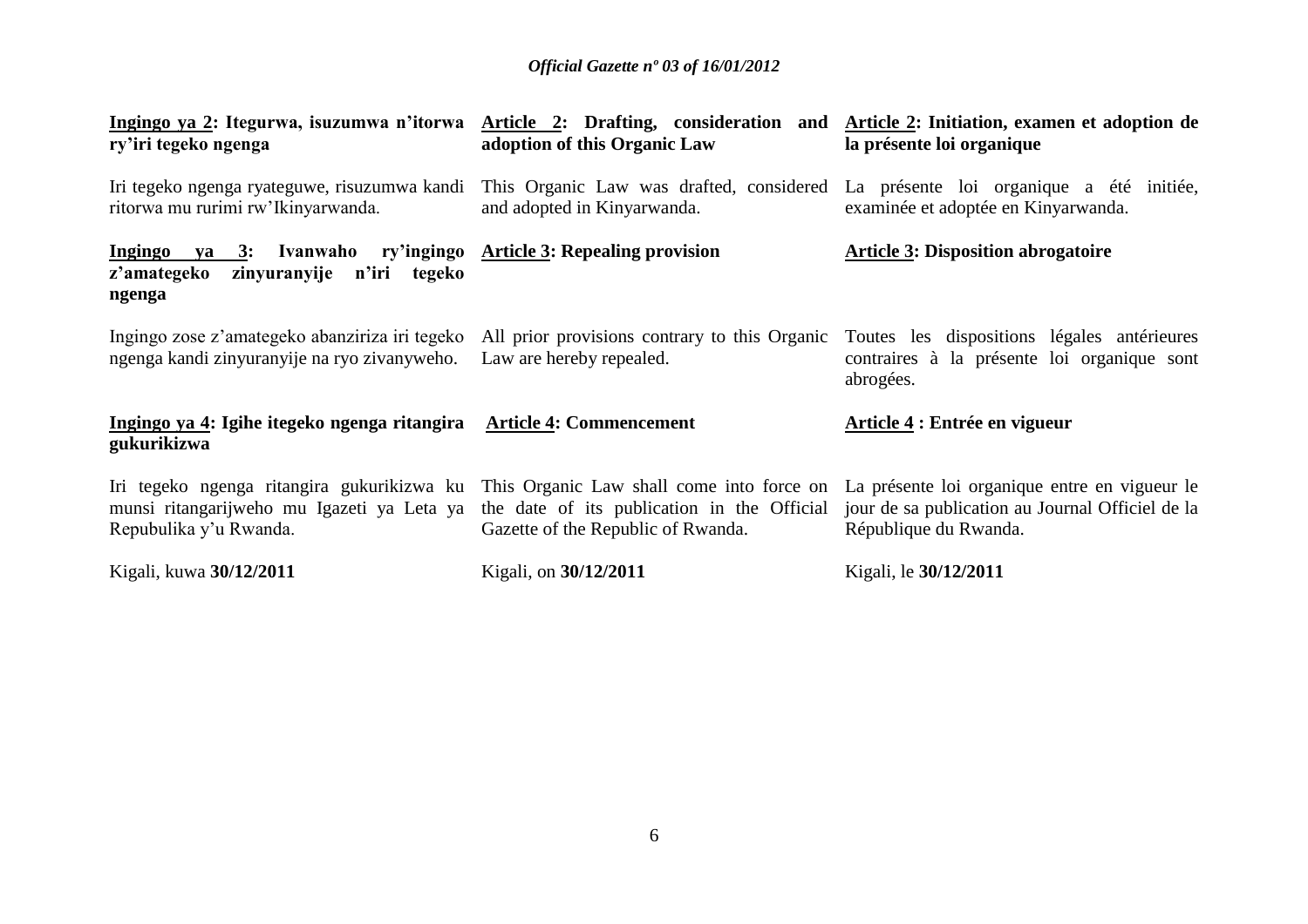**Ingingo ya 2: Itegurwa, isuzumwa n'itorwa ry'iri tegeko ngenga**

Iri tegeko ngenga ryateguwe, risuzumwa kandi ritorwa mu rurimi rw'Ikinyarwanda.

**Ingingo ya 3: Ivanwaho ry'ingingo z'amategeko zinyuranyije n'iri tegeko ngenga**

Ingingo zose z'amategeko abanziriza iri tegeko ngenga kandi zinyuranyije na ryo zivanyweho.

**Ingingo ya 4: Igihe itegeko ngenga ritangira gukurikizwa**

Iri tegeko ngenga ritangira gukurikizwa ku munsi ritangarijweho mu Igazeti ya Leta ya Repubulika y'u Rwanda.

Kigali, kuwa **30/12/2011**

**Article 2: Drafting, consideration and adoption of this Organic Law**

This Organic Law was drafted, considered and adopted in Kinyarwanda.

**Article 3: Repealing provision**

All prior provisions contrary to this Organic Law are hereby repealed.

**Article 4: Commencement**

This Organic Law shall come into force on the date of its publication in the Official Gazette of the Republic of Rwanda.

Kigali, on **30/12/2011**

**Article 2: Initiation, examen et adoption de la présente loi organique**

La présente loi organique a été initiée, examinée et adoptée en Kinyarwanda.

**Article 3: Disposition abrogatoire**

Toutes les dispositions légales antérieures contraires à la présente loi organique sont abrogées.

**Article 4 : Entrée en vigueur**

La présente loi organique entre en vigueur le jour de sa publication au Journal Officiel de la République du Rwanda.

Kigali, le **30/12/2011**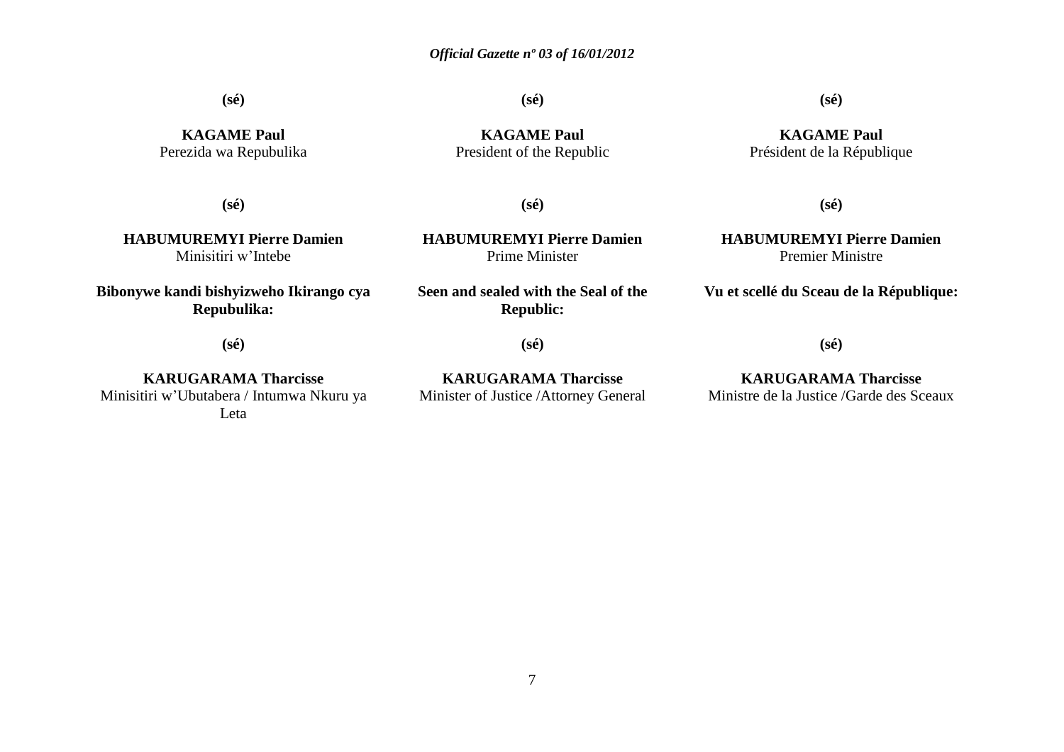**(sé)**

**KAGAME Paul**
Perezida wa Repubulika

**(sé)**

**HABUMUREMYI Pierre Damien**
Minisitiri w'Intebe

**Bibonywe kandi bishyizweho Ikirango cya Repubulika:**

**(sé)**

**KARUGARAMA Tharcisse**
Minisitiri w'Ubutabera / Intumwa Nkuru ya Leta

**(sé)**

**KAGAME Paul**
President of the Republic

**(sé)**

**HABUMUREMYI Pierre Damien**
Prime Minister

**Seen and sealed with the Seal of the Republic:**

**(sé)**

**KARUGARAMA Tharcisse**
Minister of Justice /Attorney General

**(sé)**

**KAGAME Paul**
Président de la République

**(sé)**

**HABUMUREMYI Pierre Damien**
Premier Ministre

**Vu et scellé du Sceau de la République:**

**(sé)**

**KARUGARAMA Tharcisse**
Ministre de la Justice /Garde des Sceaux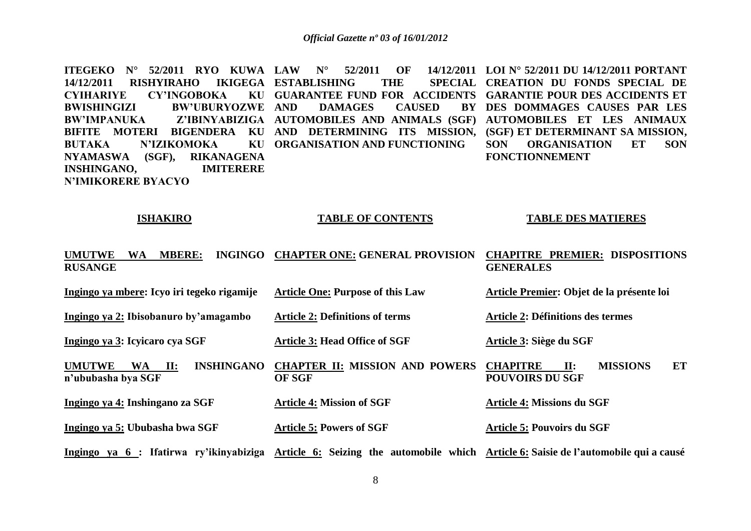**ITEGEKO N° 52/2011 RYO KUWA 14/12/2011 RISHYIRAHO IKIGEGA CYIHARIYE CY'INGOBOKA KU BWISHINGIZI BW'UBURYOZWE BW'IMPANUKA Z'IBINYABIZIGA BIFITE MOTERI BIGENDERA KU BUTAKA N'IZIKOMOKA KU NYAMASWA (SGF), RIKANAGENA INSHINGANO, IMITERERE N'IMIKORERE BYACYO**

**LAW N° 52/2011 OF 14/12/2011 ESTABLISHING THE SPECIAL GUARANTEE FUND FOR ACCIDENTS AND DAMAGES CAUSED BY AUTOMOBILES AND ANIMALS (SGF) AND DETERMINING ITS MISSION, ORGANISATION AND FUNCTIONING**

**LOI N° 52/2011 DU 14/12/2011 PORTANT CREATION DU FONDS SPECIAL DE GARANTIE POUR DES ACCIDENTS ET DES DOMMAGES CAUSES PAR LES AUTOMOBILES ET LES ANIMAUX (SGF) ET DETERMINANT SA MISSION, SON ORGANISATION ET SON FONCTIONNEMENT**

| **ISHAKIRO** | **TABLE OF CONTENTS** | **TABLE DES MATIERES** |
|---|---|---|
| **UMUTWE WA MBERE: INGINGO RUSANGE** | **CHAPTER ONE: GENERAL PROVISION** | **CHAPITRE PREMIER: DISPOSITIONS GENERALES** |
| **Ingingo ya mbere: Icyo iri tegeko rigamije** | **Article One: Purpose of this Law** | **Article Premier: Objet de la présente loi** |
| **Ingingo ya 2: Ibisobanuro by'amagambo** | **Article 2: Definitions of terms** | **Article 2: Définitions des termes** |
| **Ingingo ya 3: Icyicaro cya SGF** | **Article 3: Head Office of SGF** | **Article 3: Siège du SGF** |
| **UMUTWE WA II: INSHINGANO n'ububasha bya SGF** | **CHAPTER II: MISSION AND POWERS OF SGF** | **CHAPITRE II: MISSIONS ET POUVOIRS DU SGF** |
| **Ingingo ya 4: Inshingano za SGF** | **Article 4: Mission of SGF** | **Article 4: Missions du SGF** |
| **Ingingo ya 5: Ububasha bwa SGF** | **Article 5: Powers of SGF** | **Article 5: Pouvoirs du SGF** |
| **Ingingo ya 6 : Ifatirwa ry'ikinyabiziga** | **Article 6: Seizing the automobile which** | **Article 6: Saisie de l'automobile qui a causé** |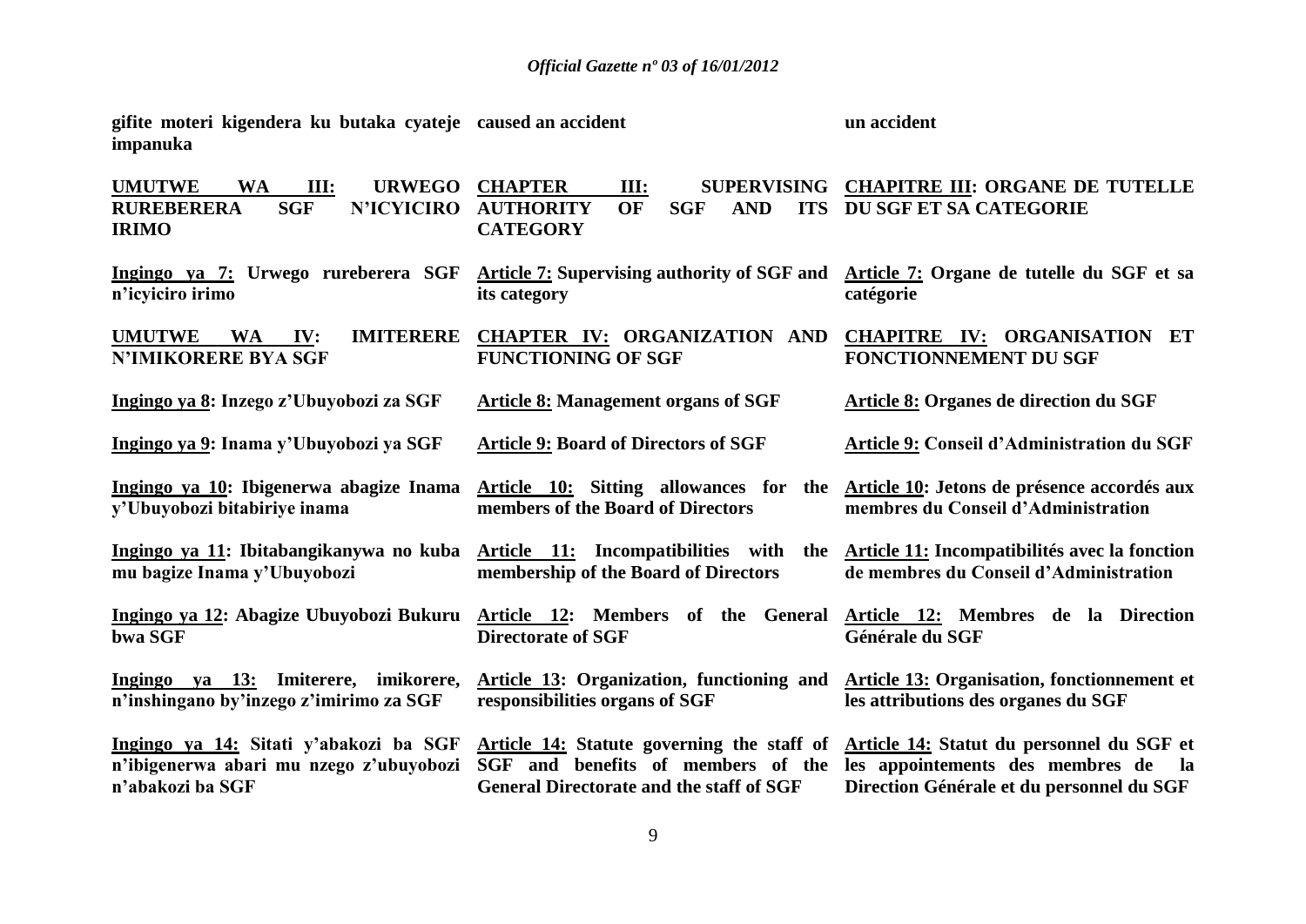| | | |
|---|---|---|
| **gifite moteri kigendera ku butaka cyateje impanuka** | **caused an accident** | **un accident** |
| **UMUTWE WA III: URWEGO RUREBERERA SGF N'ICYICIRO IRIMO** | **CHAPTER III: SUPERVISING AUTHORITY OF SGF AND ITS CATEGORY** | **CHAPITRE III: ORGANE DE TUTELLE DU SGF ET SA CATEGORIE** |
| **Ingingo ya 7: Urwego rureberera SGF n'icyiciro irimo** | **Article 7: Supervising authority of SGF and its category** | **Article 7: Organe de tutelle du SGF et sa catégorie** |
| **UMUTWE WA IV: IMITERERE N'IMIKORERE BYA SGF** | **CHAPTER IV: ORGANIZATION AND FUNCTIONING OF SGF** | **CHAPITRE IV: ORGANISATION ET FONCTIONNEMENT DU SGF** |
| **Ingingo ya 8: Inzego z'Ubuyobozi za SGF** | **Article 8: Management organs of SGF** | **Article 8: Organes de direction du SGF** |
| **Ingingo ya 9: Inama y'Ubuyobozi ya SGF** | **Article 9: Board of Directors of SGF** | **Article 9: Conseil d'Administration du SGF** |
| **Ingingo ya 10: Ibigenerwa abagize Inama y'Ubuyobozi bitabiriye inama** | **Article 10: Sitting allowances for the members of the Board of Directors** | **Article 10: Jetons de présence accordés aux membres du Conseil d'Administration** |
| **Ingingo ya 11: Ibitabangikanywa no kuba mu bagize Inama y'Ubuyobozi** | **Article 11: Incompatibilities with the membership of the Board of Directors** | **Article 11: Incompatibilités avec la fonction de membres du Conseil d'Administration** |
| **Ingingo ya 12: Abagize Ubuyobozi Bukuru bwa SGF** | **Article 12: Members of the General Directorate of SGF** | **Article 12: Membres de la Direction Générale du SGF** |
| **Ingingo ya 13: Imiterere, imikorere, n'inshingano by'inzego z'imirimo za SGF** | **Article 13: Organization, functioning and responsibilities organs of SGF** | **Article 13: Organisation, fonctionnement et les attributions des organes du SGF** |
| **Ingingo ya 14: Sitati y'abakozi ba SGF n'ibigenerwa abari mu nzego z'ubuyobozi n'abakozi ba SGF** | **Article 14: Statute governing the staff of SGF and benefits of members of the General Directorate and the staff of SGF** | **Article 14: Statut du personnel du SGF et les appointements des membres de la Direction Générale et du personnel du SGF** |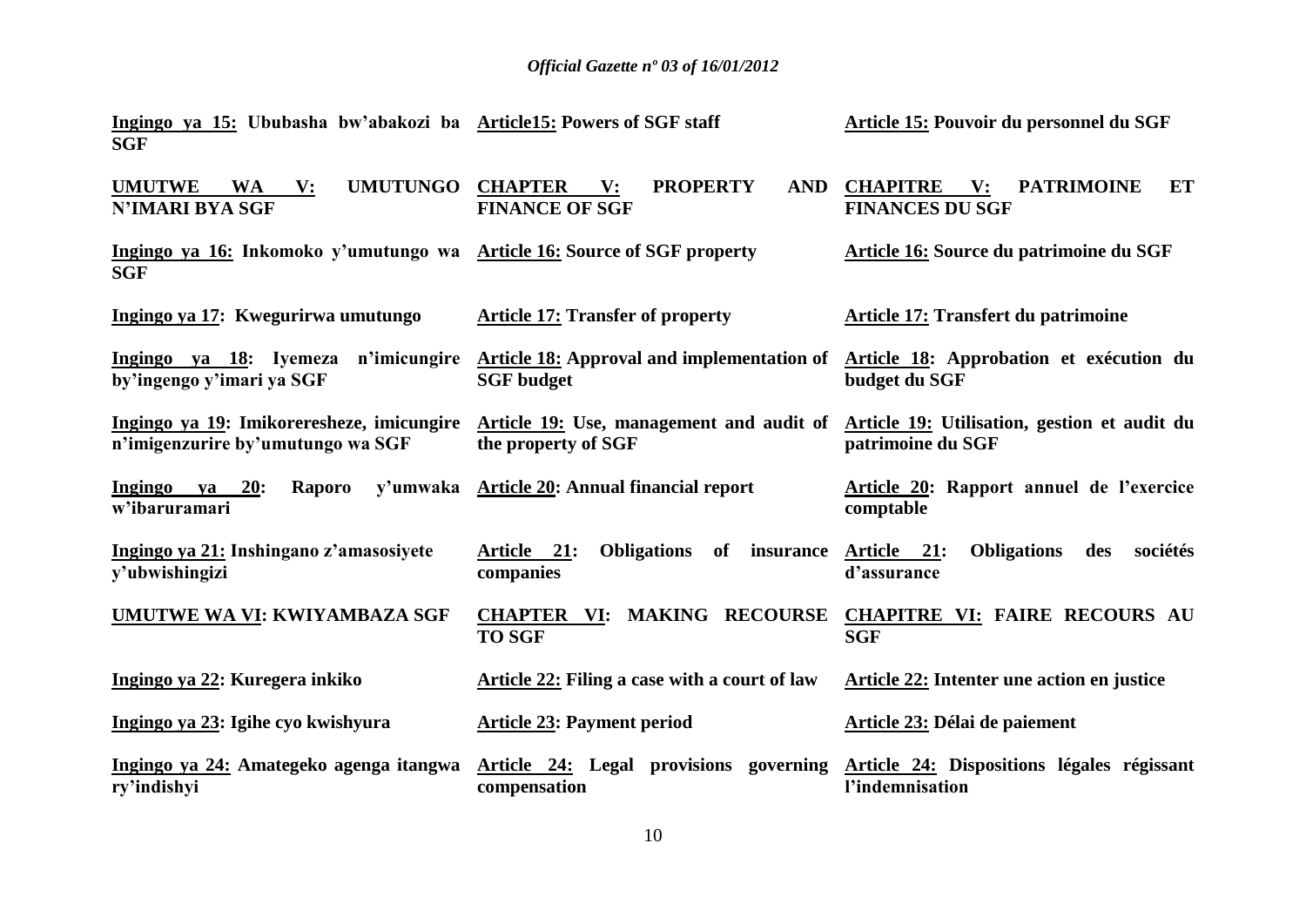| | | |
|---|---|---|
| **Ingingo ya 15: Ububasha bw'abakozi ba SGF** | **Article15: Powers of SGF staff** | **Article 15: Pouvoir du personnel du SGF** |
| **UMUTWE WA V: UMUTUNGO N'IMARI BYA SGF** | **CHAPTER V: PROPERTY AND FINANCE OF SGF** | **CHAPITRE V: PATRIMOINE ET FINANCES DU SGF** |
| **Ingingo ya 16: Inkomoko y'umutungo wa SGF** | **Article 16: Source of SGF property** | **Article 16: Source du patrimoine du SGF** |
| **Ingingo ya 17: Kwegurirwa umutungo** | **Article 17: Transfer of property** | **Article 17: Transfert du patrimoine** |
| **Ingingo ya 18: Iyemeza n'imicungire by'ingengo y'imari ya SGF** | **Article 18: Approval and implementation of SGF budget** | **Article 18: Approbation et exécution du budget du SGF** |
| **Ingingo ya 19: Imikoreresheze, imicungire n'imigenzurire by'umutungo wa SGF** | **Article 19: Use, management and audit of the property of SGF** | **Article 19: Utilisation, gestion et audit du patrimoine du SGF** |
| **Ingingo ya 20: Raporo y'umwaka w'ibaruramari** | **Article 20: Annual financial report** | **Article 20: Rapport annuel de l'exercice comptable** |
| **Ingingo ya 21: Inshingano z'amasosiyete y'ubwishingizi** | **Article 21: Obligations of insurance companies** | **Article 21: Obligations des sociétés d'assurance** |
| **UMUTWE WA VI: KWIYAMBAZA SGF** | **CHAPTER VI: MAKING RECOURSE TO SGF** | **CHAPITRE VI: FAIRE RECOURS AU SGF** |
| **Ingingo ya 22: Kuregera inkiko** | **Article 22: Filing a case with a court of law** | **Article 22: Intenter une action en justice** |
| **Ingingo ya 23: Igihe cyo kwishyura** | **Article 23: Payment period** | **Article 23: Délai de paiement** |
| **Ingingo ya 24: Amategeko agenga itangwa ry'indishyi** | **Article 24: Legal provisions governing compensation** | **Article 24: Dispositions légales régissant l'indemnisation** |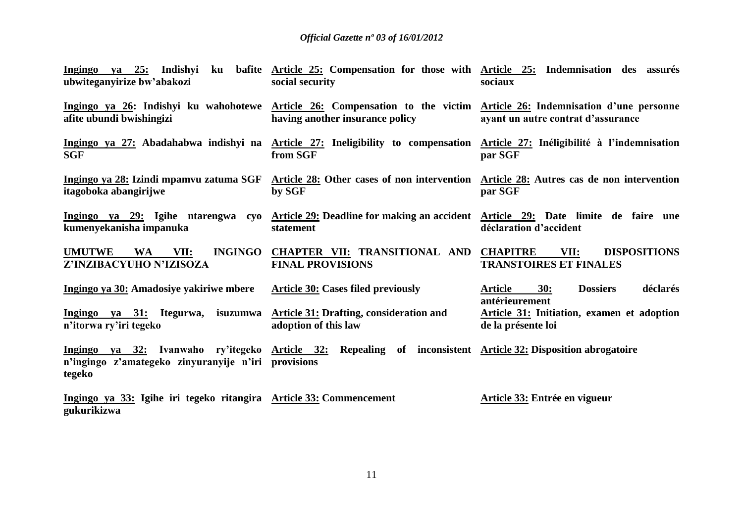| | | |
|---|---|---|
| **Ingingo ya 25: Indishyi ku bafite ubwiteganyirize bw'abakozi** | **Article 25: Compensation for those with social security** | **Article 25: Indemnisation des assurés sociaux** |
| **Ingingo ya 26: Indishyi ku wahohotewe afite ubundi bwishingizi** | **Article 26: Compensation to the victim having another insurance policy** | **Article 26: Indemnisation d'une personne ayant un autre contrat d'assurance** |
| **Ingingo ya 27: Abadahabwa indishyi na SGF** | **Article 27: Ineligibility to compensation from SGF** | **Article 27: Inéligibilité à l'indemnisation par SGF** |
| **Ingingo ya 28: Izindi mpamvu zatuma SGF itagoboka abangirijwe** | **Article 28: Other cases of non intervention by SGF** | **Article 28: Autres cas de non intervention par SGF** |
| **Ingingo ya 29: Igihe ntarengwa cyo kumenyekanisha impanuka** | **Article 29: Deadline for making an accident statement** | **Article 29: Date limite de faire une déclaration d'accident** |
| **UMUTWE WA VII: INGINGO Z'INZIBACYUHO N'IZISOZA** | **CHAPTER VII: TRANSITIONAL AND FINAL PROVISIONS** | **CHAPITRE VII: DISPOSITIONS TRANSTOIRES ET FINALES** |
| **Ingingo ya 30: Amadosiye yakiriwe mbere** | **Article 30: Cases filed previously** | **Article 30: Dossiers déclarés antérieurement** |
| **Ingingo ya 31: Itegurwa, isuzumwa n'itorwa ry'iri tegeko** | **Article 31: Drafting, consideration and adoption of this law** | **Article 31: Initiation, examen et adoption de la présente loi** |
| **Ingingo ya 32: Ivanwaho ry'itegeko n'ingingo z'amategeko zinyuranyije n'iri tegeko** | **Article 32: Repealing of inconsistent provisions** | **Article 32: Disposition abrogatoire** |
| **Ingingo ya 33: Igihe iri tegeko ritangira gukurikizwa** | **Article 33: Commencement** | **Article 33: Entrée en vigueur** |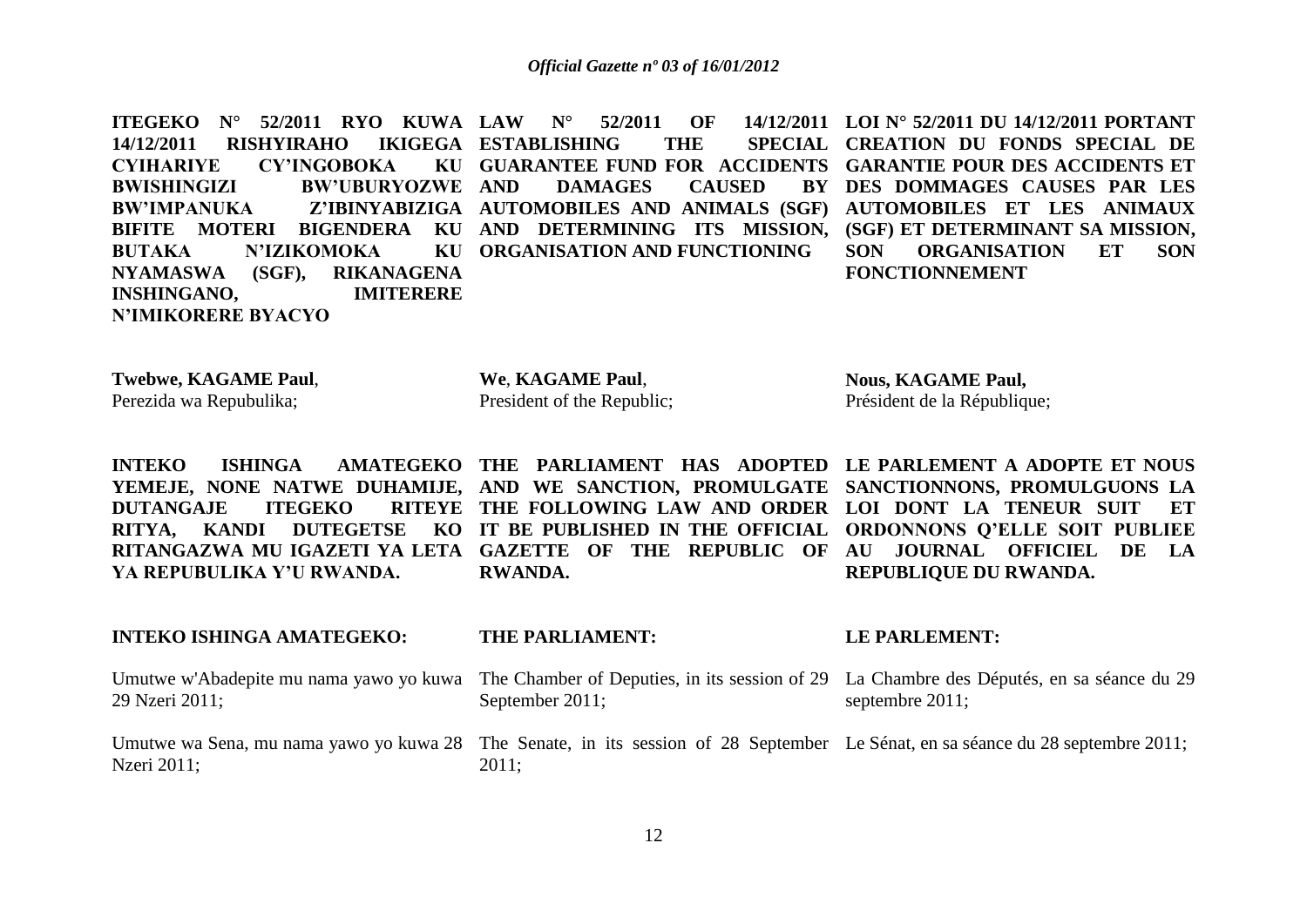**ITEGEKO N° 52/2011 RYO KUWA 14/12/2011 RISHYIRAHO IKIGEGA CYIHARIYE CY'INGOBOKA KU BWISHINGIZI BW'UBURYOZWE BW'IMPANUKA Z'IBINYABIZIGA BIFITE MOTERI BIGENDERA KU BUTAKA N'IZIKOMOKA KU NYAMASWA (SGF), RIKANAGENA INSHINGANO, IMITERERE N'IMIKORERE BYACYO**

**Twebwe, KAGAME Paul**,
Perezida wa Repubulika;

**INTEKO ISHINGA AMATEGEKO YEMEJE, NONE NATWE DUHAMIJE, DUTANGAJE ITEGEKO RITEYE RITYA, KANDI DUTEGETSE KO RITANGAZWA MU IGAZETI YA LETA YA REPUBULIKA Y'U RWANDA.**

**INTEKO ISHINGA AMATEGEKO:**

Umutwe w'Abadepite mu nama yawo yo kuwa 29 Nzeri 2011;

Umutwe wa Sena, mu nama yawo yo kuwa 28 Nzeri 2011;

**LAW N° 52/2011 OF 14/12/2011 ESTABLISHING THE SPECIAL GUARANTEE FUND FOR ACCIDENTS AND DAMAGES CAUSED BY AUTOMOBILES AND ANIMALS (SGF) AND DETERMINING ITS MISSION, ORGANISATION AND FUNCTIONING**

**We**, **KAGAME Paul**,
President of the Republic;

**THE PARLIAMENT HAS ADOPTED AND WE SANCTION, PROMULGATE THE FOLLOWING LAW AND ORDER IT BE PUBLISHED IN THE OFFICIAL GAZETTE OF THE REPUBLIC OF RWANDA.**

**THE PARLIAMENT:**

The Chamber of Deputies, in its session of 29 September 2011;

The Senate, in its session of 28 September 2011;

**LOI N° 52/2011 DU 14/12/2011 PORTANT CREATION DU FONDS SPECIAL DE GARANTIE POUR DES ACCIDENTS ET DES DOMMAGES CAUSES PAR LES AUTOMOBILES ET LES ANIMAUX (SGF) ET DETERMINANT SA MISSION, SON ORGANISATION ET SON FONCTIONNEMENT**

**Nous, KAGAME Paul,**
Président de la République;

**LE PARLEMENT A ADOPTE ET NOUS SANCTIONNONS, PROMULGUONS LA LOI DONT LA TENEUR SUIT ET ORDONNONS Q'ELLE SOIT PUBLIEE AU JOURNAL OFFICIEL DE LA REPUBLIQUE DU RWANDA.**

**LE PARLEMENT:**

La Chambre des Députés, en sa séance du 29 septembre 2011;

Le Sénat, en sa séance du 28 septembre 2011;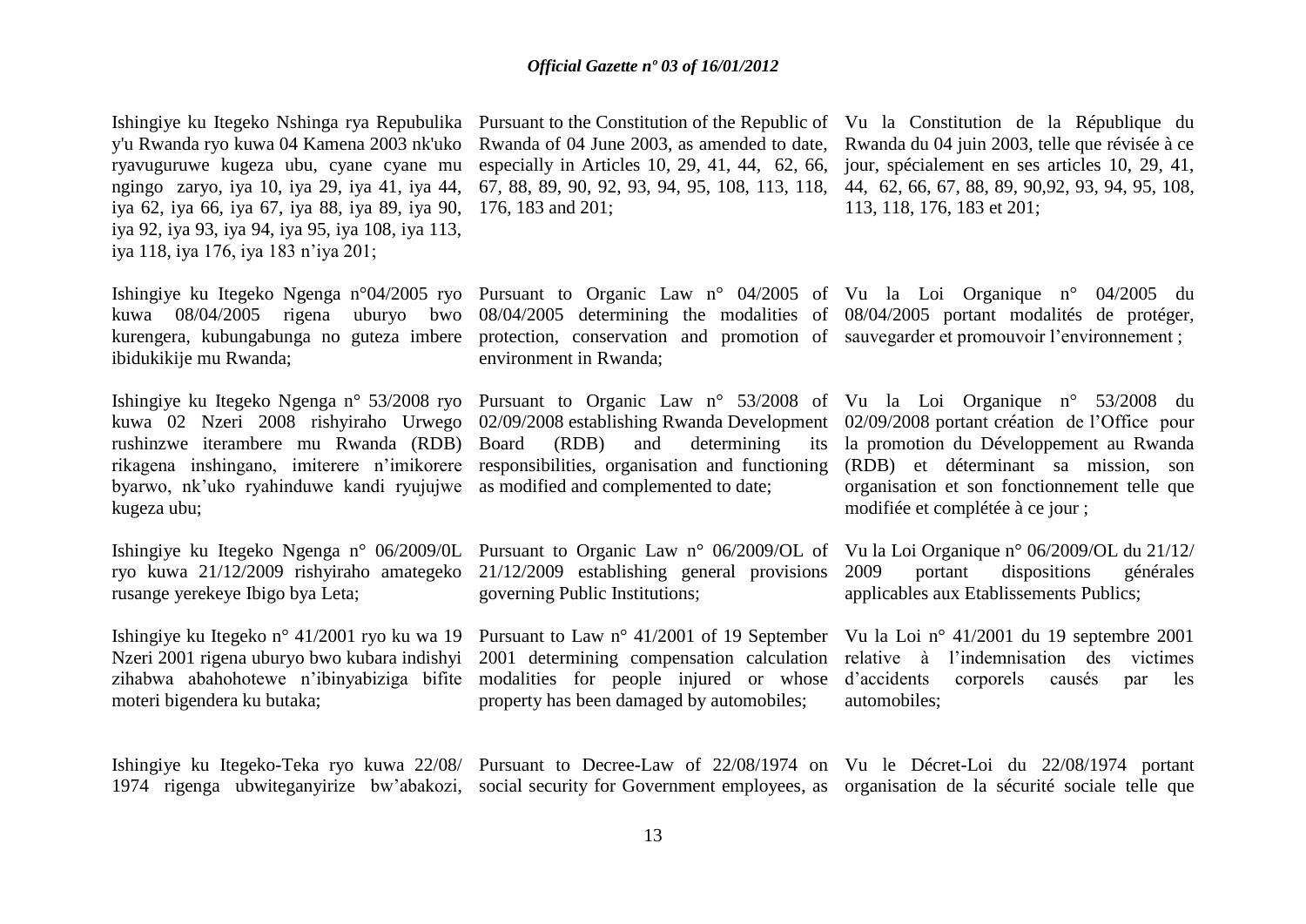Ishingiye ku Itegeko Nshinga rya Repubulika y'u Rwanda ryo kuwa 04 Kamena 2003 nk'uko ryavuguruwe kugeza ubu, cyane cyane mu ngingo zaryo, iya 10, iya 29, iya 41, iya 44, iya 62, iya 66, iya 67, iya 88, iya 89, iya 90, iya 92, iya 93, iya 94, iya 95, iya 108, iya 113, iya 118, iya 176, iya 183 n'iya 201;

Ishingiye ku Itegeko Ngenga n°04/2005 ryo kuwa 08/04/2005 rigena uburyo bwo kurengera, kubungabunga no guteza imbere ibidukikije mu Rwanda;

Ishingiye ku Itegeko Ngenga n° 53/2008 ryo kuwa 02 Nzeri 2008 rishyiraho Urwego rushinzwe iterambere mu Rwanda (RDB) rikagena inshingano, imiterere n'imikorere byarwo, nk'uko ryahinduwe kandi ryujujwe kugeza ubu;

Ishingiye ku Itegeko Ngenga n° 06/2009/0L ryo kuwa 21/12/2009 rishyiraho amategeko rusange yerekeye Ibigo bya Leta;

Ishingiye ku Itegeko n° 41/2001 ryo ku wa 19 Nzeri 2001 rigena uburyo bwo kubara indishyi zihabwa abahohotewe n'ibinyabiziga bifite moteri bigendera ku butaka;

Ishingiye ku Itegeko-Teka ryo kuwa 22/08/1974 rigenga ubwiteganyirize bw'abakozi,

Pursuant to the Constitution of the Republic of Rwanda of 04 June 2003, as amended to date, especially in Articles 10, 29, 41, 44, 62, 66, 67, 88, 89, 90, 92, 93, 94, 95, 108, 113, 118, 176, 183 and 201;

Pursuant to Organic Law n° 04/2005 of 08/04/2005 determining the modalities of protection, conservation and promotion of environment in Rwanda;

Pursuant to Organic Law n° 53/2008 of 02/09/2008 establishing Rwanda Development Board (RDB) and determining its responsibilities, organisation and functioning as modified and complemented to date;

Pursuant to Organic Law n° 06/2009/OL of 21/12/2009 establishing general provisions governing Public Institutions;

Pursuant to Law n° 41/2001 of 19 September 2001 determining compensation calculation modalities for people injured or whose property has been damaged by automobiles;

Pursuant to Decree-Law of 22/08/1974 on social security for Government employees, as

Vu la Constitution de la République du Rwanda du 04 juin 2003, telle que révisée à ce jour, spécialement en ses articles 10, 29, 41, 44, 62, 66, 67, 88, 89, 90,92, 93, 94, 95, 108, 113, 118, 176, 183 et 201;

Vu la Loi Organique n° 04/2005 du 08/04/2005 portant modalités de protéger, sauvegarder et promouvoir l'environnement ;

Vu la Loi Organique n° 53/2008 du 02/09/2008 portant création de l'Office pour la promotion du Développement au Rwanda (RDB) et déterminant sa mission, son organisation et son fonctionnement telle que modifiée et complétée à ce jour ;

Vu la Loi Organique n° 06/2009/OL du 21/12/2009 portant dispositions générales applicables aux Etablissements Publics;

Vu la Loi n° 41/2001 du 19 septembre 2001 relative à l'indemnisation des victimes d'accidents corporels causés par les automobiles;

Vu le Décret-Loi du 22/08/1974 portant organisation de la sécurité sociale telle que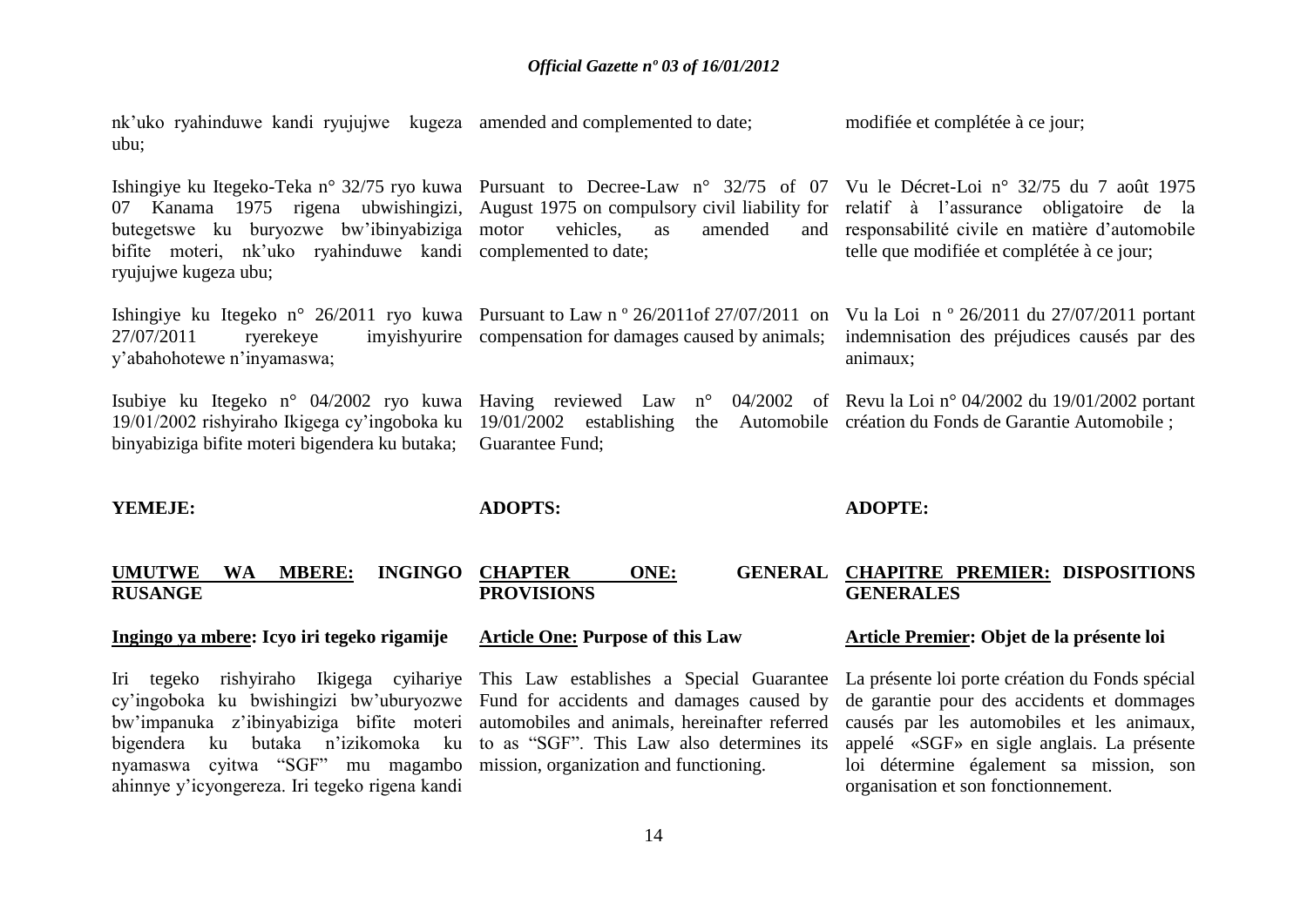nk'uko ryahinduwe kandi ryujujwe kugeza ubu;

amended and complemented to date;

modifiée et complétée à ce jour;

Ishingiye ku Itegeko-Teka n° 32/75 ryo kuwa 07 Kanama 1975 rigena ubwishingizi, butegetswe ku buryozwe bw'ibinyabiziga bifite moteri, nk'uko ryahinduwe kandi ryujujwe kugeza ubu;

Pursuant to Decree-Law n° 32/75 of 07 August 1975 on compulsory civil liability for motor vehicles, as amended and complemented to date;

Vu le Décret-Loi n° 32/75 du 7 août 1975 relatif à l'assurance obligatoire de la responsabilité civile en matière d'automobile telle que modifiée et complétée à ce jour;

Ishingiye ku Itegeko n° 26/2011 ryo kuwa 27/07/2011 ryerekeye imyishyurire y'abahohotewe n'inyamaswa;

Pursuant to Law n º 26/2011of 27/07/2011 on compensation for damages caused by animals;

Vu la Loi n º 26/2011 du 27/07/2011 portant indemnisation des préjudices causés par des animaux;

Isubiye ku Itegeko n° 04/2002 ryo kuwa 19/01/2002 rishyiraho Ikigega cy'ingoboka ku binyabiziga bifite moteri bigendera ku butaka;

Having reviewed Law n° 04/2002 of 19/01/2002 establishing the Automobile Guarantee Fund;

Revu la Loi n° 04/2002 du 19/01/2002 portant création du Fonds de Garantie Automobile ;

**YEMEJE:**

**ADOPTS:**

**ADOPTE:**

## UMUTWE WA MBERE: INGINGO RUSANGE

## CHAPTER ONE: GENERAL PROVISIONS

## CHAPITRE PREMIER: DISPOSITIONS GENERALES

### Ingingo ya mbere: Icyo iri tegeko rigamije

Iri tegeko rishyiraho Ikigega cyihariye cy'ingoboka ku bwishingizi bw'uburyozwe bw'impanuka z'ibinyabiziga bifite moteri bigendera ku butaka n'izikomoka ku nyamaswa cyitwa "SGF" mu magambo ahinnye y'icyongereza. Iri tegeko rigena kandi

### Article One: Purpose of this Law

This Law establishes a Special Guarantee Fund for accidents and damages caused by automobiles and animals, hereinafter referred to as "SGF". This Law also determines its mission, organization and functioning.

### Article Premier: Objet de la présente loi

La présente loi porte création du Fonds spécial de garantie pour des accidents et dommages causés par les automobiles et les animaux, appelé «SGF» en sigle anglais. La présente loi détermine également sa mission, son organisation et son fonctionnement.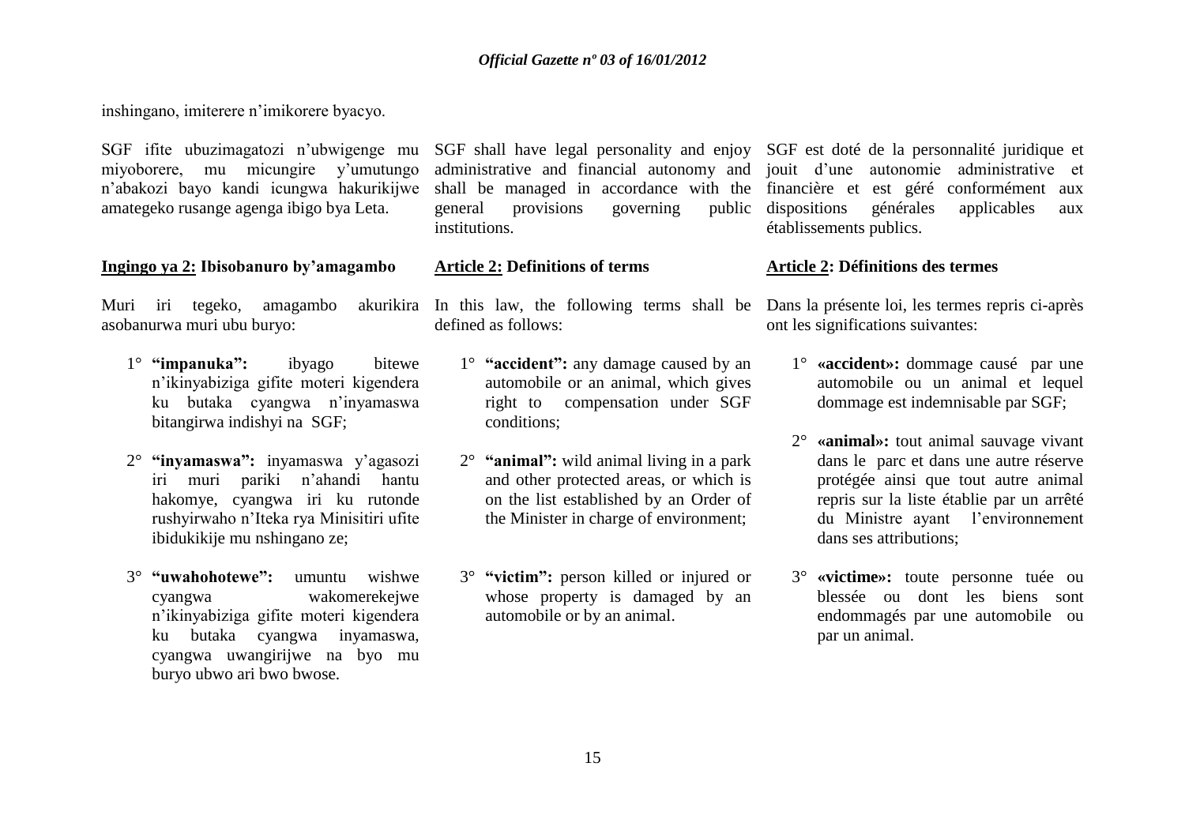inshingano, imiterere n'imikorere byacyo.

SGF ifite ubuzimagatozi n'ubwigenge mu miyoborere, mu micungire y'umutungo n'abakozi bayo kandi icungwa hakurikijwe amategeko rusange agenga ibigo bya Leta.

**Ingingo ya 2: Ibisobanuro by'amagambo**

Muri iri tegeko, amagambo akurikira asobanurwa muri ubu buryo:

1° **"impanuka":** ibyago bitewe n'ikinyabiziga gifite moteri kigendera ku butaka cyangwa n'inyamaswa bitangirwa indishyi na SGF;

2° **"inyamaswa":** inyamaswa y'agasozi iri muri pariki n'ahandi hantu hakomye, cyangwa iri ku rutonde rushyirwaho n'Iteka rya Minisitiri ufite ibidukikije mu nshingano ze;

3° **"uwahohotewe":** umuntu wishwe cyangwa wakomerekejwe n'ikinyabiziga gifite moteri kigendera ku butaka cyangwa inyamaswa, cyangwa uwangirijwe na byo mu buryo ubwo ari bwo bwose.

SGF shall have legal personality and enjoy administrative and financial autonomy and shall be managed in accordance with the general provisions governing public institutions.

**Article 2: Definitions of terms**

In this law, the following terms shall be defined as follows:

1° **"accident":** any damage caused by an automobile or an animal, which gives right to compensation under SGF conditions;

2° **"animal":** wild animal living in a park and other protected areas, or which is on the list established by an Order of the Minister in charge of environment;

3° **"victim":** person killed or injured or whose property is damaged by an automobile or by an animal.

SGF est doté de la personnalité juridique et jouit d'une autonomie administrative et financière et est géré conformément aux dispositions générales applicables aux établissements publics.

**Article 2: Définitions des termes**

Dans la présente loi, les termes repris ci-après ont les significations suivantes:

1° **«accident»:** dommage causé par une automobile ou un animal et lequel dommage est indemnisable par SGF;

2° **«animal»:** tout animal sauvage vivant dans le parc et dans une autre réserve protégée ainsi que tout autre animal repris sur la liste établie par un arrêté du Ministre ayant l'environnement dans ses attributions;

3° **«victime»:** toute personne tuée ou blessée ou dont les biens sont endommagés par une automobile ou par un animal.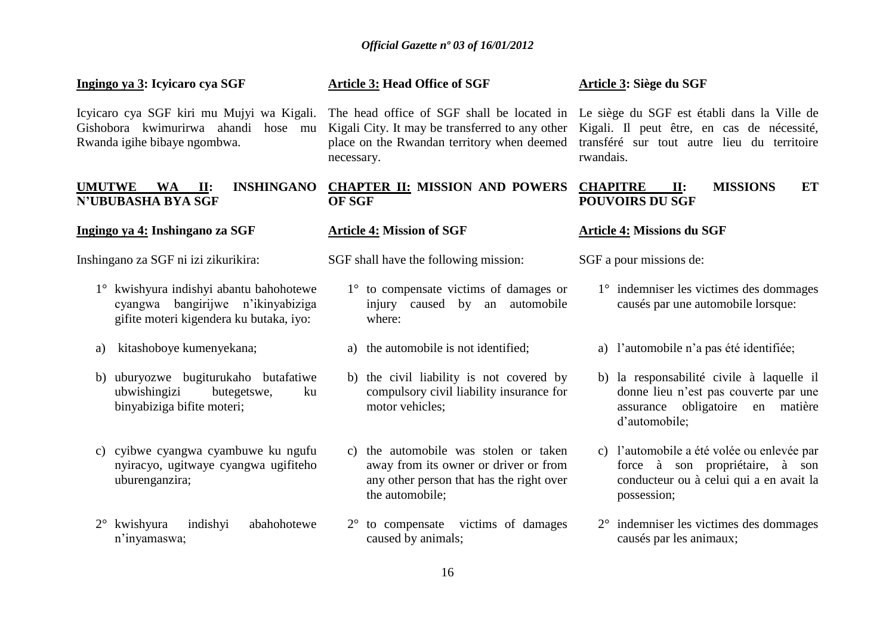**Ingingo ya 3: Icyicaro cya SGF**

Icyicaro cya SGF kiri mu Mujyi wa Kigali. Gishobora kwimurirwa ahandi hose mu Rwanda igihe bibaye ngombwa.

**UMUTWE WA II: INSHINGANO N'UBUBASHA BYA SGF**

**Ingingo ya 4: Inshingano za SGF**

Inshingano za SGF ni izi zikurikira:

1° kwishyura indishyi abantu bahohotewe cyangwa bangirijwe n'ikinyabiziga gifite moteri kigendera ku butaka, iyo:

a) kitashoboye kumenyekana;

b) uburyozwe bugiturukaho butafatiwe ubwishingizi butegetswe, ku binyabiziga bifite moteri;

c) cyibwe cyangwa cyambuwe ku ngufu nyiracyo, ugitwaye cyangwa ugifiteho uburenganzira;

2° kwishyura indishyi abahohotewe n'inyamaswa;

**Article 3: Head Office of SGF**

The head office of SGF shall be located in Kigali City. It may be transferred to any other place on the Rwandan territory when deemed necessary.

**CHAPTER II: MISSION AND POWERS OF SGF**

**Article 4: Mission of SGF**

SGF shall have the following mission:

1° to compensate victims of damages or injury caused by an automobile where:

a) the automobile is not identified;

b) the civil liability is not covered by compulsory civil liability insurance for motor vehicles;

c) the automobile was stolen or taken away from its owner or driver or from any other person that has the right over the automobile;

2° to compensate victims of damages caused by animals;

**Article 3: Siège du SGF**

Le siège du SGF est établi dans la Ville de Kigali. Il peut être, en cas de nécessité, transféré sur tout autre lieu du territoire rwandais.

**CHAPITRE II: MISSIONS ET POUVOIRS DU SGF**

**Article 4: Missions du SGF**

SGF a pour missions de:

1° indemniser les victimes des dommages causés par une automobile lorsque:

a) l'automobile n'a pas été identifiée;

b) la responsabilité civile à laquelle il donne lieu n'est pas couverte par une assurance obligatoire en matière d'automobile;

c) l'automobile a été volée ou enlevée par force à son propriétaire, à son conducteur ou à celui qui a en avait la possession;

2° indemniser les victimes des dommages causés par les animaux;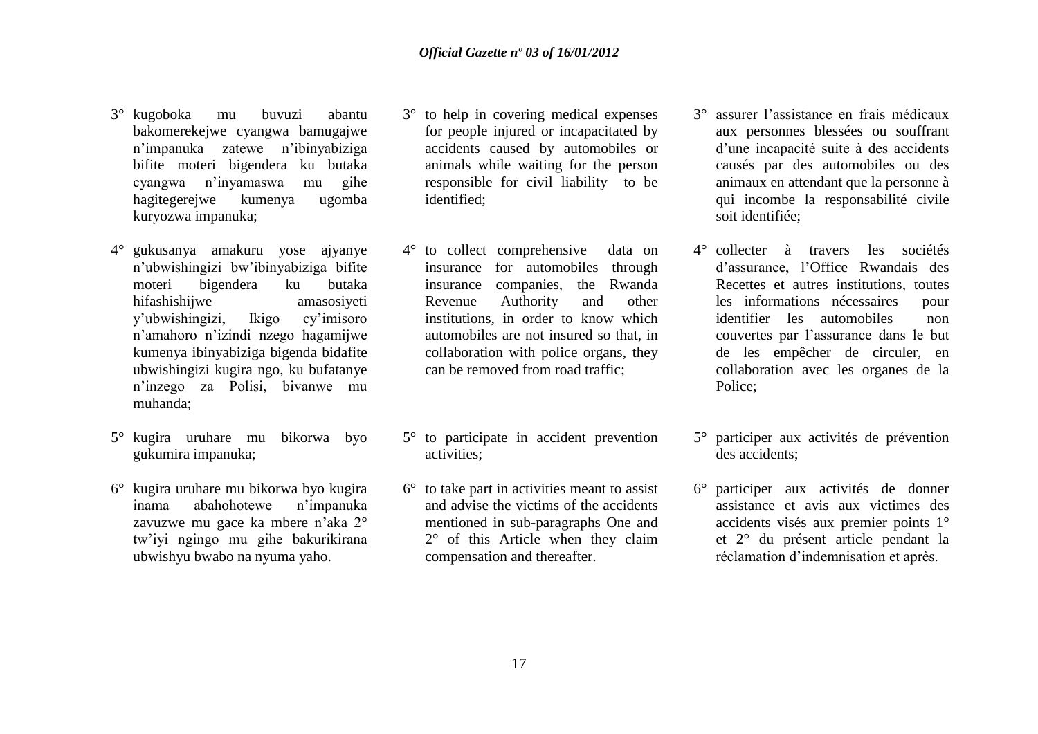3° kugoboka mu buvuzi abantu bakomerekejwe cyangwa bamugajwe n'impanuka zatewe n'ibinyabiziga bifite moteri bigendera ku butaka cyangwa n'inyamaswa mu gihe hagitegerejwe kumenya ugomba kuryozwa impanuka;

4° gukusanya amakuru yose ajyanye n'ubwishingizi bw'ibinyabiziga bifite moteri bigendera ku butaka hifashishijwe amasosiyeti y'ubwishingizi, Ikigo cy'imisoro n'amahoro n'izindi nzego hagamijwe kumenya ibinyabiziga bigenda bidafite ubwishingizi kugira ngo, ku bufatanye n'inzego za Polisi, bivanwe mu muhanda;

5° kugira uruhare mu bikorwa byo gukumira impanuka;

6° kugira uruhare mu bikorwa byo kugira inama abahohotewe n'impanuka zavuzwe mu gace ka mbere n'aka 2° tw'iyi ngingo mu gihe bakurikirana ubwishyu bwabo na nyuma yaho.

3° to help in covering medical expenses for people injured or incapacitated by accidents caused by automobiles or animals while waiting for the person responsible for civil liability to be identified;

4° to collect comprehensive data on insurance for automobiles through insurance companies, the Rwanda Revenue Authority and other institutions, in order to know which automobiles are not insured so that, in collaboration with police organs, they can be removed from road traffic;

5° to participate in accident prevention activities;

6° to take part in activities meant to assist and advise the victims of the accidents mentioned in sub-paragraphs One and 2° of this Article when they claim compensation and thereafter.

3° assurer l'assistance en frais médicaux aux personnes blessées ou souffrant d'une incapacité suite à des accidents causés par des automobiles ou des animaux en attendant que la personne à qui incombe la responsabilité civile soit identifiée;

4° collecter à travers les sociétés d'assurance, l'Office Rwandais des Recettes et autres institutions, toutes les informations nécessaires pour identifier les automobiles non couvertes par l'assurance dans le but de les empêcher de circuler, en collaboration avec les organes de la Police;

5° participer aux activités de prévention des accidents;

6° participer aux activités de donner assistance et avis aux victimes des accidents visés aux premier points 1° et 2° du présent article pendant la réclamation d'indemnisation et après.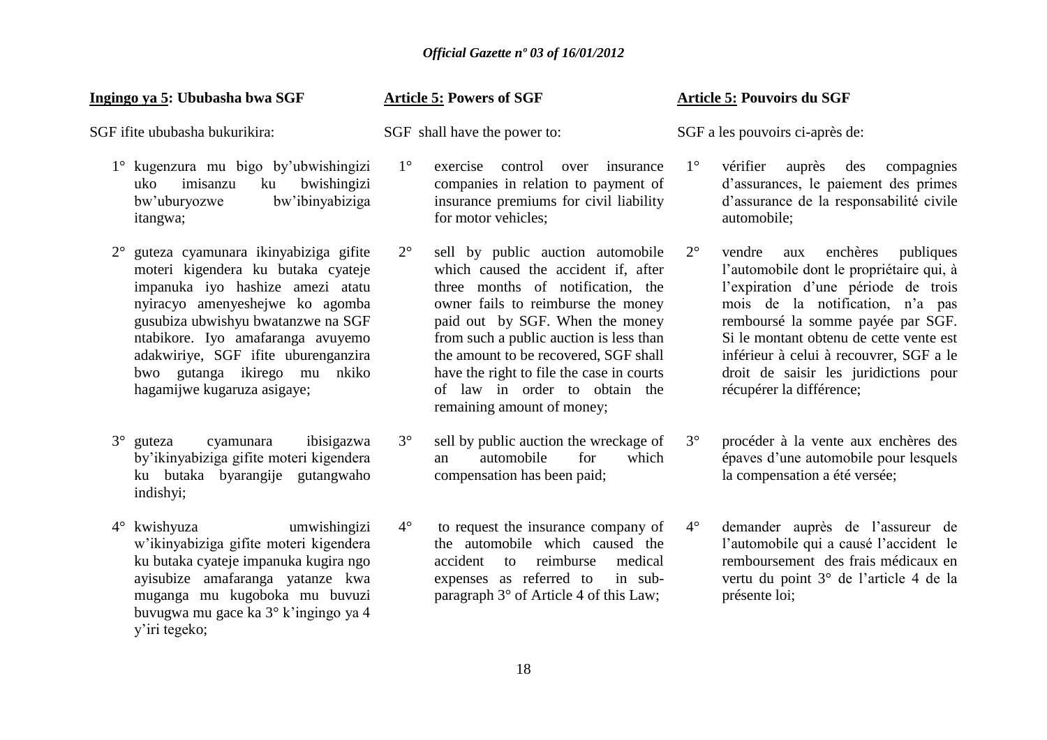**Ingingo ya 5: Ububasha bwa SGF**

SGF ifite ububasha bukurikira:

1° kugenzura mu bigo by'ubwishingizi uko imisanzu ku bwishingizi bw'uburyozwe bw'ibinyabiziga itangwa;

2° guteza cyamunara ikinyabiziga gifite moteri kigendera ku butaka cyateje impanuka iyo hashize amezi atatu nyiracyo amenyeshejwe ko agomba gusubiza ubwishyu bwatanzwe na SGF ntabikore. Iyo amafaranga avuyemo adakwiriye, SGF ifite uburenganzira bwo gutanga ikirego mu nkiko hagamijwe kugaruza asigaye;

3° guteza cyamunara ibisigazwa by'ikinyabiziga gifite moteri kigendera ku butaka byarangije gutangwaho indishyi;

4° kwishyuza umwishingizi w'ikinyabiziga gifite moteri kigendera ku butaka cyateje impanuka kugira ngo ayisubize amafaranga yatanze kwa muganga mu kugoboka mu buvuzi buvugwa mu gace ka 3° k'ingingo ya 4 y'iri tegeko;

**Article 5: Powers of SGF**

SGF shall have the power to:

1° exercise control over insurance companies in relation to payment of insurance premiums for civil liability for motor vehicles;

2° sell by public auction automobile which caused the accident if, after three months of notification, the owner fails to reimburse the money paid out by SGF. When the money from such a public auction is less than the amount to be recovered, SGF shall have the right to file the case in courts of law in order to obtain the remaining amount of money;

3° sell by public auction the wreckage of an automobile for which compensation has been paid;

4° to request the insurance company of the automobile which caused the accident to reimburse medical expenses as referred to in sub-paragraph 3° of Article 4 of this Law;

**Article 5: Pouvoirs du SGF**

SGF a les pouvoirs ci-après de:

1° vérifier auprès des compagnies d'assurances, le paiement des primes d'assurance de la responsabilité civile automobile;

2° vendre aux enchères publiques l'automobile dont le propriétaire qui, à l'expiration d'une période de trois mois de la notification, n'a pas remboursé la somme payée par SGF. Si le montant obtenu de cette vente est inférieur à celui à recouvrer, SGF a le droit de saisir les juridictions pour récupérer la différence;

3° procéder à la vente aux enchères des épaves d'une automobile pour lesquels la compensation a été versée;

4° demander auprès de l'assureur de l'automobile qui a causé l'accident le remboursement des frais médicaux en vertu du point 3° de l'article 4 de la présente loi;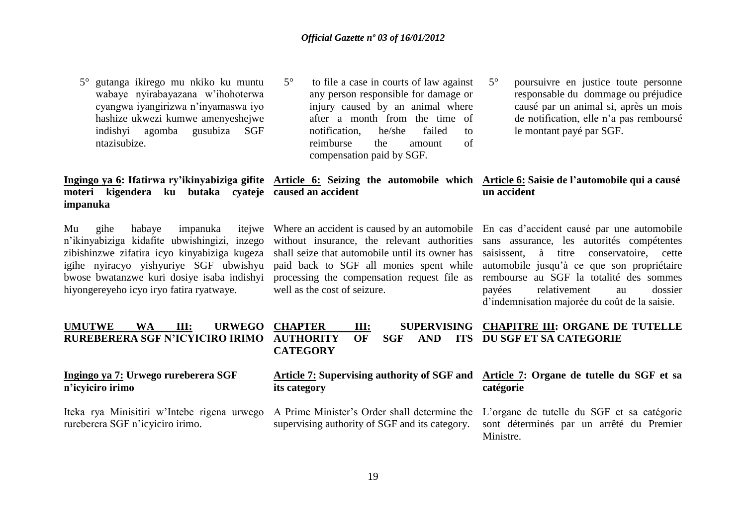5° gutanga ikirego mu nkiko ku muntu wabaye nyirabayazana w'ihohoterwa cyangwa iyangirizwa n'inyamaswa iyo hashize ukwezi kumwe amenyeshejwe indishyi agomba gusubiza SGF ntazisubize.

**Ingingo ya 6: Ifatirwa ry'ikinyabiziga gifite moteri kigendera ku butaka cyateje impanuka**

Mu gihe habaye impanuka itejwe n'ikinyabiziga kidafite ubwishingizi, inzego zibishinzwe zifatira icyo kinyabiziga kugeza igihe nyiracyo yishyuriye SGF ubwishyu bwose bwatanzwe kuri dosiye isaba indishyi hiyongereyeho icyo iryo fatira ryatwaye.

**UMUTWE WA III: URWEGO RUREBERERA SGF N'ICYICIRO IRIMO**

**Ingingo ya 7: Urwego rureberera SGF n'icyiciro irimo**

Iteka rya Minisitiri w'Intebe rigena urwego rureberera SGF n'icyiciro irimo.

5° to file a case in courts of law against any person responsible for damage or injury caused by an animal where after a month from the time of notification, he/she failed to reimburse the amount of compensation paid by SGF.

**Article 6: Seizing the automobile which caused an accident**

Where an accident is caused by an automobile without insurance, the relevant authorities shall seize that automobile until its owner has paid back to SGF all monies spent while processing the compensation request file as well as the cost of seizure.

**CHAPTER III: SUPERVISING AUTHORITY OF SGF AND ITS CATEGORY**

**Article 7: Supervising authority of SGF and its category**

A Prime Minister's Order shall determine the supervising authority of SGF and its category.

5° poursuivre en justice toute personne responsable du dommage ou préjudice causé par un animal si, après un mois de notification, elle n'a pas remboursé le montant payé par SGF.

**Article 6: Saisie de l'automobile qui a causé un accident**

En cas d'accident causé par une automobile sans assurance, les autorités compétentes saisissent, à titre conservatoire, cette automobile jusqu'à ce que son propriétaire rembourse au SGF la totalité des sommes payées relativement au dossier d'indemnisation majorée du coût de la saisie.

**CHAPITRE III: ORGANE DE TUTELLE DU SGF ET SA CATEGORIE**

**Article 7: Organe de tutelle du SGF et sa catégorie**

L'organe de tutelle du SGF et sa catégorie sont déterminés par un arrêté du Premier Ministre.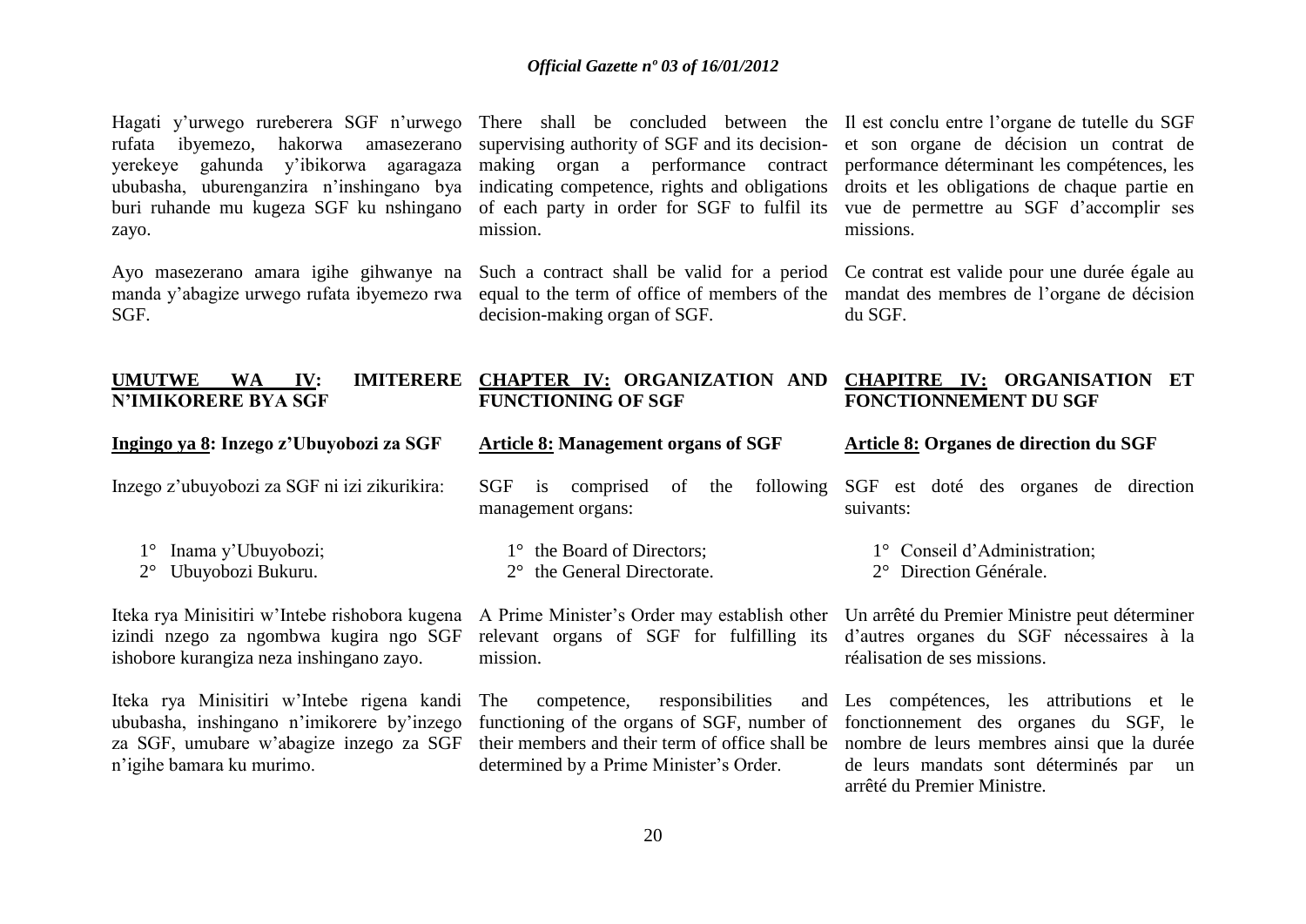Hagati y'urwego rureberera SGF n'urwego rufata ibyemezo, hakorwa amasezerano yerekeye gahunda y'ibikorwa agaragaza ububasha, uburenganzira n'inshingano bya buri ruhande mu kugeza SGF ku nshingano zayo.

Ayo masezerano amara igihe gihwanye na manda y'abagize urwego rufata ibyemezo rwa SGF.

## UMUTWE WA IV: IMITERERE N'IMIKORERE BYA SGF

### Ingingo ya 8: Inzego z'Ubuyobozi za SGF

Inzego z'ubuyobozi za SGF ni izi zikurikira:

1° Inama y'Ubuyobozi;
2° Ubuyobozi Bukuru.

Iteka rya Minisitiri w'Intebe rishobora kugena izindi nzego za ngombwa kugira ngo SGF ishobore kurangiza neza inshingano zayo.

Iteka rya Minisitiri w'Intebe rigena kandi ububasha, inshingano n'imikorere by'inzego za SGF, umubare w'abagize inzego za SGF n'igihe bamara ku murimo.

There shall be concluded between the supervising authority of SGF and its decision-making organ a performance contract indicating competence, rights and obligations of each party in order for SGF to fulfil its mission.

Such a contract shall be valid for a period equal to the term of office of members of the decision-making organ of SGF.

## CHAPTER IV: ORGANIZATION AND FUNCTIONING OF SGF

### Article 8: Management organs of SGF

SGF is comprised of the following management organs:

1° the Board of Directors;
2° the General Directorate.

A Prime Minister's Order may establish other relevant organs of SGF for fulfilling its mission.

The competence, responsibilities and functioning of the organs of SGF, number of their members and their term of office shall be determined by a Prime Minister's Order.

Il est conclu entre l'organe de tutelle du SGF et son organe de décision un contrat de performance déterminant les compétences, les droits et les obligations de chaque partie en vue de permettre au SGF d'accomplir ses missions.

Ce contrat est valide pour une durée égale au mandat des membres de l'organe de décision du SGF.

## CHAPITRE IV: ORGANISATION ET FONCTIONNEMENT DU SGF

### Article 8: Organes de direction du SGF

SGF est doté des organes de direction suivants:

1° Conseil d'Administration;
2° Direction Générale.

Un arrêté du Premier Ministre peut déterminer d'autres organes du SGF nécessaires à la réalisation de ses missions.

Les compétences, les attributions et le fonctionnement des organes du SGF, le nombre de leurs membres ainsi que la durée de leurs mandats sont déterminés par un arrêté du Premier Ministre.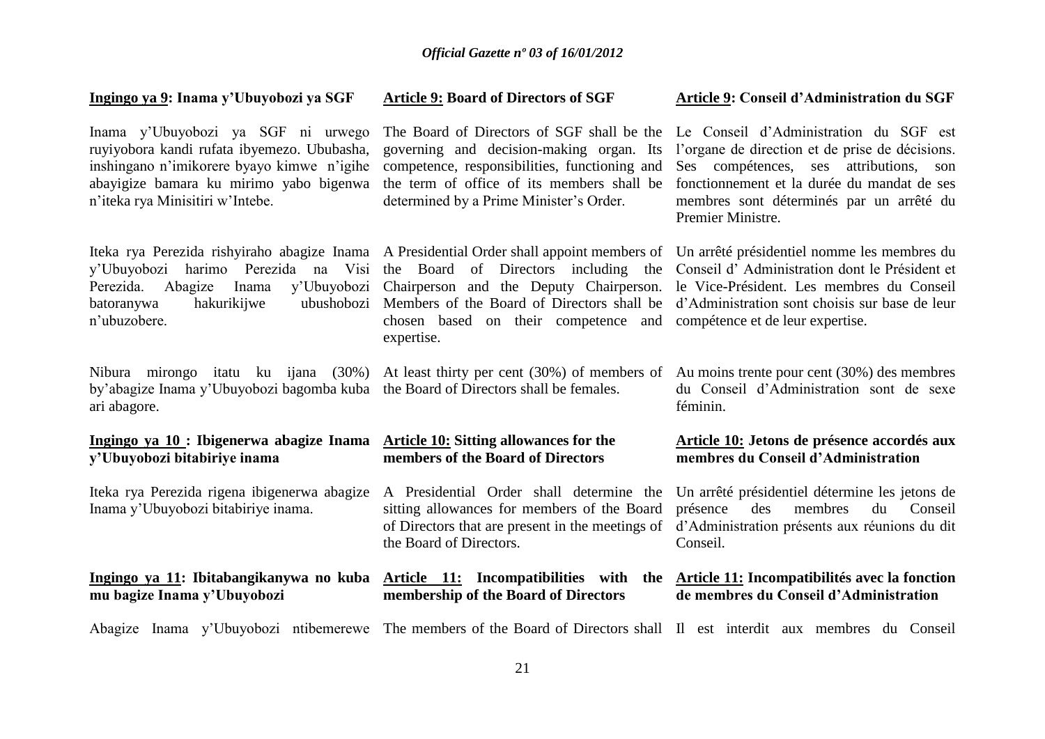**Ingingo ya 9: Inama y'Ubuyobozi ya SGF**

Inama y'Ubuyobozi ya SGF ni urwego ruyiyobora kandi rufata ibyemezo. Ububasha, inshingano n'imikorere byayo kimwe n'igihe abayigize bamara ku mirimo yabo bigenwa n'iteka rya Minisitiri w'Intebe.

Iteka rya Perezida rishyiraho abagize Inama y'Ubuyobozi harimo Perezida na Visi Perezida. Abagize Inama y'Ubuyobozi batoranywa hakurikijwe ubushobozi n'ubuzobere.

Nibura mirongo itatu ku ijana (30%) by'abagize Inama y'Ubuyobozi bagomba kuba ari abagore.

**Ingingo ya 10 : Ibigenerwa abagize Inama y'Ubuyobozi bitabiriye inama**

Iteka rya Perezida rigena ibigenerwa abagize Inama y'Ubuyobozi bitabiriye inama.

**Ingingo ya 11: Ibitabangikanywa no kuba mu bagize Inama y'Ubuyobozi**

Abagize Inama y'Ubuyobozi ntibemerewe

**Article 9: Board of Directors of SGF**

The Board of Directors of SGF shall be the governing and decision-making organ. Its competence, responsibilities, functioning and the term of office of its members shall be determined by a Prime Minister's Order.

A Presidential Order shall appoint members of the Board of Directors including the Chairperson and the Deputy Chairperson. Members of the Board of Directors shall be chosen based on their competence and expertise.

At least thirty per cent (30%) of members of the Board of Directors shall be females.

**Article 10: Sitting allowances for the members of the Board of Directors**

A Presidential Order shall determine the sitting allowances for members of the Board of Directors that are present in the meetings of the Board of Directors.

**Article 11: Incompatibilities with the membership of the Board of Directors**

The members of the Board of Directors shall

**Article 9: Conseil d'Administration du SGF**

Le Conseil d'Administration du SGF est l'organe de direction et de prise de décisions. Ses compétences, ses attributions, son fonctionnement et la durée du mandat de ses membres sont déterminés par un arrêté du Premier Ministre.

Un arrêté présidentiel nomme les membres du Conseil d' Administration dont le Président et le Vice-Président. Les membres du Conseil d'Administration sont choisis sur base de leur compétence et de leur expertise.

Au moins trente pour cent (30%) des membres du Conseil d'Administration sont de sexe féminin.

**Article 10: Jetons de présence accordés aux membres du Conseil d'Administration**

Un arrêté présidentiel détermine les jetons de présence des membres du Conseil d'Administration présents aux réunions du dit Conseil.

**Article 11: Incompatibilités avec la fonction de membres du Conseil d'Administration**

Il est interdit aux membres du Conseil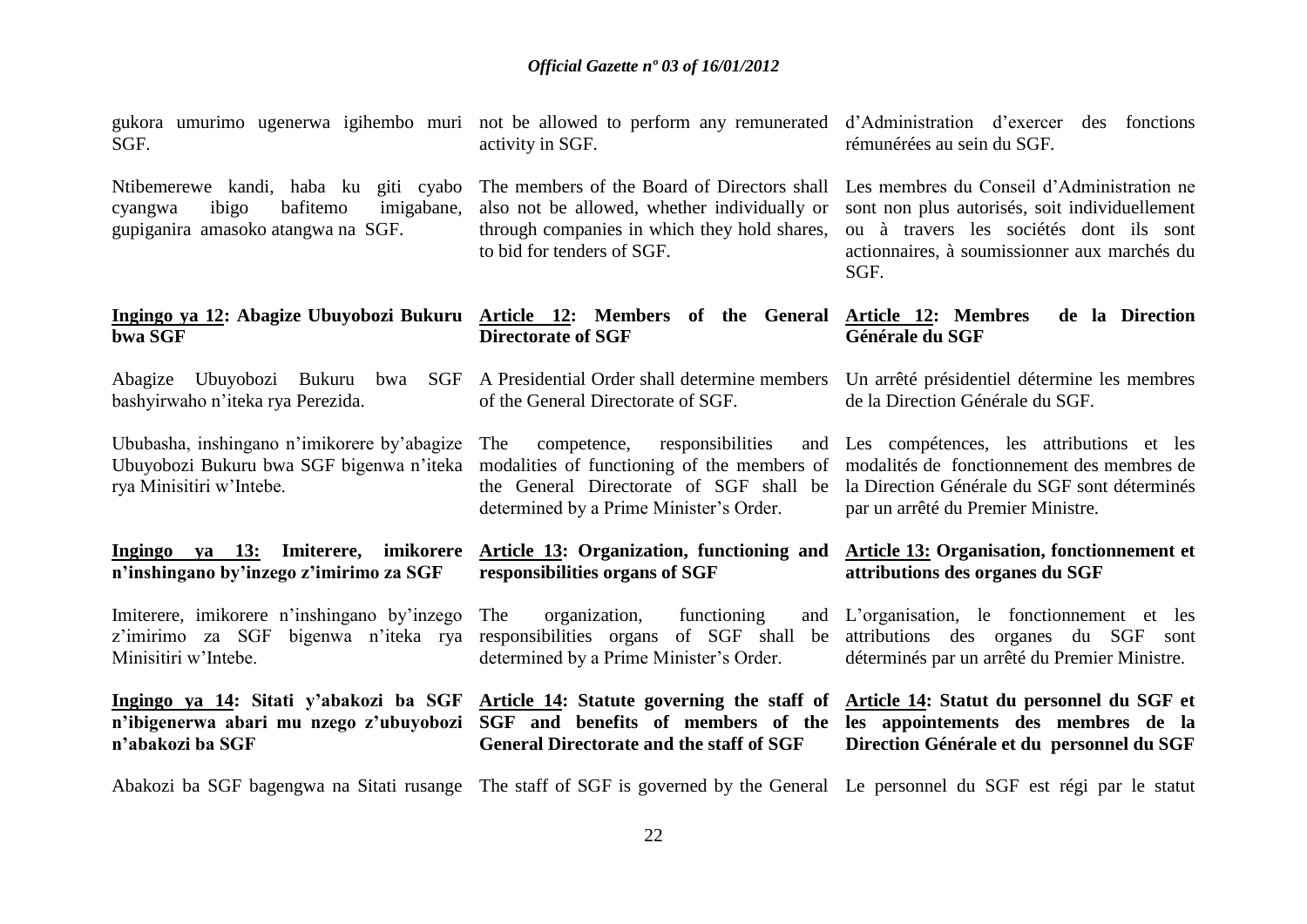gukora umurimo ugenerwa igihembo muri SGF.

Ntibemerewe kandi, haba ku giti cyabo cyangwa ibigo bafitemo imigabane, gupiganira amasoko atangwa na SGF.

**Ingingo ya 12: Abagize Ubuyobozi Bukuru bwa SGF**

Abagize Ubuyobozi Bukuru bwa SGF bashyirwaho n'iteka rya Perezida.

Ububasha, inshingano n'imikorere by'abagize Ubuyobozi Bukuru bwa SGF bigenwa n'iteka rya Minisitiri w'Intebe.

**Ingingo ya 13: Imiterere, imikorere n'inshingano by'inzego z'imirimo za SGF**

Imiterere, imikorere n'inshingano by'inzego z'imirimo za SGF bigenwa n'iteka rya Minisitiri w'Intebe.

**Ingingo ya 14: Sitati y'abakozi ba SGF n'ibigenerwa abari mu nzego z'ubuyobozi n'abakozi ba SGF**

Abakozi ba SGF bagengwa na Sitati rusange

not be allowed to perform any remunerated activity in SGF.

The members of the Board of Directors shall also not be allowed, whether individually or through companies in which they hold shares, to bid for tenders of SGF.

**Article 12: Members of the General Directorate of SGF**

A Presidential Order shall determine members of the General Directorate of SGF.

The competence, responsibilities and modalities of functioning of the members of the General Directorate of SGF shall be determined by a Prime Minister's Order.

**Article 13: Organization, functioning and responsibilities organs of SGF**

The organization, functioning and responsibilities organs of SGF shall be determined by a Prime Minister's Order.

**Article 14: Statute governing the staff of SGF and benefits of members of the General Directorate and the staff of SGF**

The staff of SGF is governed by the General

d'Administration d'exercer des fonctions rémunérées au sein du SGF.

Les membres du Conseil d'Administration ne sont non plus autorisés, soit individuellement ou à travers les sociétés dont ils sont actionnaires, à soumissionner aux marchés du SGF.

**Article 12: Membres de la Direction Générale du SGF**

Un arrêté présidentiel détermine les membres de la Direction Générale du SGF.

Les compétences, les attributions et les modalités de fonctionnement des membres de la Direction Générale du SGF sont déterminés par un arrêté du Premier Ministre.

**Article 13: Organisation, fonctionnement et attributions des organes du SGF**

L'organisation, le fonctionnement et les attributions des organes du SGF sont déterminés par un arrêté du Premier Ministre.

**Article 14: Statut du personnel du SGF et les appointements des membres de la Direction Générale et du personnel du SGF**

Le personnel du SGF est régi par le statut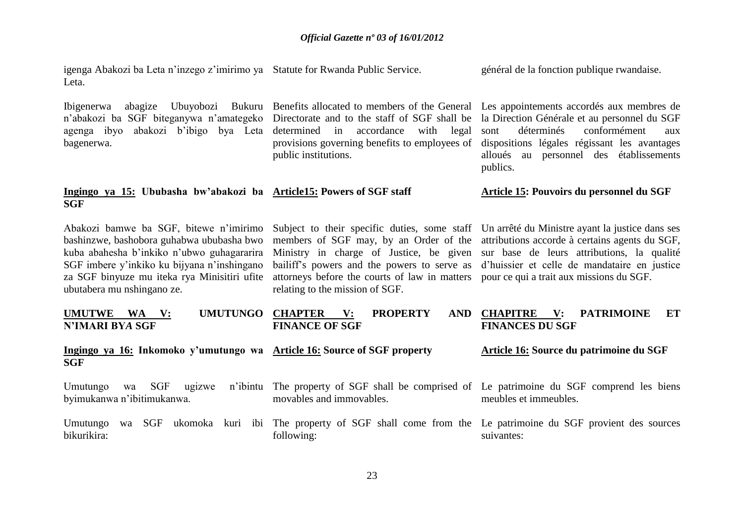igenga Abakozi ba Leta n'inzego z'imirimo ya Leta.

Ibigenerwa abagize Ubuyobozi Bukuru n'abakozi ba SGF biteganywa n'amategeko agenga ibyo abakozi b'ibigo bya Leta bagenerwa.

**Ingingo ya 15: Ububasha bw'abakozi ba SGF**

Abakozi bamwe ba SGF, bitewe n'imirimo bashinzwe, bashobora guhabwa ububasha bwo kuba abahesha b'inkiko n'ubwo guhagararira SGF imbere y'inkiko ku bijyana n'inshingano za SGF binyuze mu iteka rya Minisitiri ufite ubutabera mu nshingano ze.

**UMUTWE WA V: UMUTUNGO N'IMARI BYA SGF**

**Ingingo ya 16: Inkomoko y'umutungo wa SGF**

Umutungo wa SGF ugizwe n'ibintu byimukanwa n'ibitimukanwa.

Umutungo wa SGF ukomoka kuri ibi bikurikira:

---

Statute for Rwanda Public Service.

Benefits allocated to members of the General Directorate and to the staff of SGF shall be determined in accordance with legal provisions governing benefits to employees of public institutions.

**Article15: Powers of SGF staff**

Subject to their specific duties, some staff members of SGF may, by an Order of the Ministry in charge of Justice, be given bailiff's powers and the powers to serve as attorneys before the courts of law in matters relating to the mission of SGF.

**CHAPTER V: PROPERTY AND FINANCE OF SGF**

**Article 16: Source of SGF property**

The property of SGF shall be comprised of movables and immovables.

The property of SGF shall come from the following:

---

général de la fonction publique rwandaise.

Les appointements accordés aux membres de la Direction Générale et au personnel du SGF sont déterminés conformément aux dispositions légales régissant les avantages alloués au personnel des établissements publics.

**Article 15: Pouvoirs du personnel du SGF**

Un arrêté du Ministre ayant la justice dans ses attributions accorde à certains agents du SGF, sur base de leurs attributions, la qualité d'huissier et celle de mandataire en justice pour ce qui a trait aux missions du SGF.

**CHAPITRE V: PATRIMOINE ET FINANCES DU SGF**

**Article 16: Source du patrimoine du SGF**

Le patrimoine du SGF comprend les biens meubles et immeubles.

Le patrimoine du SGF provient des sources suivantes: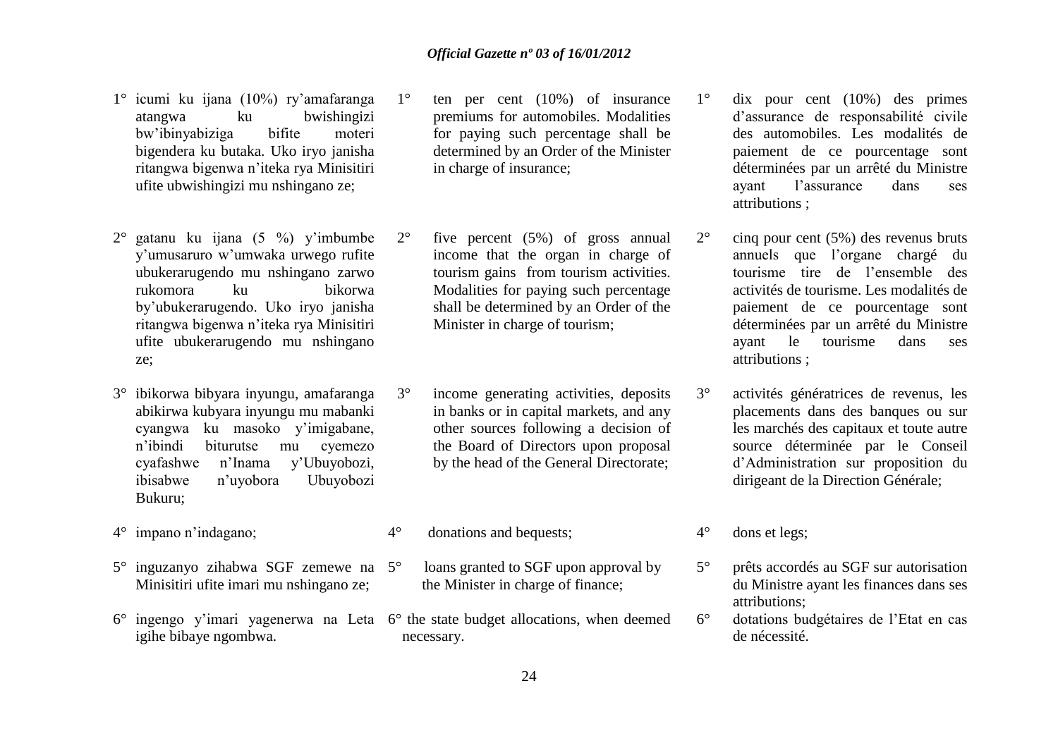1° icumi ku ijana (10%) ry'amafaranga atangwa ku bwishingizi bw'ibinyabiziga bifite moteri bigendera ku butaka. Uko iryo janisha ritangwa bigenwa n'iteka rya Minisitiri ufite ubwishingizi mu nshingano ze;

2° gatanu ku ijana (5 %) y'imbumbe y'umusaruro w'umwaka urwego rufite ubukerarugendo mu nshingano zarwo rukomora ku bikorwa by'ubukerarugendo. Uko iryo janisha ritangwa bigenwa n'iteka rya Minisitiri ufite ubukerarugendo mu nshingano ze;

3° ibikorwa bibyara inyungu, amafaranga abikirwa kubyara inyungu mu mabanki cyangwa ku masoko y'imigabane, n'ibindi biturutse mu cyemezo cyafashwe n'Inama y'Ubuyobozi, ibisabwe n'uyobora Ubuyobozi Bukuru;

4° impano n'indagano;

5° inguzanyo zihabwa SGF zemewe na Minisitiri ufite imari mu nshingano ze;

6° ingengo y'imari yagenerwa na Leta igihe bibaye ngombwa.

1° ten per cent (10%) of insurance premiums for automobiles. Modalities for paying such percentage shall be determined by an Order of the Minister in charge of insurance;

2° five percent (5%) of gross annual income that the organ in charge of tourism gains from tourism activities. Modalities for paying such percentage shall be determined by an Order of the Minister in charge of tourism;

3° income generating activities, deposits in banks or in capital markets, and any other sources following a decision of the Board of Directors upon proposal by the head of the General Directorate;

4° donations and bequests;

5° loans granted to SGF upon approval by the Minister in charge of finance;

6° the state budget allocations, when deemed necessary.

1° dix pour cent (10%) des primes d'assurance de responsabilité civile des automobiles. Les modalités de paiement de ce pourcentage sont déterminées par un arrêté du Ministre ayant l'assurance dans ses attributions ;

2° cinq pour cent (5%) des revenus bruts annuels que l'organe chargé du tourisme tire de l'ensemble des activités de tourisme. Les modalités de paiement de ce pourcentage sont déterminées par un arrêté du Ministre ayant le tourisme dans ses attributions ;

3° activités génératrices de revenus, les placements dans des banques ou sur les marchés des capitaux et toute autre source déterminée par le Conseil d'Administration sur proposition du dirigeant de la Direction Générale;

4° dons et legs;

5° prêts accordés au SGF sur autorisation du Ministre ayant les finances dans ses attributions;

6° dotations budgétaires de l'Etat en cas de nécessité.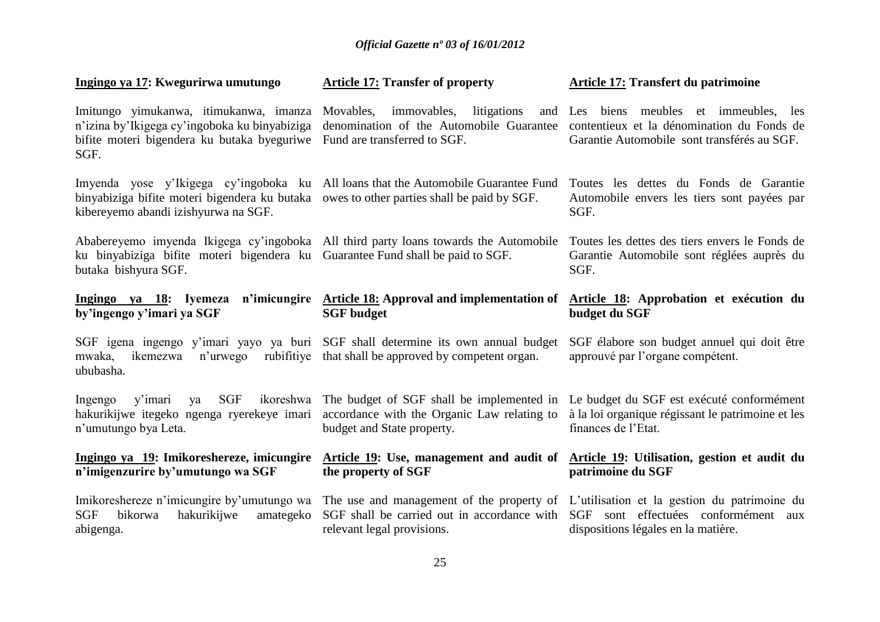**Ingingo ya 17: Kwegurirwa umutungo**

Imitungo yimukanwa, itimukanwa, imanza n'izina by'Ikigega cy'ingoboka ku binyabiziga bifite moteri bigendera ku butaka byeguriwe SGF.

Imyenda yose y'Ikigega cy'ingoboka ku binyabiziga bifite moteri bigendera ku butaka kibereyemo abandi izishyurwa na SGF.

Ababereyemo imyenda Ikigega cy'ingoboka ku binyabiziga bifite moteri bigendera ku butaka bishyura SGF.

**Ingingo ya 18: Iyemeza n'imicungire by'ingengo y'imari ya SGF**

SGF igena ingengo y'imari yayo ya buri mwaka, ikemezwa n'urwego rubifitiye ububasha.

Ingengo y'imari ya SGF ikoreshwa hakurikijwe itegeko ngenga ryerekeye imari n'umutungo bya Leta.

**Ingingo ya 19: Imikoreshereze, imicungire n'imigenzurire by'umutungo wa SGF**

Imikoreshereze n'imicungire by'umutungo wa SGF bikorwa hakurikijwe amategeko abigenga.

**Article 17: Transfer of property**

Movables, immovables, litigations and denomination of the Automobile Guarantee Fund are transferred to SGF.

All loans that the Automobile Guarantee Fund owes to other parties shall be paid by SGF.

All third party loans towards the Automobile Guarantee Fund shall be paid to SGF.

**Article 18: Approval and implementation of SGF budget**

SGF shall determine its own annual budget that shall be approved by competent organ.

The budget of SGF shall be implemented in accordance with the Organic Law relating to budget and State property.

**Article 19: Use, management and audit of the property of SGF**

The use and management of the property of SGF shall be carried out in accordance with relevant legal provisions.

**Article 17: Transfert du patrimoine**

Les biens meubles et immeubles, les contentieux et la dénomination du Fonds de Garantie Automobile sont transférés au SGF.

Toutes les dettes du Fonds de Garantie Automobile envers les tiers sont payées par SGF.

Toutes les dettes des tiers envers le Fonds de Garantie Automobile sont réglées auprès du SGF.

**Article 18: Approbation et exécution du budget du SGF**

SGF élabore son budget annuel qui doit être approuvé par l'organe compétent.

Le budget du SGF est exécuté conformément à la loi organique régissant le patrimoine et les finances de l'Etat.

**Article 19: Utilisation, gestion et audit du patrimoine du SGF**

L'utilisation et la gestion du patrimoine du SGF sont effectuées conformément aux dispositions légales en la matière.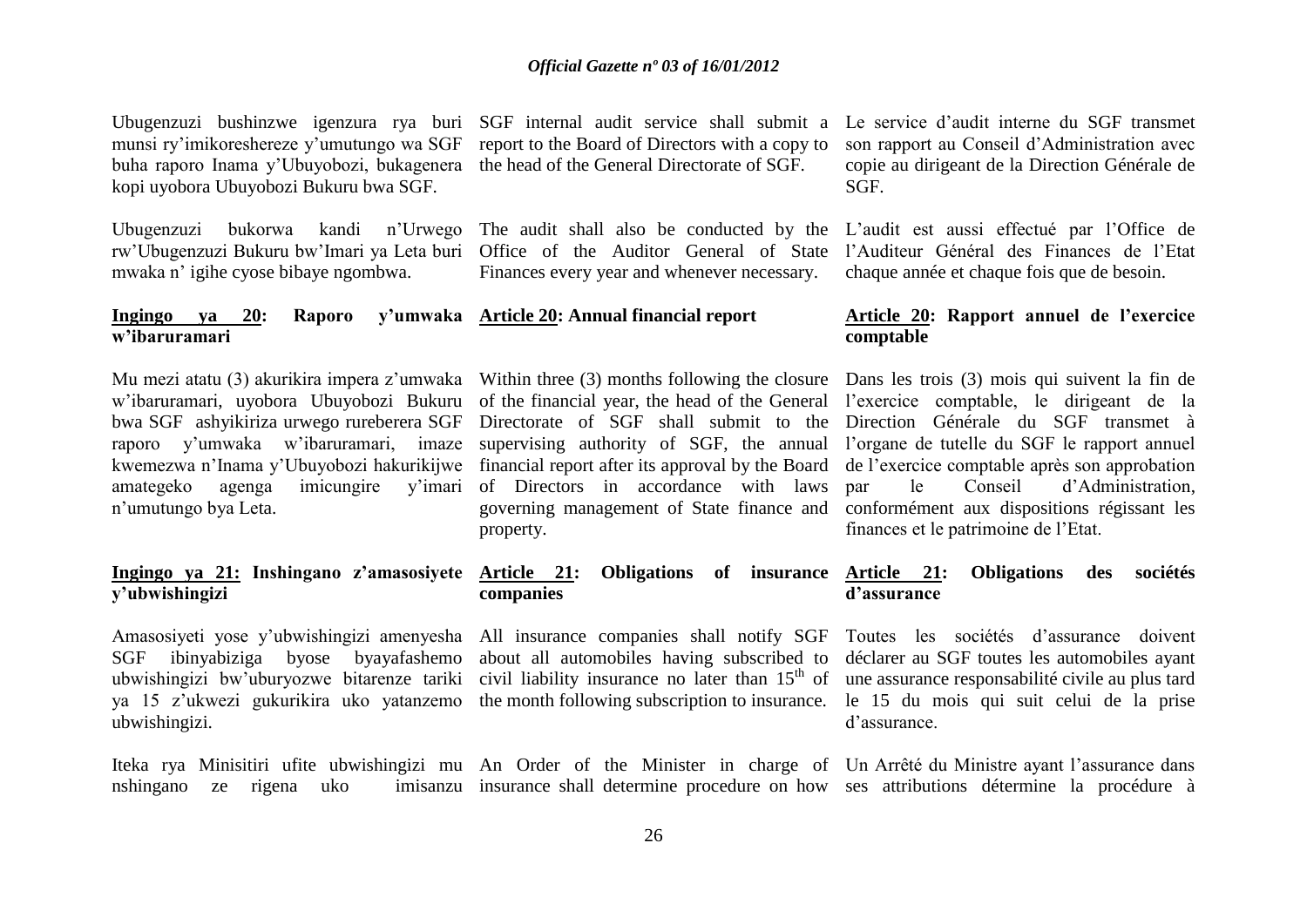Ubugenzuzi bushinzwe igenzura rya buri munsi ry'imikoreshereze y'umutungo wa SGF buha raporo Inama y'Ubuyobozi, bukagenera kopi uyobora Ubuyobozi Bukuru bwa SGF.

Ubugenzuzi bukorwa kandi n'Urwego rw'Ubugenzuzi Bukuru bw'Imari ya Leta buri mwaka n' igihe cyose bibaye ngombwa.

**Ingingo ya 20: Raporo y'umwaka w'ibaruramari**

Mu mezi atatu (3) akurikira impera z'umwaka w'ibaruramari, uyobora Ubuyobozi Bukuru bwa SGF ashyikiriza urwego rureberera SGF raporo y'umwaka w'ibaruramari, imaze kwemezwa n'Inama y'Ubuyobozi hakurikijwe amategeko agenga imicungire y'imari n'umutungo bya Leta.

**Ingingo ya 21: Inshingano z'amasosiyete y'ubwishingizi**

Amasosiyeti yose y'ubwishingizi amenyesha SGF ibinyabiziga byose byayafashemo ubwishingizi bw'uburyozwe bitarenze tariki ya 15 z'ukwezi gukurikira uko yatanzemo ubwishingizi.

Iteka rya Minisitiri ufite ubwishingizi mu nshingano ze rigena uko imisanzu

SGF internal audit service shall submit a report to the Board of Directors with a copy to the head of the General Directorate of SGF.

The audit shall also be conducted by the Office of the Auditor General of State Finances every year and whenever necessary.

**Article 20: Annual financial report**

Within three (3) months following the closure of the financial year, the head of the General Directorate of SGF shall submit to the supervising authority of SGF, the annual financial report after its approval by the Board of Directors in accordance with laws governing management of State finance and property.

**Article 21: Obligations of insurance companies**

All insurance companies shall notify SGF about all automobiles having subscribed to civil liability insurance no later than 15th of the month following subscription to insurance.

An Order of the Minister in charge of insurance shall determine procedure on how

Le service d'audit interne du SGF transmet son rapport au Conseil d'Administration avec copie au dirigeant de la Direction Générale de SGF.

L'audit est aussi effectué par l'Office de l'Auditeur Général des Finances de l'Etat chaque année et chaque fois que de besoin.

**Article 20: Rapport annuel de l'exercice comptable**

Dans les trois (3) mois qui suivent la fin de l'exercice comptable, le dirigeant de la Direction Générale du SGF transmet à l'organe de tutelle du SGF le rapport annuel de l'exercice comptable après son approbation par le Conseil d'Administration, conformément aux dispositions régissant les finances et le patrimoine de l'Etat.

**Article 21: Obligations des sociétés d'assurance**

Toutes les sociétés d'assurance doivent déclarer au SGF toutes les automobiles ayant une assurance responsabilité civile au plus tard le 15 du mois qui suit celui de la prise d'assurance.

Un Arrêté du Ministre ayant l'assurance dans ses attributions détermine la procédure à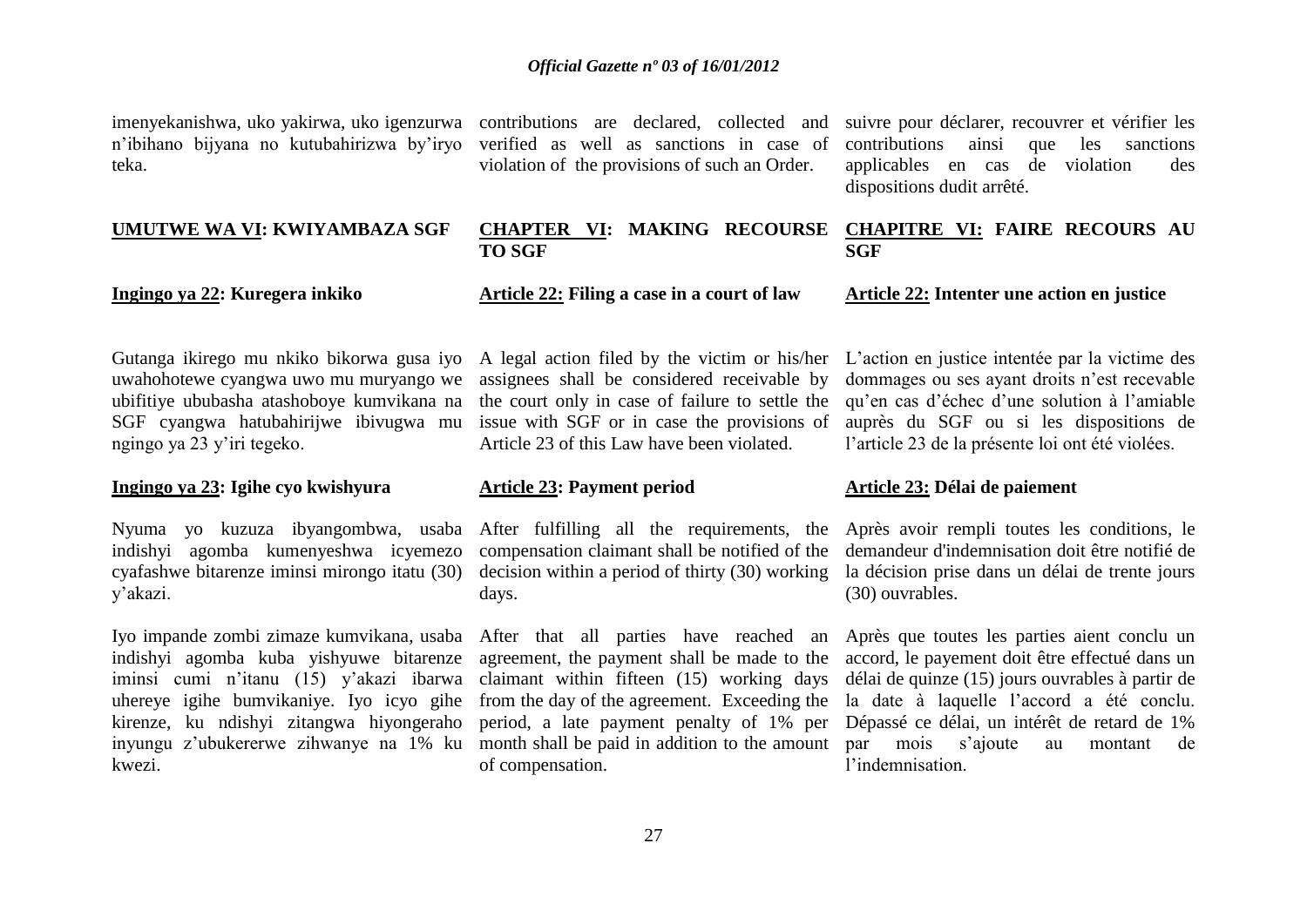imenyekanishwa, uko yakirwa, uko igenzurwa n'ibihano bijyana no kutubahirizwa by'iryo teka.

contributions are declared, collected and verified as well as sanctions in case of violation of the provisions of such an Order.

suivre pour déclarer, recouvrer et vérifier les contributions ainsi que les sanctions applicables en cas de violation des dispositions dudit arrêté.

## UMUTWE WA VI: KWIYAMBAZA SGF

## CHAPTER VI: MAKING RECOURSE TO SGF

## CHAPITRE VI: FAIRE RECOURS AU SGF

### Ingingo ya 22: Kuregera inkiko

Gutanga ikirego mu nkiko bikorwa gusa iyo uwahohotewe cyangwa uwo mu muryango we ubifitiye ububasha atashoboye kumvikana na SGF cyangwa hatubahirijwe ibivugwa mu ngingo ya 23 y'iri tegeko.

### Article 22: Filing a case in a court of law

A legal action filed by the victim or his/her assignees shall be considered receivable by the court only in case of failure to settle the issue with SGF or in case the provisions of Article 23 of this Law have been violated.

### Article 22: Intenter une action en justice

L'action en justice intentée par la victime des dommages ou ses ayant droits n'est recevable qu'en cas d'échec d'une solution à l'amiable auprès du SGF ou si les dispositions de l'article 23 de la présente loi ont été violées.

### Ingingo ya 23: Igihe cyo kwishyura

Nyuma yo kuzuza ibyangombwa, usaba indishyi agomba kumenyeshwa icyemezo cyafashwe bitarenze iminsi mirongo itatu (30) y'akazi.

Iyo impande zombi zimaze kumvikana, usaba indishyi agomba kuba yishyuwe bitarenze iminsi cumi n'itanu (15) y'akazi ibarwa uhereye igihe bumvikaniye. Iyo icyo gihe kirenze, ku ndishyi zitangwa hiyongeraho inyungu z'ubukererwe zihwanye na 1% ku kwezi.

### Article 23: Payment period

After fulfilling all the requirements, the compensation claimant shall be notified of the decision within a period of thirty (30) working days.

After that all parties have reached an agreement, the payment shall be made to the claimant within fifteen (15) working days from the day of the agreement. Exceeding the period, a late payment penalty of 1% per month shall be paid in addition to the amount of compensation.

### Article 23: Délai de paiement

Après avoir rempli toutes les conditions, le demandeur d'indemnisation doit être notifié de la décision prise dans un délai de trente jours (30) ouvrables.

Après que toutes les parties aient conclu un accord, le payement doit être effectué dans un délai de quinze (15) jours ouvrables à partir de la date à laquelle l'accord a été conclu. Dépassé ce délai, un intérêt de retard de 1% par mois s'ajoute au montant de l'indemnisation.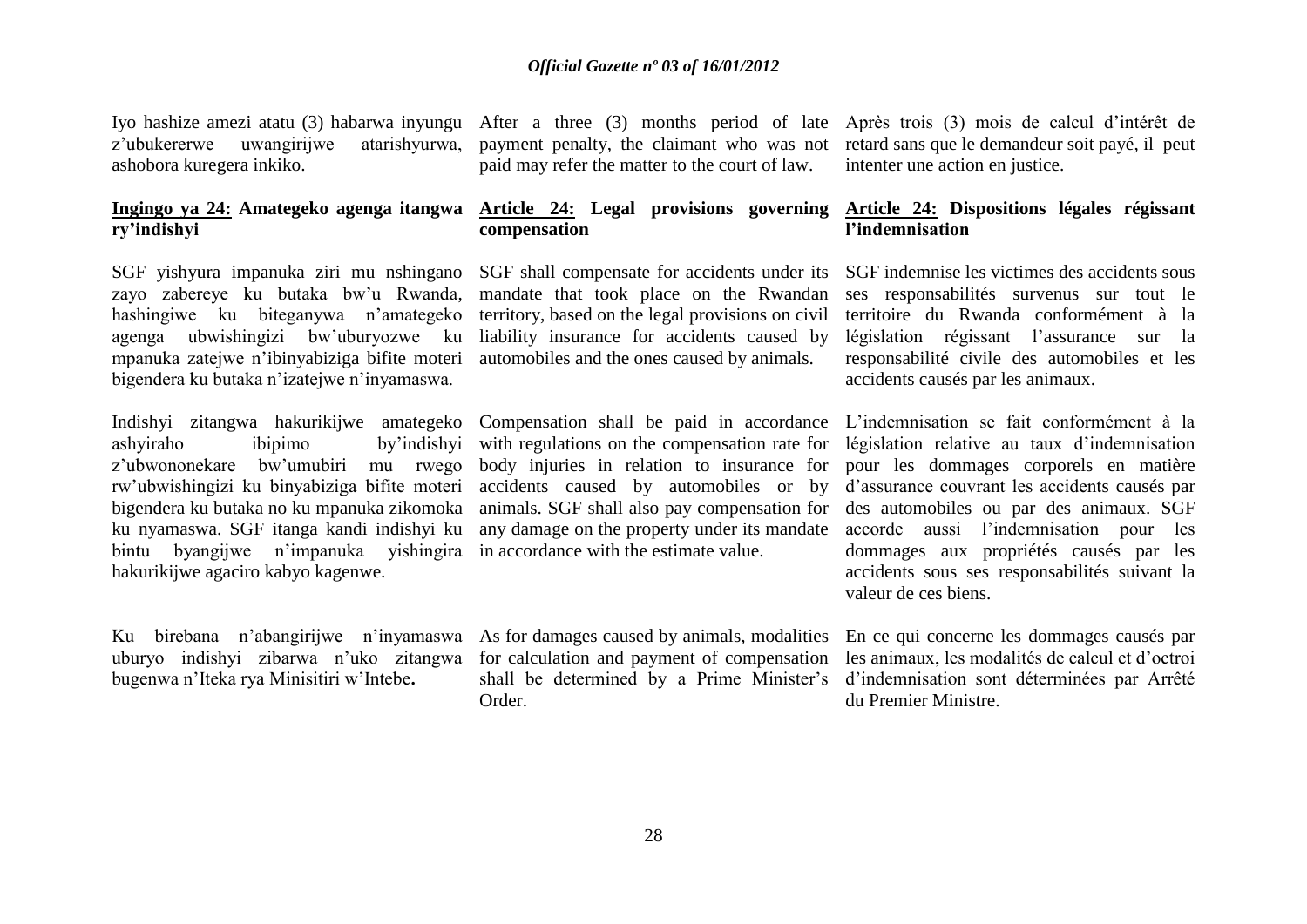Iyo hashize amezi atatu (3) habarwa inyungu z'ubukererwe uwangirijwe atarishyurwa, ashobora kuregera inkiko.

After a three (3) months period of late payment penalty, the claimant who was not paid may refer the matter to the court of law.

Après trois (3) mois de calcul d'intérêt de retard sans que le demandeur soit payé, il peut intenter une action en justice.

**Ingingo ya 24: Amategeko agenga itangwa ry'indishyi**

SGF yishyura impanuka ziri mu nshingano zayo zabereye ku butaka bw'u Rwanda, hashingiwe ku biteganywa n'amategeko agenga ubwishingizi bw'uburyozwe ku mpanuka zatejwe n'ibinyabiziga bifite moteri bigendera ku butaka n'izatejwe n'inyamaswa.

Indishyi zitangwa hakurikijwe amategeko ashyiraho ibipimo by'indishyi z'ubwononekare bw'umubiri mu rwego rw'ubwishingizi ku binyabiziga bifite moteri bigendera ku butaka no ku mpanuka zikomoka ku nyamaswa. SGF itanga kandi indishyi ku bintu byangijwe n'impanuka yishingira hakurikijwe agaciro kabyo kagenwe.

Ku birebana n'abangirijwe n'inyamaswa uburyo indishyi zibarwa n'uko zitangwa bugenwa n'Iteka rya Minisitiri w'Intebe**.**

**Article 24: Legal provisions governing compensation**

SGF shall compensate for accidents under its mandate that took place on the Rwandan territory, based on the legal provisions on civil liability insurance for accidents caused by automobiles and the ones caused by animals.

Compensation shall be paid in accordance with regulations on the compensation rate for body injuries in relation to insurance for accidents caused by automobiles or by animals. SGF shall also pay compensation for any damage on the property under its mandate in accordance with the estimate value.

As for damages caused by animals, modalities for calculation and payment of compensation shall be determined by a Prime Minister's Order.

**Article 24: Dispositions légales régissant l'indemnisation**

SGF indemnise les victimes des accidents sous ses responsabilités survenus sur tout le territoire du Rwanda conformément à la législation régissant l'assurance sur la responsabilité civile des automobiles et les accidents causés par les animaux.

L'indemnisation se fait conformément à la législation relative au taux d'indemnisation pour les dommages corporels en matière d'assurance couvrant les accidents causés par des automobiles ou par des animaux. SGF accorde aussi l'indemnisation pour les dommages aux propriétés causés par les accidents sous ses responsabilités suivant la valeur de ces biens.

En ce qui concerne les dommages causés par les animaux, les modalités de calcul et d'octroi d'indemnisation sont déterminées par Arrêté du Premier Ministre.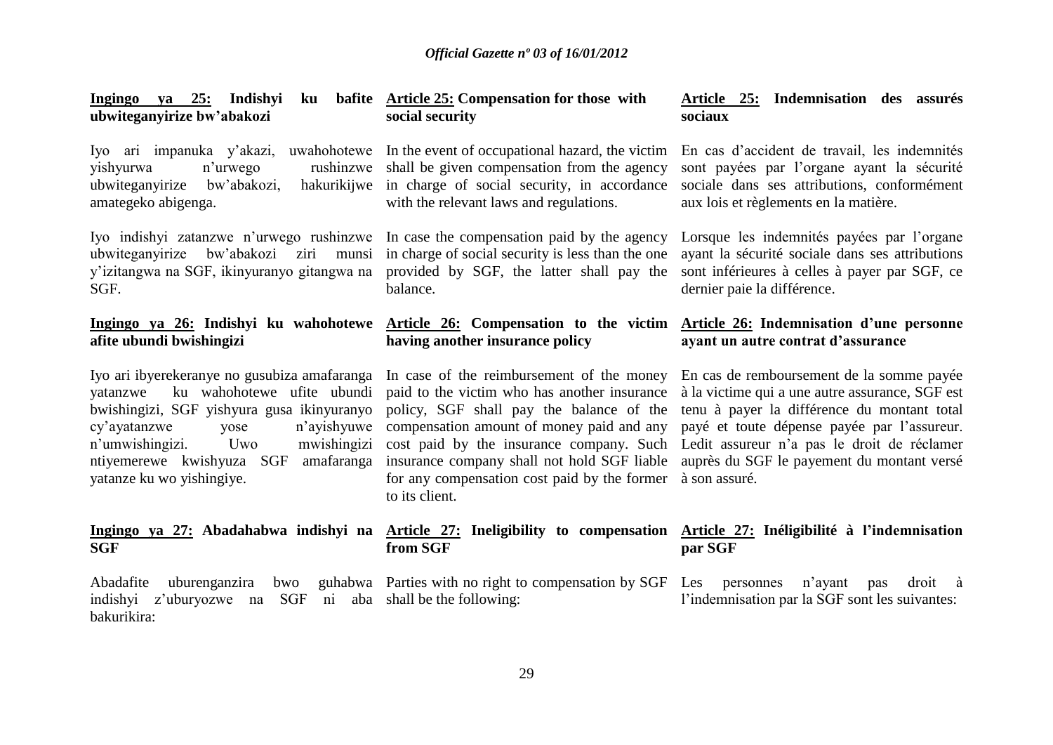**Ingingo ya 25: Indishyi ku bafite ubwiteganyirize bw'abakozi**

Iyo ari impanuka y'akazi, uwahohotewe yishyurwa n'urwego rushinzwe ubwiteganyirize bw'abakozi, hakurikijwe amategeko abigenga.

Iyo indishyi zatanzwe n'urwego rushinzwe ubwiteganyirize bw'abakozi ziri munsi y'izitangwa na SGF, ikinyuranyo gitangwa na SGF.

**Ingingo ya 26: Indishyi ku wahohotewe afite ubundi bwishingizi**

Iyo ari ibyerekeranye no gusubiza amafaranga yatanzwe ku wahohotewe ufite ubundi bwishingizi, SGF yishyura gusa ikinyuranyo cy'ayatanzwe yose n'ayishyuwe n'umwishingizi. Uwo mwishingizi ntiyemerewe kwishyuza SGF amafaranga yatanze ku wo yishingiye.

**Ingingo ya 27: Abadahabwa indishyi na SGF**

Abadafite uburenganzira bwo guhabwa indishyi z'uburyozwe na SGF ni aba bakurikira:

**Article 25: Compensation for those with social security**

In the event of occupational hazard, the victim shall be given compensation from the agency in charge of social security, in accordance with the relevant laws and regulations.

In case the compensation paid by the agency in charge of social security is less than the one provided by SGF, the latter shall pay the balance.

**Article 26: Compensation to the victim having another insurance policy**

In case of the reimbursement of the money paid to the victim who has another insurance policy, SGF shall pay the balance of the compensation amount of money paid and any cost paid by the insurance company. Such insurance company shall not hold SGF liable for any compensation cost paid by the former to its client.

**Article 27: Ineligibility to compensation from SGF**

Parties with no right to compensation by SGF shall be the following:

**Article 25: Indemnisation des assurés sociaux**

En cas d'accident de travail, les indemnités sont payées par l'organe ayant la sécurité sociale dans ses attributions, conformément aux lois et règlements en la matière.

Lorsque les indemnités payées par l'organe ayant la sécurité sociale dans ses attributions sont inférieures à celles à payer par SGF, ce dernier paie la différence.

**Article 26: Indemnisation d'une personne ayant un autre contrat d'assurance**

En cas de remboursement de la somme payée à la victime qui a une autre assurance, SGF est tenu à payer la différence du montant total payé et toute dépense payée par l'assureur. Ledit assureur n'a pas le droit de réclamer auprès du SGF le payement du montant versé à son assuré.

**Article 27: Inéligibilité à l'indemnisation par SGF**

Les personnes n'ayant pas droit à l'indemnisation par la SGF sont les suivantes: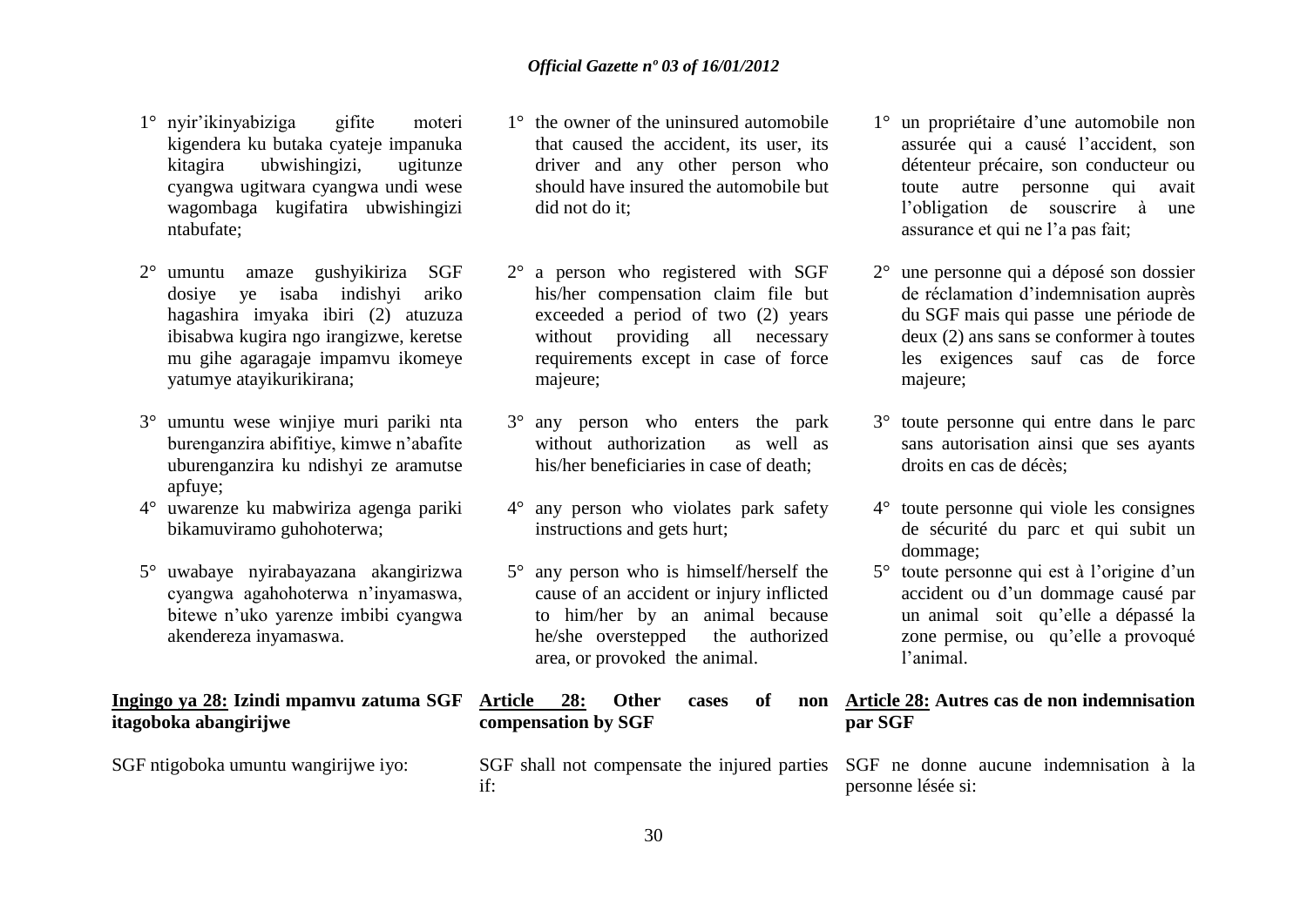1° nyir'ikinyabiziga gifite moteri kigendera ku butaka cyateje impanuka kitagira ubwishingizi, ugitunze cyangwa ugitwara cyangwa undi wese wagombaga kugifatira ubwishingizi ntabufate;

2° umuntu amaze gushyikiriza SGF dosiye ye isaba indishyi ariko hagashira imyaka ibiri (2) atuzuza ibisabwa kugira ngo irangizwe, keretse mu gihe agaragaje impamvu ikomeye yatumye atayikurikirana;

3° umuntu wese winjiye muri pariki nta burenganzira abifitiye, kimwe n'abafite uburenganzira ku ndishyi ze aramutse apfuye;

4° uwarenze ku mabwiriza agenga pariki bikamuviramo guhohoterwa;

5° uwabaye nyirabayazana akangirizwa cyangwa agahohoterwa n'inyamaswa, bitewe n'uko yarenze imbibi cyangwa akendereza inyamaswa.

**Ingingo ya 28: Izindi mpamvu zatuma SGF itagoboka abangirijwe**

SGF ntigoboka umuntu wangirijwe iyo:

1° the owner of the uninsured automobile that caused the accident, its user, its driver and any other person who should have insured the automobile but did not do it;

2° a person who registered with SGF his/her compensation claim file but exceeded a period of two (2) years without providing all necessary requirements except in case of force majeure;

3° any person who enters the park without authorization as well as his/her beneficiaries in case of death;

4° any person who violates park safety instructions and gets hurt;

5° any person who is himself/herself the cause of an accident or injury inflicted to him/her by an animal because he/she overstepped the authorized area, or provoked the animal.

**Article 28: Other cases of non compensation by SGF**

SGF shall not compensate the injured parties if:

1° un propriétaire d'une automobile non assurée qui a causé l'accident, son détenteur précaire, son conducteur ou toute autre personne qui avait l'obligation de souscrire à une assurance et qui ne l'a pas fait;

2° une personne qui a déposé son dossier de réclamation d'indemnisation auprès du SGF mais qui passe une période de deux (2) ans sans se conformer à toutes les exigences sauf cas de force majeure;

3° toute personne qui entre dans le parc sans autorisation ainsi que ses ayants droits en cas de décès;

4° toute personne qui viole les consignes de sécurité du parc et qui subit un dommage;

5° toute personne qui est à l'origine d'un accident ou d'un dommage causé par un animal soit qu'elle a dépassé la zone permise, ou qu'elle a provoqué l'animal.

**Article 28: Autres cas de non indemnisation par SGF**

SGF ne donne aucune indemnisation à la personne lésée si: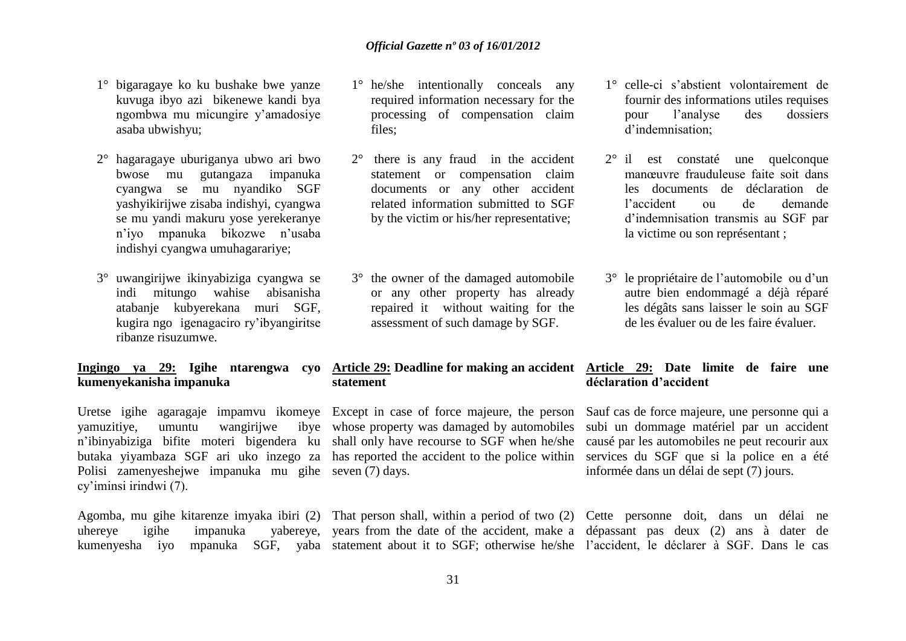1° bigaragaye ko ku bushake bwe yanze kuvuga ibyo azi bikenewe kandi bya ngombwa mu micungire y'amadosiye asaba ubwishyu;

2° hagaragaye uburiganya ubwo ari bwo bwose mu gutangaza impanuka cyangwa se mu nyandiko SGF yashyikirijwe zisaba indishyi, cyangwa se mu yandi makuru yose yerekeranye n'iyo mpanuka bikozwe n'usaba indishyi cyangwa umuhagarariye;

3° uwangirijwe ikinyabiziga cyangwa se indi mitungo wahise abisanisha atabanje kubyerekana muri SGF, kugira ngo igenagaciro ry'ibyangiritse ribanze risuzumwe.

**Ingingo ya 29: Igihe ntarengwa cyo kumenyekanisha impanuka**

Uretse igihe agaragaje impamvu ikomeye yamuzitiye, umuntu wangirijwe ibye n'ibinyabiziga bifite moteri bigendera ku butaka yiyambaza SGF ari uko inzego za Polisi zamenyeshejwe impanuka mu gihe cy'iminsi irindwi (7).

Agomba, mu gihe kitarenze imyaka ibiri (2) uhereye igihe impanuka yabereye, kumenyesha iyo mpanuka SGF, yaba

1° he/she intentionally conceals any required information necessary for the processing of compensation claim files;

2° there is any fraud in the accident statement or compensation claim documents or any other accident related information submitted to SGF by the victim or his/her representative;

3° the owner of the damaged automobile or any other property has already repaired it without waiting for the assessment of such damage by SGF.

**Article 29: Deadline for making an accident statement**

Except in case of force majeure, the person whose property was damaged by automobiles shall only have recourse to SGF when he/she has reported the accident to the police within seven (7) days.

That person shall, within a period of two (2) years from the date of the accident, make a statement about it to SGF; otherwise he/she

1° celle-ci s'abstient volontairement de fournir des informations utiles requises pour l'analyse des dossiers d'indemnisation;

2° il est constaté une quelconque manœuvre frauduleuse faite soit dans les documents de déclaration de l'accident ou de demande d'indemnisation transmis au SGF par la victime ou son représentant ;

3° le propriétaire de l'automobile ou d'un autre bien endommagé a déjà réparé les dégâts sans laisser le soin au SGF de les évaluer ou de les faire évaluer.

**Article 29: Date limite de faire une déclaration d'accident**

Sauf cas de force majeure, une personne qui a subi un dommage matériel par un accident causé par les automobiles ne peut recourir aux services du SGF que si la police en a été informée dans un délai de sept (7) jours.

Cette personne doit, dans un délai ne dépassant pas deux (2) ans à dater de l'accident, le déclarer à SGF. Dans le cas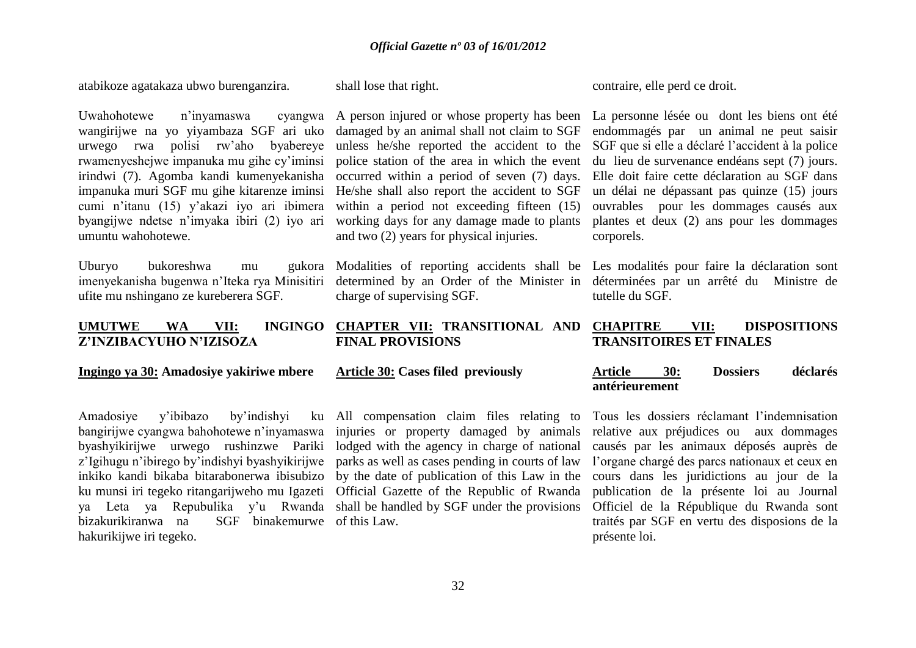atabikoze agatakaza ubwo burenganzira.

Uwahohotewe n'inyamaswa cyangwa wangirijwe na yo yiyambaza SGF ari uko urwego rwa polisi rw'aho byabereye rwamenyeshejwe impanuka mu gihe cy'iminsi irindwi (7). Agomba kandi kumenyekanisha impanuka muri SGF mu gihe kitarenze iminsi cumi n'itanu (15) y'akazi iyo ari ibimera byangijwe ndetse n'imyaka ibiri (2) iyo ari umuntu wahohotewe.

Uburyo bukoreshwa mu gukora imenyekanisha bugenwa n'Iteka rya Minisitiri ufite mu nshingano ze kureberera SGF.

## UMUTWE WA VII: INGINGO Z'INZIBACYUHO N'IZISOZA

### Ingingo ya 30: Amadosiye yakiriwe mbere

Amadosiye y'ibibazo by'indishyi ku bangirijwe cyangwa bahohotewe n'inyamaswa byashyikirijwe urwego rushinzwe Pariki z'Igihugu n'ibirego by'indishyi byashyikirijwe inkiko kandi bikaba bitarabonerwa ibisubizo ku munsi iri tegeko ritangarijweho mu Igazeti ya Leta ya Repubulika y'u Rwanda bizakurikiranwa na SGF binakemurwe hakurikijwe iri tegeko.

shall lose that right.

A person injured or whose property has been damaged by an animal shall not claim to SGF unless he/she reported the accident to the police station of the area in which the event occurred within a period of seven (7) days. He/she shall also report the accident to SGF within a period not exceeding fifteen (15) working days for any damage made to plants and two (2) years for physical injuries.

Modalities of reporting accidents shall be determined by an Order of the Minister in charge of supervising SGF.

## CHAPTER VII: TRANSITIONAL AND FINAL PROVISIONS

### Article 30: Cases filed previously

All compensation claim files relating to injuries or property damaged by animals lodged with the agency in charge of national parks as well as cases pending in courts of law by the date of publication of this Law in the Official Gazette of the Republic of Rwanda shall be handled by SGF under the provisions of this Law.

contraire, elle perd ce droit.

La personne lésée ou dont les biens ont été endommagés par un animal ne peut saisir SGF que si elle a déclaré l'accident à la police du lieu de survenance endéans sept (7) jours. Elle doit faire cette déclaration au SGF dans un délai ne dépassant pas quinze (15) jours ouvrables pour les dommages causés aux plantes et deux (2) ans pour les dommages corporels.

Les modalités pour faire la déclaration sont déterminées par un arrêté du Ministre de tutelle du SGF.

## CHAPITRE VII: DISPOSITIONS TRANSITOIRES ET FINALES

### Article 30: Dossiers déclarés antérieurement

Tous les dossiers réclamant l'indemnisation relative aux préjudices ou aux dommages causés par les animaux déposés auprès de l'organe chargé des parcs nationaux et ceux en cours dans les juridictions au jour de la publication de la présente loi au Journal Officiel de la République du Rwanda sont traités par SGF en vertu des disposions de la présente loi.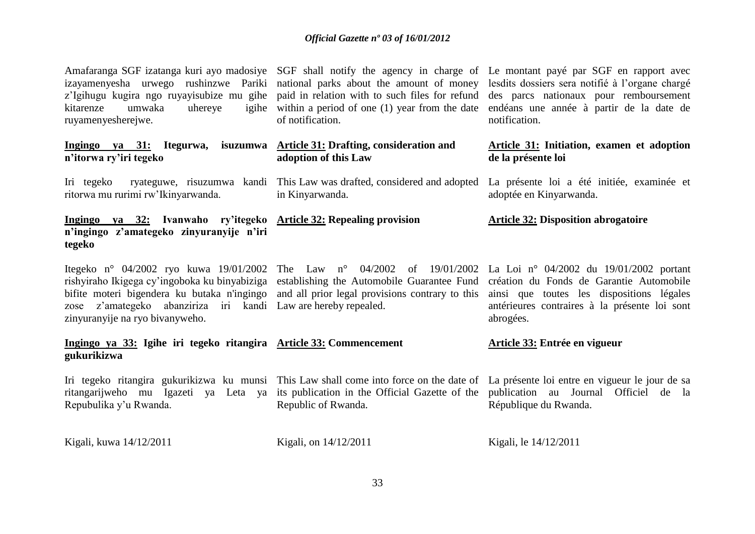Amafaranga SGF izatanga kuri ayo madosiye izayamenyesha urwego rushinzwe Pariki z'Igihugu kugira ngo ruyayisubize mu gihe kitarenze umwaka uhereye igihe ruyamenyesherejwe.

**Ingingo ya 31: Itegurwa, isuzumwa n'itorwa ry'iri tegeko**

Iri tegeko ryateguwe, risuzumwa kandi ritorwa mu rurimi rw'Ikinyarwanda.

**Ingingo ya 32: Ivanwaho ry'itegeko n'ingingo z'amategeko zinyuranyije n'iri tegeko**

Itegeko n° 04/2002 ryo kuwa 19/01/2002 rishyiraho Ikigega cy'ingoboka ku binyabiziga bifite moteri bigendera ku butaka n'ingingo zose z'amategeko abanziriza iri kandi zinyuranyije na ryo bivanyweho.

**Ingingo ya 33: Igihe iri tegeko ritangira gukurikizwa**

Iri tegeko ritangira gukurikizwa ku munsi ritangarijweho mu Igazeti ya Leta ya Repubulika y'u Rwanda.

Kigali, kuwa 14/12/2011

SGF shall notify the agency in charge of national parks about the amount of money paid in relation with to such files for refund within a period of one (1) year from the date of notification.

**Article 31: Drafting, consideration and adoption of this Law**

This Law was drafted, considered and adopted in Kinyarwanda.

**Article 32: Repealing provision**

The Law n° 04/2002 of 19/01/2002 establishing the Automobile Guarantee Fund and all prior legal provisions contrary to this Law are hereby repealed.

**Article 33: Commencement**

This Law shall come into force on the date of its publication in the Official Gazette of the Republic of Rwanda.

Kigali, on 14/12/2011

Le montant payé par SGF en rapport avec lesdits dossiers sera notifié à l'organe chargé des parcs nationaux pour remboursement endéans une année à partir de la date de notification.

**Article 31: Initiation, examen et adoption de la présente loi**

La présente loi a été initiée, examinée et adoptée en Kinyarwanda.

**Article 32: Disposition abrogatoire**

La Loi n° 04/2002 du 19/01/2002 portant création du Fonds de Garantie Automobile ainsi que toutes les dispositions légales antérieures contraires à la présente loi sont abrogées.

**Article 33: Entrée en vigueur**

La présente loi entre en vigueur le jour de sa publication au Journal Officiel de la République du Rwanda.

Kigali, le 14/12/2011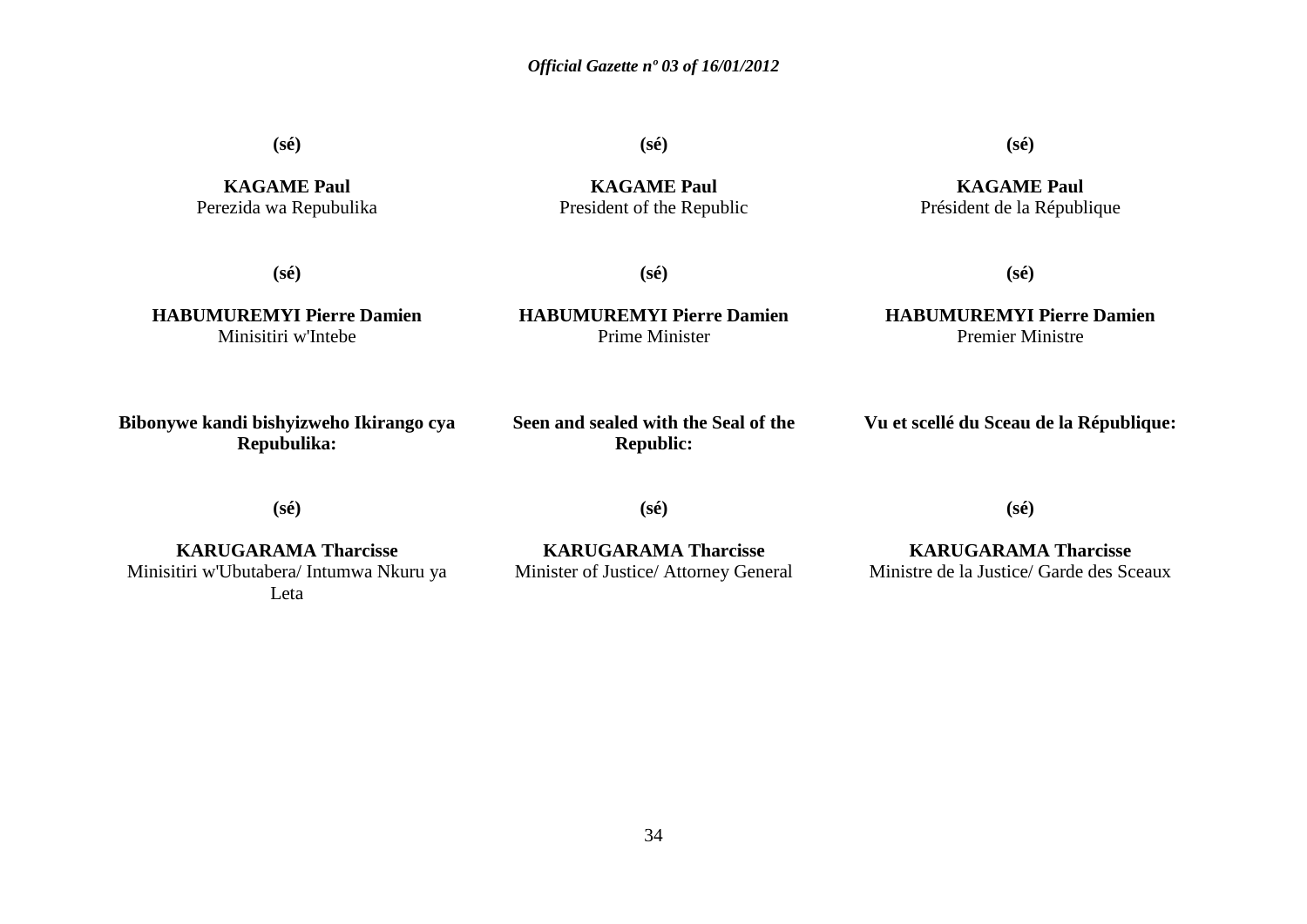**(sé)**

**KAGAME Paul**
Perezida wa Repubulika

**(sé)**

**HABUMUREMYI Pierre Damien**
Minisitiri w'Intebe

**Bibonywe kandi bishyizweho Ikirango cya Repubulika:**

**(sé)**

**KARUGARAMA Tharcisse**
Minisitiri w'Ubutabera/ Intumwa Nkuru ya Leta

**(sé)**

**KAGAME Paul**
President of the Republic

**(sé)**

**HABUMUREMYI Pierre Damien**
Prime Minister

**Seen and sealed with the Seal of the Republic:**

**(sé)**

**KARUGARAMA Tharcisse**
Minister of Justice/ Attorney General

**(sé)**

**KAGAME Paul**
Président de la République

**(sé)**

**HABUMUREMYI Pierre Damien**
Premier Ministre

**Vu et scellé du Sceau de la République:**

**(sé)**

**KARUGARAMA Tharcisse**
Ministre de la Justice/ Garde des Sceaux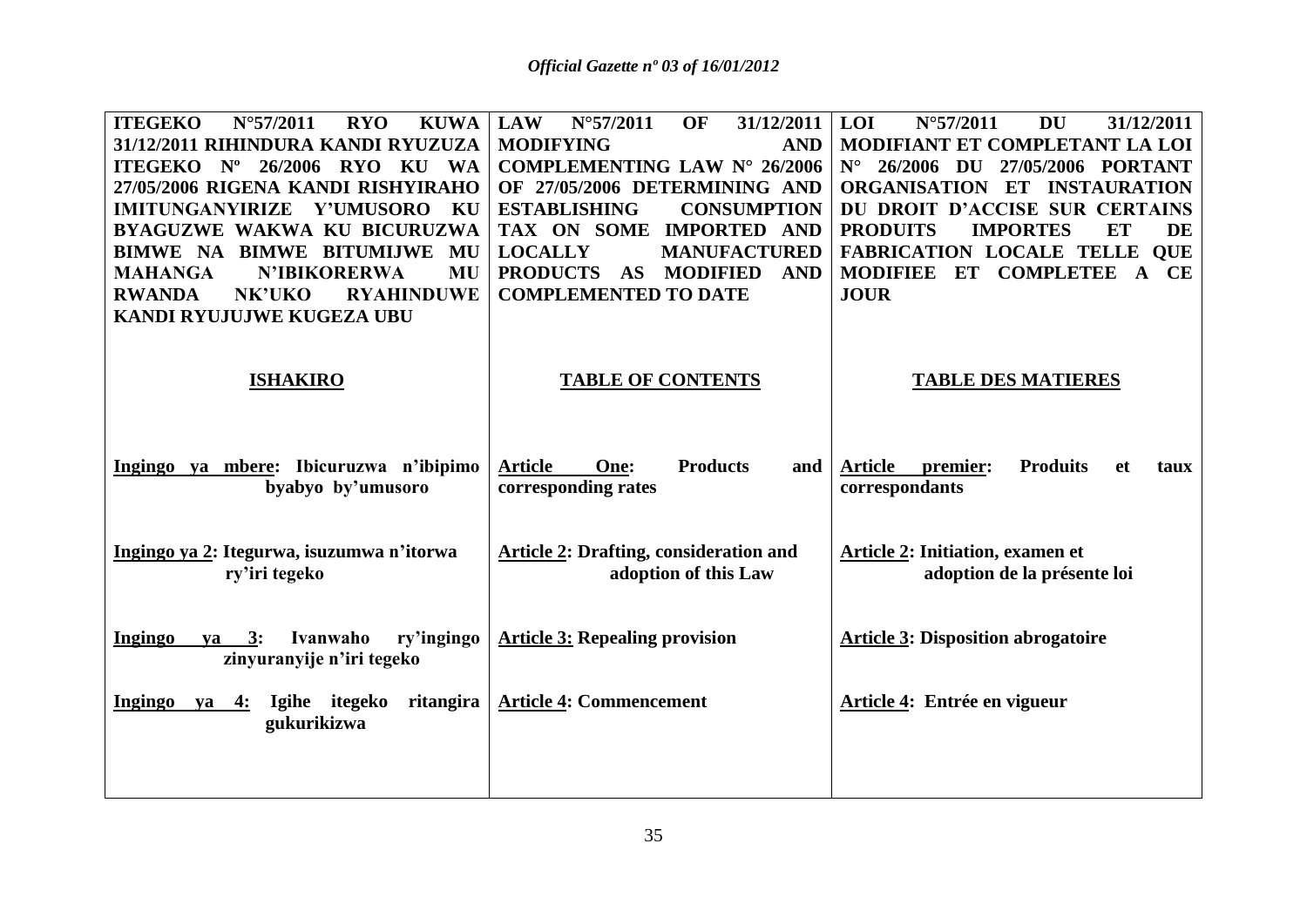| **ITEGEKO N°57/2011 RYO KUWA 31/12/2011 RIHINDURA KANDI RYUZUZA ITEGEKO Nº 26/2006 RYO KU WA 27/05/2006 RIGENA KANDI RISHYIRAHO IMITUNGANYIRIZE Y'UMUSORO KU BYAGUZWE WAKWA KU BICURUZWA BIMWE NA BIMWE BITUMIJWE MU MAHANGA N'IBIKORERWA MU RWANDA NK'UKO RYAHINDUWE KANDI RYUJUJWE KUGEZA UBU** | **LAW N°57/2011 OF 31/12/2011 MODIFYING AND COMPLEMENTING LAW N° 26/2006 OF 27/05/2006 DETERMINING AND ESTABLISHING CONSUMPTION TAX ON SOME IMPORTED AND LOCALLY MANUFACTURED PRODUCTS AS MODIFIED AND COMPLEMENTED TO DATE** | **LOI N°57/2011 DU 31/12/2011 MODIFIANT ET COMPLETANT LA LOI N° 26/2006 DU 27/05/2006 PORTANT ORGANISATION ET INSTAURATION DU DROIT D'ACCISE SUR CERTAINS PRODUITS IMPORTES ET DE FABRICATION LOCALE TELLE QUE MODIFIEE ET COMPLETEE A CE JOUR** |
|---|---|---|
| **ISHAKIRO** | **TABLE OF CONTENTS** | **TABLE DES MATIERES** |
| **Ingingo ya mbere: Ibicuruzwa n'ibipimo byabyo by'umusoro** | **Article One: Products and corresponding rates** | **Article premier: Produits et taux correspondants** |
| **Ingingo ya 2: Itegurwa, isuzumwa n'itorwa ry'iri tegeko** | **Article 2: Drafting, consideration and adoption of this Law** | **Article 2: Initiation, examen et adoption de la présente loi** |
| **Ingingo ya 3: Ivanwaho ry'ingingo zinyuranyije n'iri tegeko** | **Article 3: Repealing provision** | **Article 3: Disposition abrogatoire** |
| **Ingingo ya 4: Igihe itegeko ritangira gukurikizwa** | **Article 4: Commencement** | **Article 4: Entrée en vigueur** |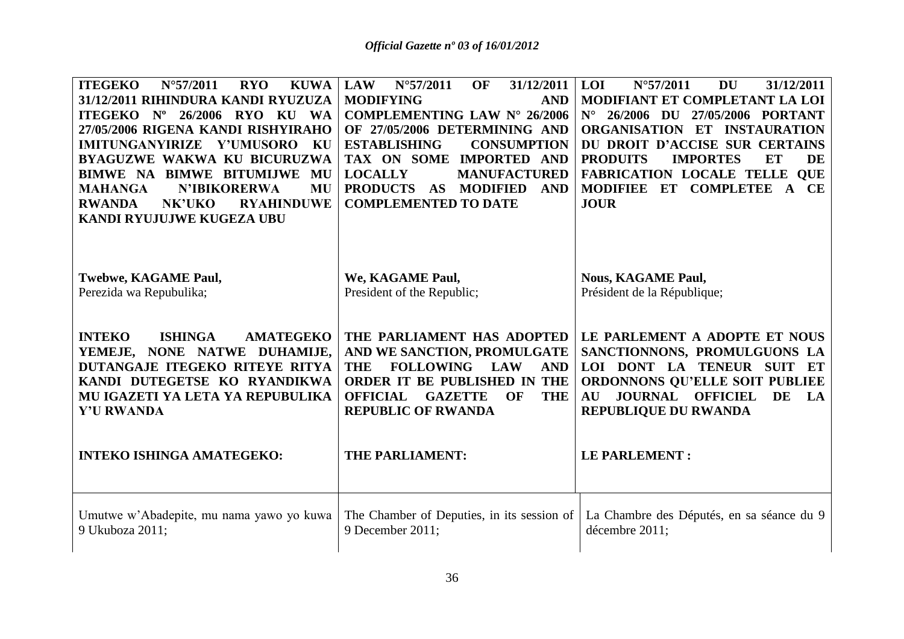| **ITEGEKO N°57/2011 RYO KUWA 31/12/2011 RIHINDURA KANDI RYUZUZA ITEGEKO Nº 26/2006 RYO KU WA 27/05/2006 RIGENA KANDI RISHYIRAHO IMITUNGANYIRIZE Y'UMUSORO KU BYAGUZWE WAKWA KU BICURUZWA BIMWE NA BIMWE BITUMIJWE MU MAHANGA N'IBIKORERWA MU RWANDA NK'UKO RYAHINDUWE KANDI RYUJUJWE KUGEZA UBU** | **LAW N°57/2011 OF 31/12/2011 MODIFYING AND COMPLEMENTING LAW N° 26/2006 OF 27/05/2006 DETERMINING AND ESTABLISHING CONSUMPTION TAX ON SOME IMPORTED AND LOCALLY MANUFACTURED PRODUCTS AS MODIFIED AND COMPLEMENTED TO DATE** | **LOI N°57/2011 DU 31/12/2011 MODIFIANT ET COMPLETANT LA LOI N° 26/2006 DU 27/05/2006 PORTANT ORGANISATION ET INSTAURATION DU DROIT D'ACCISE SUR CERTAINS PRODUITS IMPORTES ET DE FABRICATION LOCALE TELLE QUE MODIFIEE ET COMPLETEE A CE JOUR** |
|---|---|---|
| **Twebwe, KAGAME Paul,**<br>Perezida wa Repubulika; | **We, KAGAME Paul,**<br>President of the Republic; | **Nous, KAGAME Paul,**<br>Président de la République; |
| **INTEKO ISHINGA AMATEGEKO YEMEJE, NONE NATWE DUHAMIJE, DUTANGAJE ITEGEKO RITEYE RITYA KANDI DUTEGETSE KO RYANDIKWA MU IGAZETI YA LETA YA REPUBULIKA Y'U RWANDA** | **THE PARLIAMENT HAS ADOPTED AND WE SANCTION, PROMULGATE THE FOLLOWING LAW AND ORDER IT BE PUBLISHED IN THE OFFICIAL GAZETTE OF THE REPUBLIC OF RWANDA** | **LE PARLEMENT A ADOPTE ET NOUS SANCTIONNONS, PROMULGUONS LA LOI DONT LA TENEUR SUIT ET ORDONNONS QU'ELLE SOIT PUBLIEE AU JOURNAL OFFICIEL DE LA REPUBLIQUE DU RWANDA** |
| **INTEKO ISHINGA AMATEGEKO:** | **THE PARLIAMENT:** | **LE PARLEMENT :** |
| Umutwe w'Abadepite, mu nama yawo yo kuwa 9 Ukuboza 2011; | The Chamber of Deputies, in its session of 9 December 2011; | La Chambre des Députés, en sa séance du 9 décembre 2011; |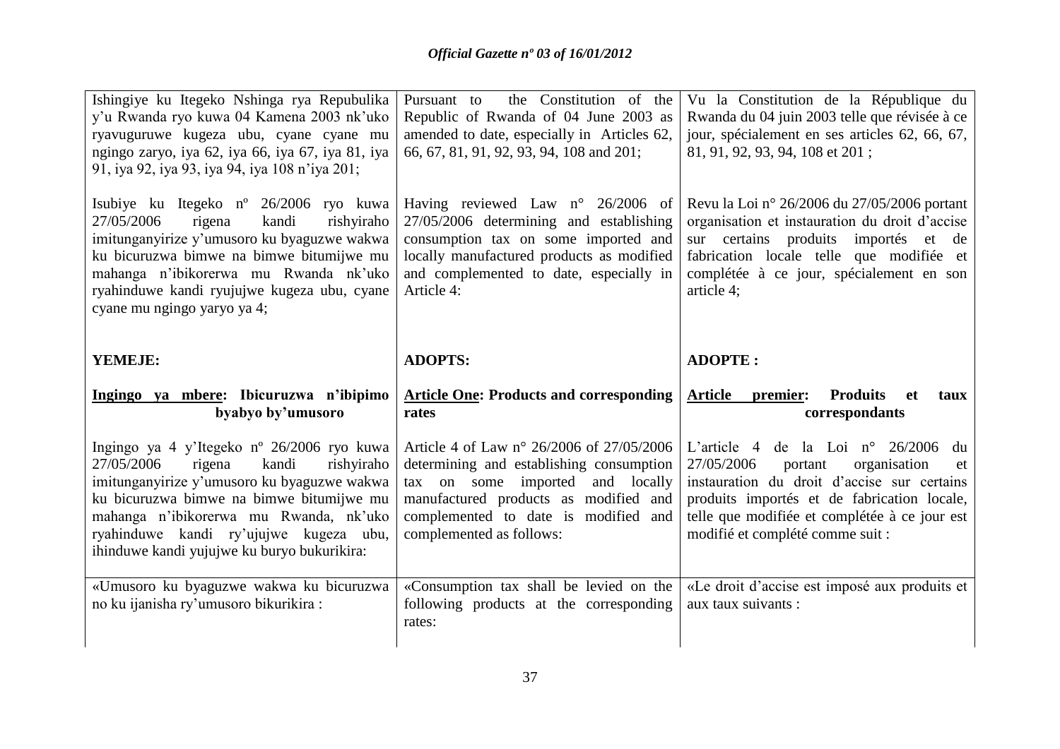| Ishingiye ku Itegeko Nshinga rya Repubulika y'u Rwanda ryo kuwa 04 Kamena 2003 nk'uko ryavuguruwe kugeza ubu, cyane cyane mu ngingo zaryo, iya 62, iya 66, iya 67, iya 81, iya 91, iya 92, iya 93, iya 94, iya 108 n'iya 201; | Pursuant to the Constitution of the Republic of Rwanda of 04 June 2003 as amended to date, especially in Articles 62, 66, 67, 81, 91, 92, 93, 94, 108 and 201; | Vu la Constitution de la République du Rwanda du 04 juin 2003 telle que révisée à ce jour, spécialement en ses articles 62, 66, 67, 81, 91, 92, 93, 94, 108 et 201 ; |
|---|---|---|
| Isubiye ku Itegeko nº 26/2006 ryo kuwa 27/05/2006 rigena kandi rishyiraho imitunganyirize y'umusoro ku byaguzwe wakwa ku bicuruzwa bimwe na bimwe bitumijwe mu mahanga n'ibikorerwa mu Rwanda nk'uko ryahinduwe kandi ryujujwe kugeza ubu, cyane cyane mu ngingo yaryo ya 4; | Having reviewed Law n° 26/2006 of 27/05/2006 determining and establishing consumption tax on some imported and locally manufactured products as modified and complemented to date, especially in Article 4: | Revu la Loi n° 26/2006 du 27/05/2006 portant organisation et instauration du droit d'accise sur certains produits importés et de fabrication locale telle que modifiée et complétée à ce jour, spécialement en son article 4; |
| **YEMEJE:** | **ADOPTS:** | **ADOPTE :** |
| **Ingingo ya mbere: Ibicuruzwa n'ibipimo byabyo by'umusoro** | **Article One: Products and corresponding rates** | **Article premier: Produits et taux correspondants** |
| Ingingo ya 4 y'Itegeko nº 26/2006 ryo kuwa 27/05/2006 rigena kandi rishyiraho imitunganyirize y'umusoro ku byaguzwe wakwa ku bicuruzwa bimwe na bimwe bitumijwe mu mahanga n'ibikorerwa mu Rwanda, nk'uko ryahinduwe kandi ry'ujujwe kugeza ubu, ihinduwe kandi yujujwe ku buryo bukurikira: | Article 4 of Law n° 26/2006 of 27/05/2006 determining and establishing consumption tax on some imported and locally manufactured products as modified and complemented to date is modified and complemented as follows: | L'article 4 de la Loi n° 26/2006 du 27/05/2006 portant organisation et instauration du droit d'accise sur certains produits importés et de fabrication locale, telle que modifiée et complétée à ce jour est modifié et complété comme suit : |
| «Umusoro ku byaguzwe wakwa ku bicuruzwa no ku ijanisha ry'umusoro bikurikira : | «Consumption tax shall be levied on the following products at the corresponding rates: | «Le droit d'accise est imposé aux produits et aux taux suivants : |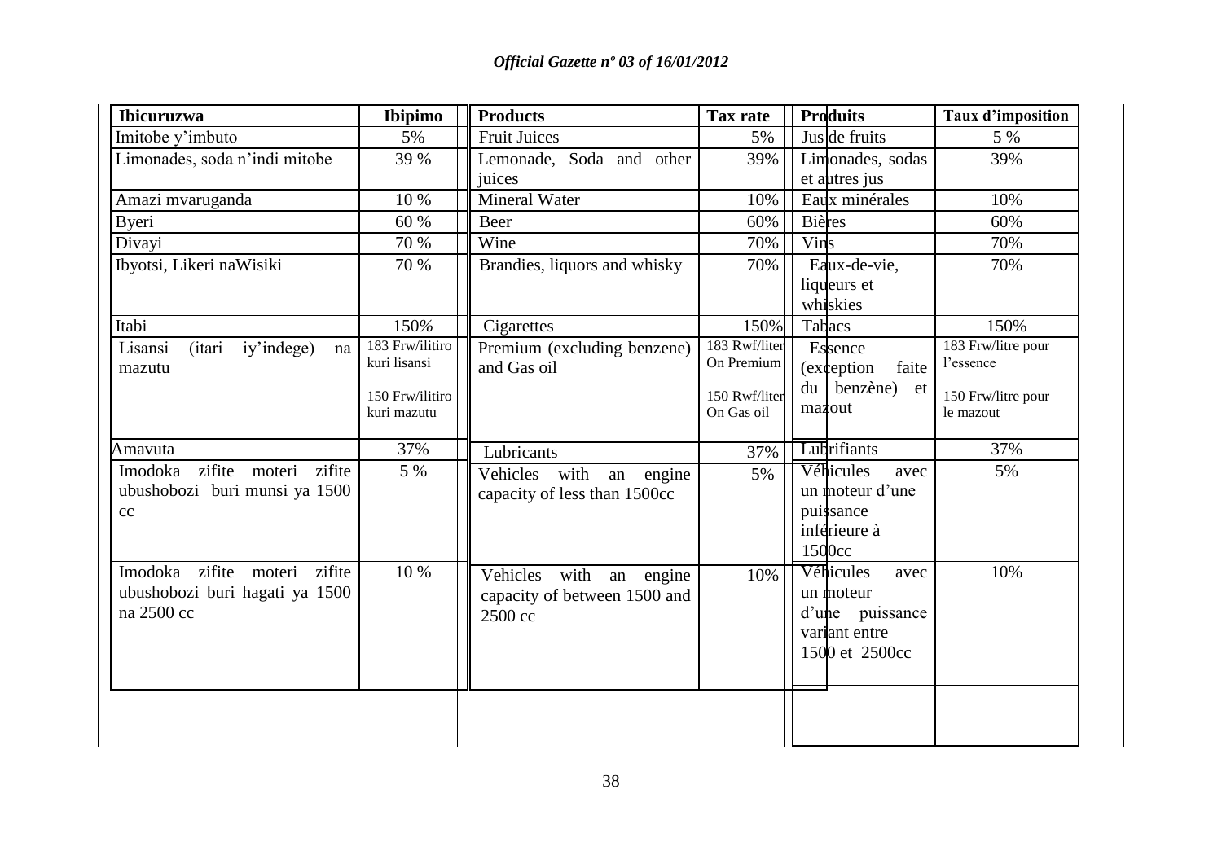| Ibicuruzwa | Ibipimo |
|---|---|
| Imitobe y'imbuto | 5% |
| Limonades, soda n'indi mitobe | 39 % |
| Amazi mvaruganda | 10 % |
| Byeri | 60 % |
| Divayi | 70 % |
| Ibyotsi, Likeri naWisiki | 70 % |
| Itabi | 150% |
| Lisansi (itari iy'indege) na mazutu | 183 Frw/ilitiro kuri lisansi<br><br>150 Frw/ilitiro kuri mazutu |
| Amavuta | 37% |
| Imodoka zifite moteri zifite ubushobozi buri munsi ya 1500 cc | 5 % |
| Imodoka zifite moteri zifite ubushobozi buri hagati ya 1500 na 2500 cc | 10 % |

| Products | Tax rate |
|---|---|
| Fruit Juices | 5% |
| Lemonade, Soda and other juices | 39% |
| Mineral Water | 10% |
| Beer | 60% |
| Wine | 70% |
| Brandies, liquors and whisky | 70% |
| Cigarettes | 150% |
| Premium (excluding benzene) and Gas oil | 183 Rwf/liter On Premium<br><br>150 Rwf/liter On Gas oil |
| Lubricants | 37% |
| Vehicles with an engine capacity of less than 1500cc | 5% |
| Vehicles with an engine capacity of between 1500 and 2500 cc | 10% |

| Produits | Taux d'imposition |
|---|---|
| Jus de fruits | 5 % |
| Limonades, sodas et autres jus | 39% |
| Eaux minérales | 10% |
| Bières | 60% |
| Vins | 70% |
| Eaux-de-vie, liqueurs et whiskies | 70% |
| Tabacs | 150% |
| Essence (exception faite du benzène) et mazout | 183 Frw/litre pour l'essence<br><br>150 Frw/litre pour le mazout |
| Lubrifiants | 37% |
| Véhicules avec un moteur d'une puissance inférieure à 1500cc | 5% |
| Véhicules avec un moteur d'une puissance variant entre 1500 et 2500cc | 10% |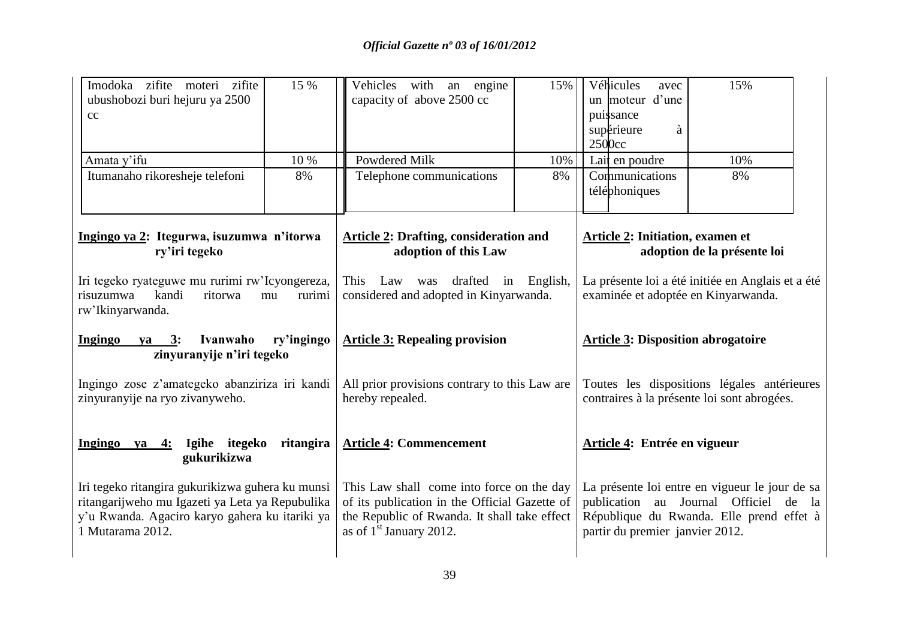| Imodoka zifite moteri zifite ubushobozi buri hejuru ya 2500 cc | 15 % |
|---|---|
| Amata y'ifu | 10 % |
| Itumanaho rikoresheje telefoni | 8% |

**Ingingo ya 2: Itegurwa, isuzumwa n'itorwa ry'iri tegeko**

Iri tegeko ryateguwe mu rurimi rw'Icyongereza, risuzumwa kandi ritorwa mu rurimi rw'Ikinyarwanda.

**Ingingo ya 3: Ivanwaho ry'ingingo zinyuranyije n'iri tegeko**

Ingingo zose z'amategeko abanziriza iri kandi zinyuranyije na ryo zivanyweho.

**Ingingo ya 4: Igihe itegeko ritangira gukurikizwa**

Iri tegeko ritangira gukurikizwa guhera ku munsi ritangarijweho mu Igazeti ya Leta ya Repubulika y'u Rwanda. Agaciro karyo gahera ku itariki ya 1 Mutarama 2012.

| Vehicles with an engine capacity of above 2500 cc | 15% |
|---|---|
| Powdered Milk | 10% |
| Telephone communications | 8% |

**Article 2: Drafting, consideration and adoption of this Law**

This Law was drafted in English, considered and adopted in Kinyarwanda.

**Article 3: Repealing provision**

All prior provisions contrary to this Law are hereby repealed.

**Article 4: Commencement**

This Law shall come into force on the day of its publication in the Official Gazette of the Republic of Rwanda. It shall take effect as of 1st January 2012.

| Véhicules avec un moteur d'une puissance supérieure à 2500cc | 15% |
|---|---|
| Lait en poudre | 10% |
| Communications téléphoniques | 8% |

**Article 2: Initiation, examen et adoption de la présente loi**

La présente loi a été initiée en Anglais et a été examinée et adoptée en Kinyarwanda.

**Article 3: Disposition abrogatoire**

Toutes les dispositions légales antérieures contraires à la présente loi sont abrogées.

**Article 4: Entrée en vigueur**

La présente loi entre en vigueur le jour de sa publication au Journal Officiel de la République du Rwanda. Elle prend effet à partir du premier janvier 2012.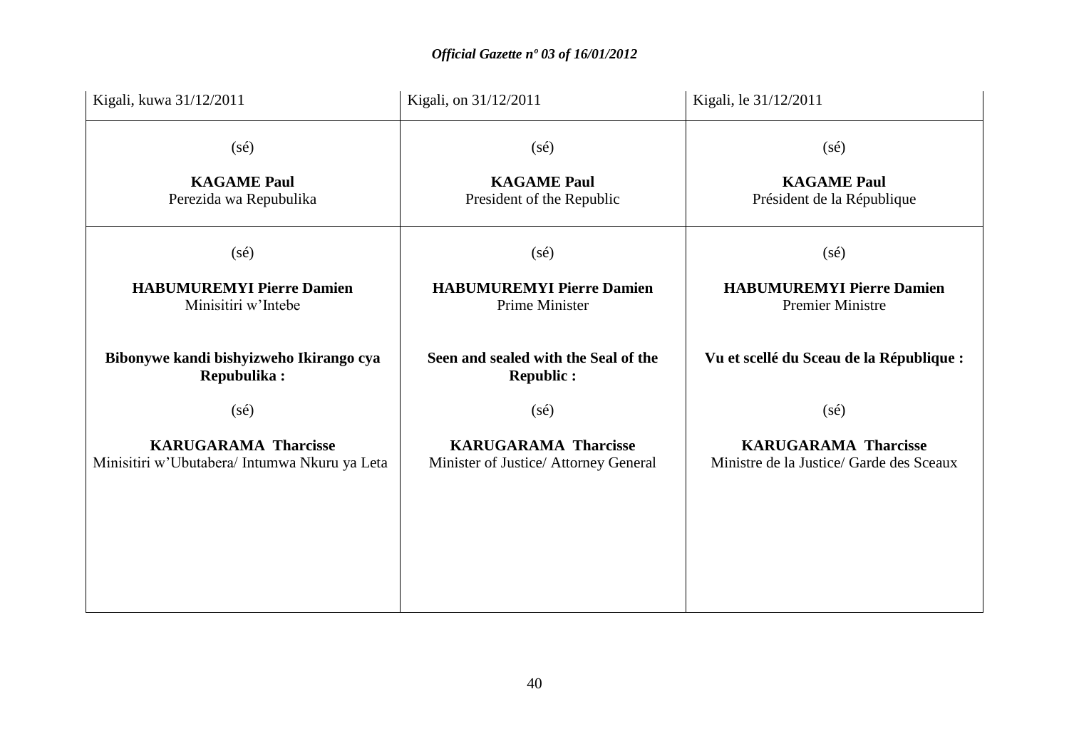| Kigali, kuwa 31/12/2011 | Kigali, on 31/12/2011 | Kigali, le 31/12/2011 |
|---|---|---|
| (sé)<br><br>**KAGAME Paul**<br>Perezida wa Repubulika | (sé)<br><br>**KAGAME Paul**<br>President of the Republic | (sé)<br><br>**KAGAME Paul**<br>Président de la République |
| (sé)<br><br>**HABUMUREMYI Pierre Damien**<br>Minisitiri w'Intebe<br><br>**Bibonywe kandi bishyizweho Ikirango cya Repubulika :**<br><br>(sé)<br><br>**KARUGARAMA Tharcisse**<br>Minisitiri w'Ubutabera/ Intumwa Nkuru ya Leta | (sé)<br><br>**HABUMUREMYI Pierre Damien**<br>Prime Minister<br><br>**Seen and sealed with the Seal of the Republic :**<br><br>(sé)<br><br>**KARUGARAMA Tharcisse**<br>Minister of Justice/ Attorney General | (sé)<br><br>**HABUMUREMYI Pierre Damien**<br>Premier Ministre<br><br>**Vu et scellé du Sceau de la République :**<br><br>(sé)<br><br>**KARUGARAMA Tharcisse**<br>Ministre de la Justice/ Garde des Sceaux |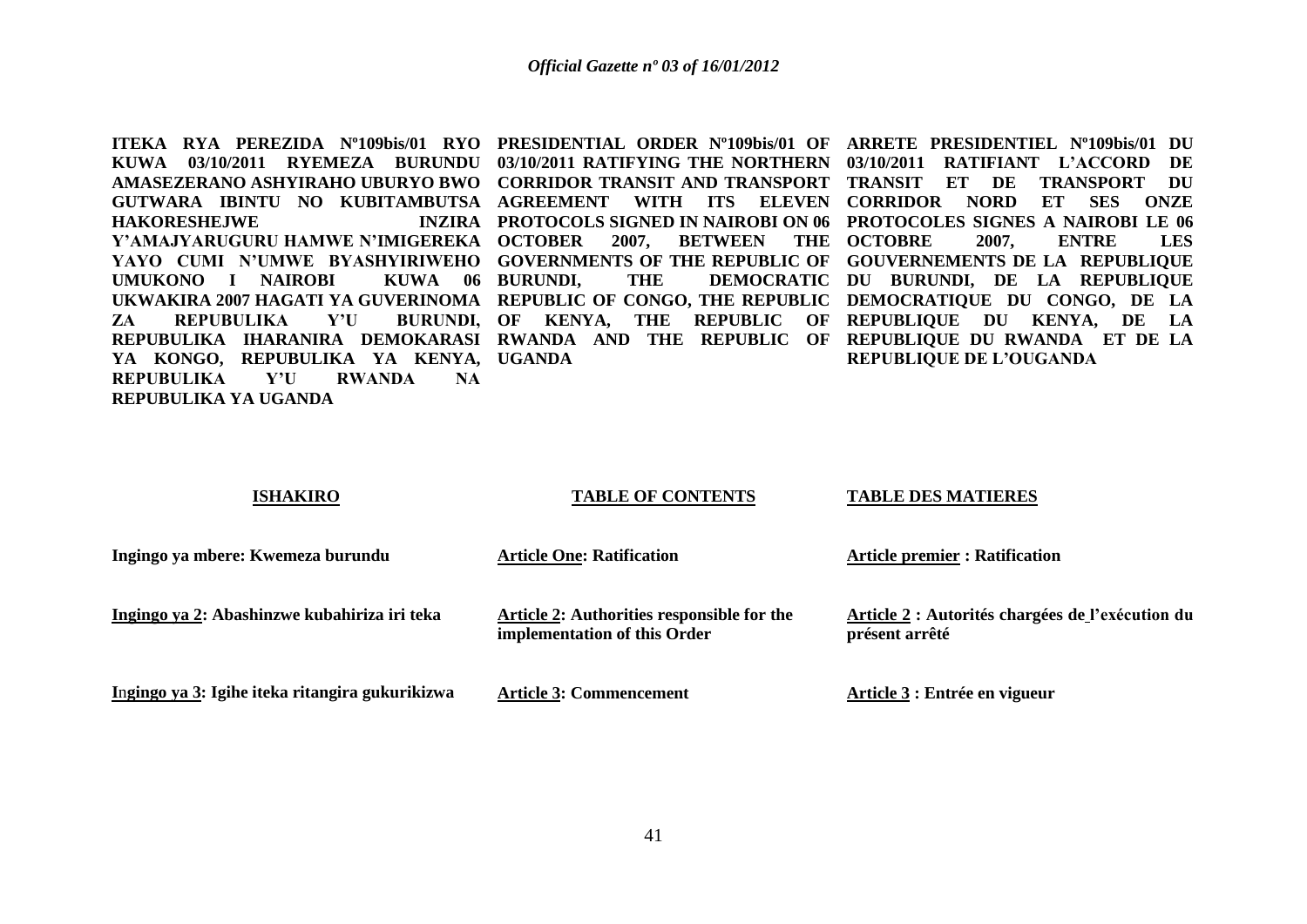**ITEKA RYA PEREZIDA Nº109bis/01 RYO KUWA 03/10/2011 RYEMEZA BURUNDU AMASEZERANO ASHYIRAHO UBURYO BWO GUTWARA IBINTU NO KUBITAMBUTSA HAKORESHEJWE INZIRA Y'AMAJYARUGURU HAMWE N'IMIGEREKA YAYO CUMI N'UMWE BYASHYIRIWEHO UMUKONO I NAIROBI KUWA 06 UKWAKIRA 2007 HAGATI YA GUVERINOMA ZA REPUBULIKA Y'U BURUNDI, REPUBULIKA IHARANIRA DEMOKARASI YA KONGO, REPUBULIKA YA KENYA, REPUBULIKA Y'U RWANDA NA REPUBULIKA YA UGANDA**

**ISHAKIRO**

**Ingingo ya mbere: Kwemeza burundu**

**Ingingo ya 2: Abashinzwe kubahiriza iri teka**

**Ingingo ya 3: Igihe iteka ritangira gukurikizwa**

**PRESIDENTIAL ORDER Nº109bis/01 OF 03/10/2011 RATIFYING THE NORTHERN CORRIDOR TRANSIT AND TRANSPORT AGREEMENT WITH ITS ELEVEN PROTOCOLS SIGNED IN NAIROBI ON 06 OCTOBER 2007, BETWEEN THE GOVERNMENTS OF THE REPUBLIC OF BURUNDI, THE DEMOCRATIC REPUBLIC OF CONGO, THE REPUBLIC OF KENYA, THE REPUBLIC OF RWANDA AND THE REPUBLIC OF UGANDA**

**TABLE OF CONTENTS**

**Article One: Ratification**

**Article 2: Authorities responsible for the implementation of this Order**

**Article 3: Commencement**

**ARRETE PRESIDENTIEL Nº109bis/01 DU 03/10/2011 RATIFIANT L'ACCORD DE TRANSIT ET DE TRANSPORT DU CORRIDOR NORD ET SES ONZE PROTOCOLES SIGNES A NAIROBI LE 06 OCTOBRE 2007, ENTRE LES GOUVERNEMENTS DE LA REPUBLIQUE DU BURUNDI, DE LA REPUBLIQUE DEMOCRATIQUE DU CONGO, DE LA REPUBLIQUE DU KENYA, DE LA REPUBLIQUE DU RWANDA ET DE LA REPUBLIQUE DE L'OUGANDA**

**TABLE DES MATIERES**

**Article premier : Ratification**

**Article 2 : Autorités chargées de l'exécution du présent arrêté**

**Article 3 : Entrée en vigueur**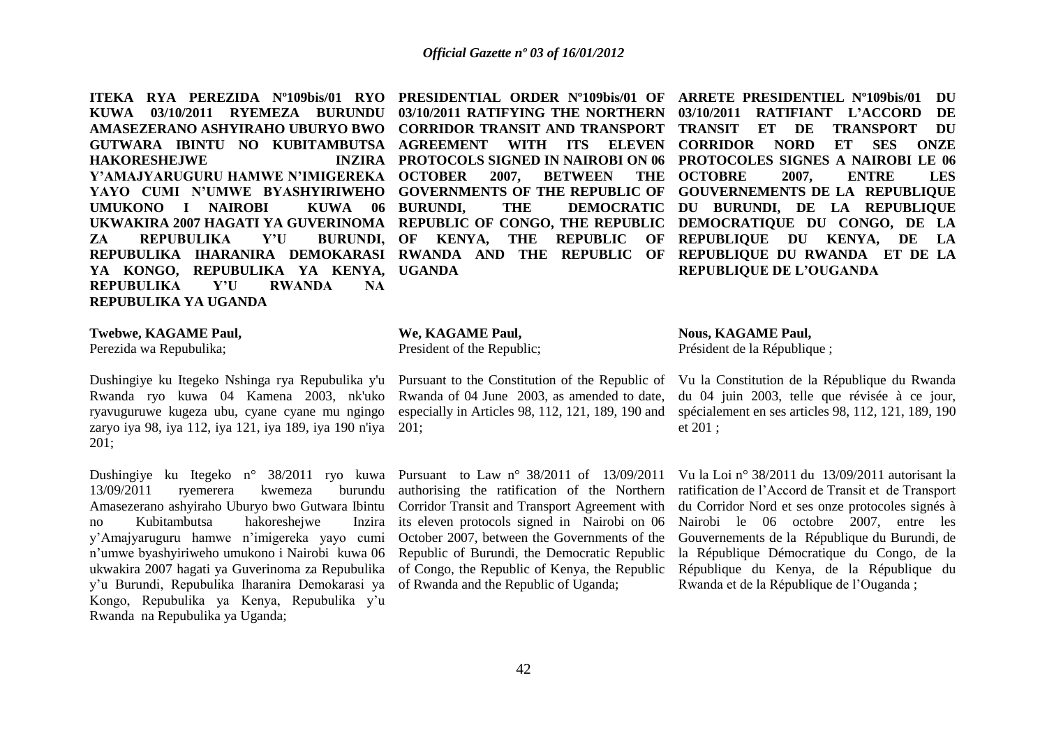**ITEKA RYA PEREZIDA Nº109bis/01 RYO KUWA 03/10/2011 RYEMEZA BURUNDU AMASEZERANO ASHYIRAHO UBURYO BWO GUTWARA IBINTU NO KUBITAMBUTSA HAKORESHEJWE INZIRA Y'AMAJYARUGURU HAMWE N'IMIGEREKA YAYO CUMI N'UMWE BYASHYIRIWEHO UMUKONO I NAIROBI KUWA 06 UKWAKIRA 2007 HAGATI YA GUVERINOMA ZA REPUBULIKA Y'U BURUNDI, REPUBULIKA IHARANIRA DEMOKARASI YA KONGO, REPUBULIKA YA KENYA, REPUBULIKA Y'U RWANDA NA REPUBULIKA YA UGANDA**

**Twebwe, KAGAME Paul,**
Perezida wa Repubulika;

Dushingiye ku Itegeko Nshinga rya Repubulika y'u Rwanda ryo kuwa 04 Kamena 2003, nk'uko ryavuguruwe kugeza ubu, cyane cyane mu ngingo zaryo iya 98, iya 112, iya 121, iya 189, iya 190 n'iya 201;

Dushingiye ku Itegeko n° 38/2011 ryo kuwa 13/09/2011 ryemerera kwemeza burundu Amasezerano ashyiraho Uburyo bwo Gutwara Ibintu no Kubitambutsa hakoreshejwe Inzira y'Amajyaruguru hamwe n'imigereka yayo cumi n'umwe byashyiriweho umukono i Nairobi kuwa 06 ukwakira 2007 hagati ya Guverinoma za Repubulika y'u Burundi, Repubulika Iharanira Demokarasi ya Kongo, Repubulika ya Kenya, Repubulika y'u Rwanda na Repubulika ya Uganda;

**PRESIDENTIAL ORDER Nº109bis/01 OF 03/10/2011 RATIFYING THE NORTHERN CORRIDOR TRANSIT AND TRANSPORT AGREEMENT WITH ITS ELEVEN PROTOCOLS SIGNED IN NAIROBI ON 06 OCTOBER 2007, BETWEEN THE GOVERNMENTS OF THE REPUBLIC OF BURUNDI, THE DEMOCRATIC REPUBLIC OF CONGO, THE REPUBLIC OF KENYA, THE REPUBLIC OF RWANDA AND THE REPUBLIC OF UGANDA**

**We, KAGAME Paul,**
President of the Republic;

Pursuant to the Constitution of the Republic of Rwanda of 04 June 2003, as amended to date, especially in Articles 98, 112, 121, 189, 190 and 201;

Pursuant to Law n° 38/2011 of 13/09/2011 authorising the ratification of the Northern Corridor Transit and Transport Agreement with its eleven protocols signed in Nairobi on 06 October 2007, between the Governments of the Republic of Burundi, the Democratic Republic of Congo, the Republic of Kenya, the Republic of Rwanda and the Republic of Uganda;

**ARRETE PRESIDENTIEL Nº109bis/01 DU 03/10/2011 RATIFIANT L'ACCORD DE TRANSIT ET DE TRANSPORT DU CORRIDOR NORD ET SES ONZE PROTOCOLES SIGNES A NAIROBI LE 06 OCTOBRE 2007, ENTRE LES GOUVERNEMENTS DE LA REPUBLIQUE DU BURUNDI, DE LA REPUBLIQUE DEMOCRATIQUE DU CONGO, DE LA REPUBLIQUE DU KENYA, DE LA REPUBLIQUE DU RWANDA ET DE LA REPUBLIQUE DE L'OUGANDA**

**Nous, KAGAME Paul,**
Président de la République ;

Vu la Constitution de la République du Rwanda du 04 juin 2003, telle que révisée à ce jour, spécialement en ses articles 98, 112, 121, 189, 190 et 201 ;

Vu la Loi n° 38/2011 du 13/09/2011 autorisant la ratification de l'Accord de Transit et de Transport du Corridor Nord et ses onze protocoles signés à Nairobi le 06 octobre 2007, entre les Gouvernements de la République du Burundi, de la République Démocratique du Congo, de la République du Kenya, de la République du Rwanda et de la République de l'Ouganda ;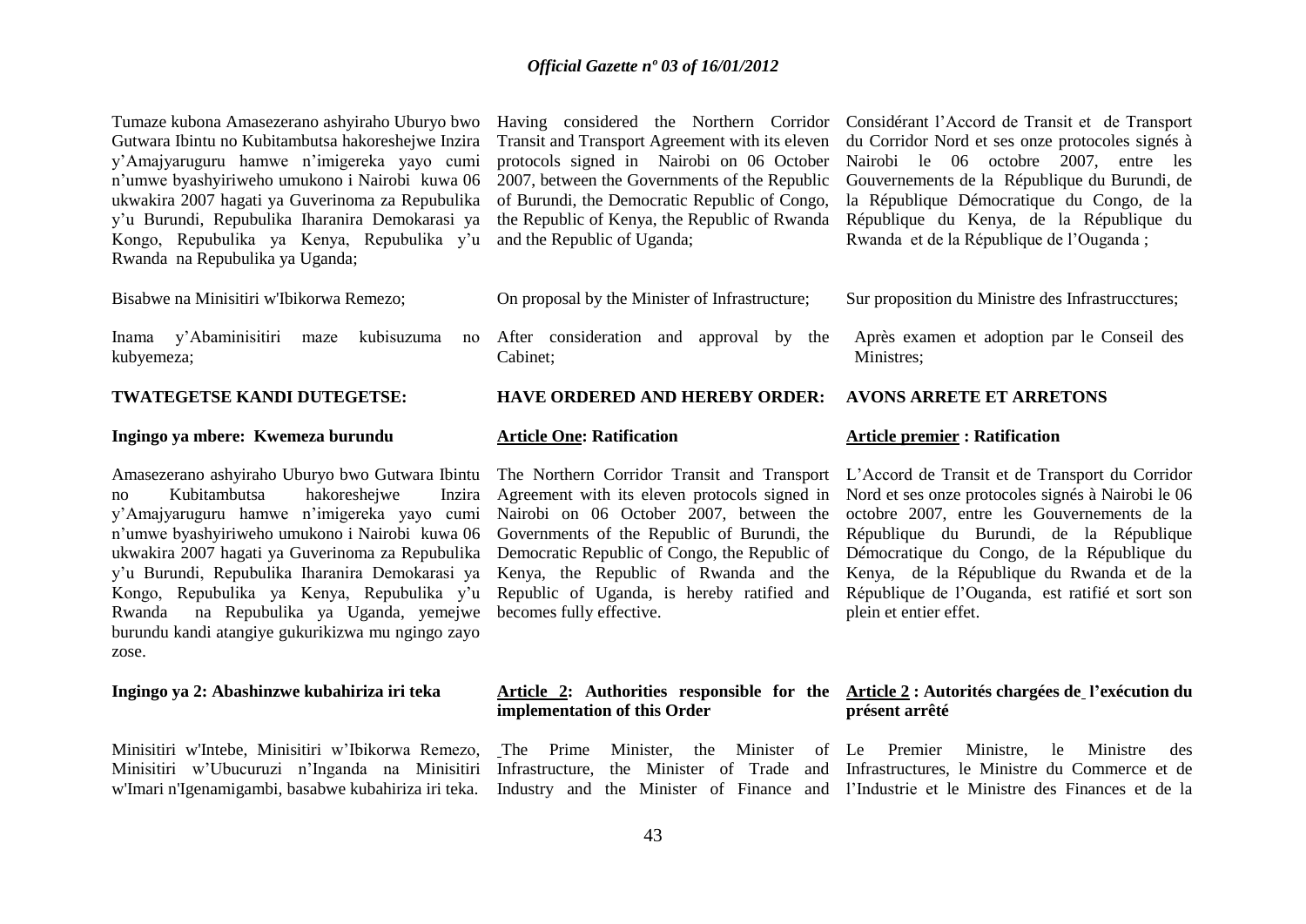Tumaze kubona Amasezerano ashyiraho Uburyo bwo Gutwara Ibintu no Kubitambutsa hakoreshejwe Inzira y'Amajyaruguru hamwe n'imigereka yayo cumi n'umwe byashyiriweho umukono i Nairobi kuwa 06 ukwakira 2007 hagati ya Guverinoma za Repubulika y'u Burundi, Repubulika Iharanira Demokarasi ya Kongo, Repubulika ya Kenya, Repubulika y'u Rwanda na Repubulika ya Uganda;

Bisabwe na Minisitiri w'Ibikorwa Remezo;

Inama y'Abaminisitiri maze kubisuzuma no kubyemeza;

**TWATEGETSE KANDI DUTEGETSE:**

**Ingingo ya mbere: Kwemeza burundu**

Amasezerano ashyiraho Uburyo bwo Gutwara Ibintu no Kubitambutsa hakoreshejwe Inzira y'Amajyaruguru hamwe n'imigereka yayo cumi n'umwe byashyiriweho umukono i Nairobi kuwa 06 ukwakira 2007 hagati ya Guverinoma za Repubulika y'u Burundi, Repubulika Iharanira Demokarasi ya Kongo, Repubulika ya Kenya, Repubulika y'u Rwanda na Repubulika ya Uganda, yemejwe burundu kandi atangiye gukurikizwa mu ngingo zayo zose.

**Ingingo ya 2: Abashinzwe kubahiriza iri teka**

Minisitiri w'Intebe, Minisitiri w'Ibikorwa Remezo, Minisitiri w'Ubucuruzi n'Inganda na Minisitiri w'Imari n'Igenamigambi, basabwe kubahiriza iri teka.

Having considered the Northern Corridor Transit and Transport Agreement with its eleven protocols signed in Nairobi on 06 October 2007, between the Governments of the Republic of Burundi, the Democratic Republic of Congo, the Republic of Kenya, the Republic of Rwanda and the Republic of Uganda;

On proposal by the Minister of Infrastructure;

After consideration and approval by the Cabinet;

**HAVE ORDERED AND HEREBY ORDER:**

**Article One: Ratification**

The Northern Corridor Transit and Transport Agreement with its eleven protocols signed in Nairobi on 06 October 2007, between the Governments of the Republic of Burundi, the Democratic Republic of Congo, the Republic of Kenya, the Republic of Rwanda and the Republic of Uganda, is hereby ratified and becomes fully effective.

**Article 2: Authorities responsible for the implementation of this Order**

The Prime Minister, the Minister of Infrastructure, the Minister of Trade and Industry and the Minister of Finance and

Considérant l'Accord de Transit et de Transport du Corridor Nord et ses onze protocoles signés à Nairobi le 06 octobre 2007, entre les Gouvernements de la République du Burundi, de la République Démocratique du Congo, de la République du Kenya, de la République du Rwanda et de la République de l'Ouganda ;

Sur proposition du Ministre des Infrastrucctures;

Après examen et adoption par le Conseil des Ministres;

**AVONS ARRETE ET ARRETONS**

**Article premier : Ratification**

L'Accord de Transit et de Transport du Corridor Nord et ses onze protocoles signés à Nairobi le 06 octobre 2007, entre les Gouvernements de la République du Burundi, de la République Démocratique du Congo, de la République du Kenya, de la République du Rwanda et de la République de l'Ouganda, est ratifié et sort son plein et entier effet.

**Article 2 : Autorités chargées de l'exécution du présent arrêté**

Le Premier Ministre, le Ministre des Infrastructures, le Ministre du Commerce et de l'Industrie et le Ministre des Finances et de la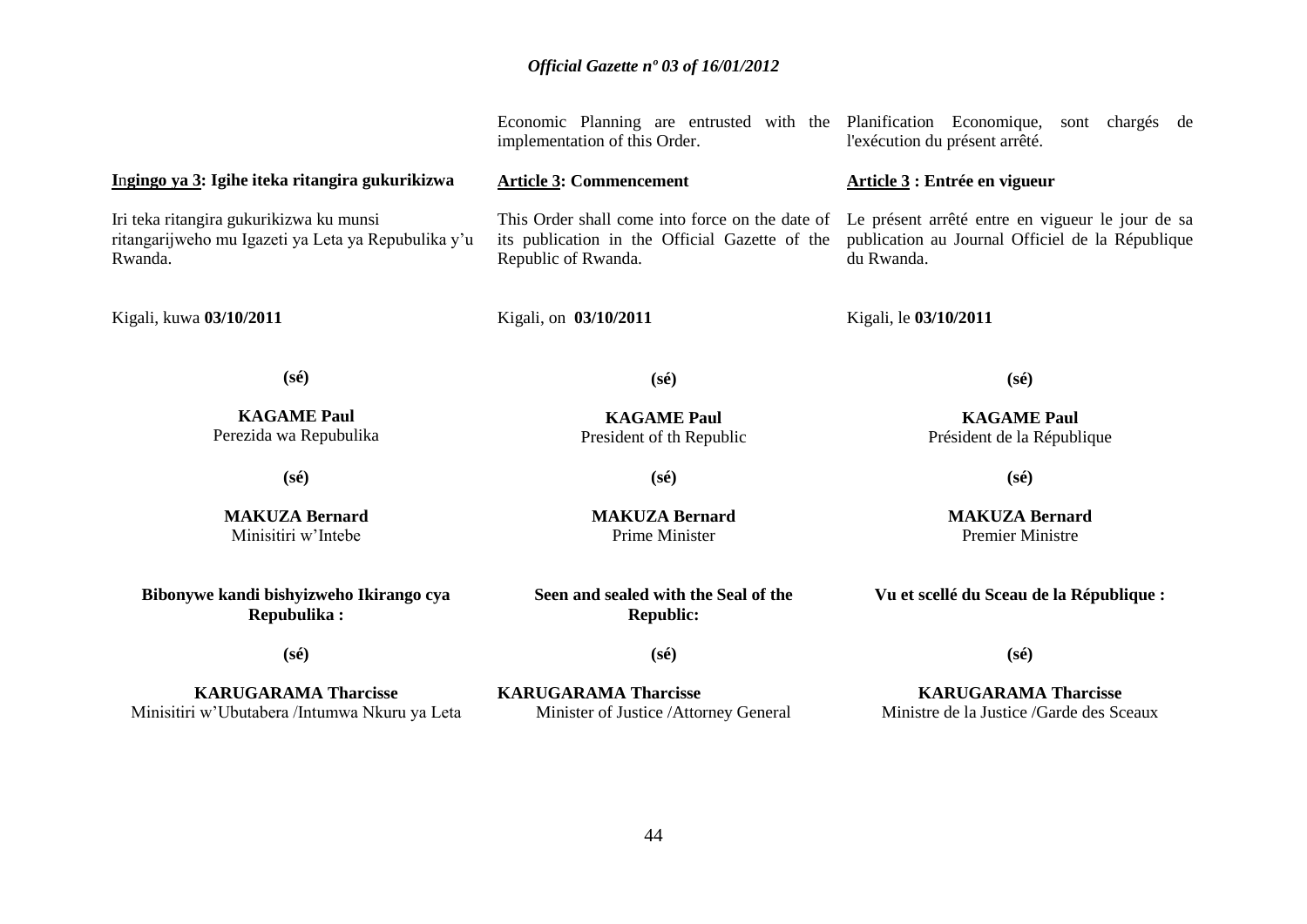Economic Planning are entrusted with the implementation of this Order.

Planification Economique, sont chargés de l'exécution du présent arrêté.

**Ingingo ya 3: Igihe iteka ritangira gukurikizwa**

Iri teka ritangira gukurikizwa ku munsi ritangarijweho mu Igazeti ya Leta ya Repubulika y'u Rwanda.

Kigali, kuwa **03/10/2011**

**(sé)**

**KAGAME Paul**
Perezida wa Repubulika

**(sé)**

**MAKUZA Bernard**
Minisitiri w'Intebe

**Bibonywe kandi bishyizweho Ikirango cya Repubulika :**

**(sé)**

**KARUGARAMA Tharcisse**
Minisitiri w'Ubutabera /Intumwa Nkuru ya Leta

**Article 3: Commencement**

This Order shall come into force on the date of its publication in the Official Gazette of the Republic of Rwanda.

Kigali, on **03/10/2011**

**(sé)**

**KAGAME Paul**
President of th Republic

**(sé)**

**MAKUZA Bernard**
Prime Minister

**Seen and sealed with the Seal of the Republic:**

**(sé)**

**KARUGARAMA Tharcisse**
Minister of Justice /Attorney General

**Article 3 : Entrée en vigueur**

Le présent arrêté entre en vigueur le jour de sa publication au Journal Officiel de la République du Rwanda.

Kigali, le **03/10/2011**

**(sé)**

**KAGAME Paul**
Président de la République

**(sé)**

**MAKUZA Bernard**
Premier Ministre

**Vu et scellé du Sceau de la République :**

**(sé)**

**KARUGARAMA Tharcisse**
Ministre de la Justice /Garde des Sceaux